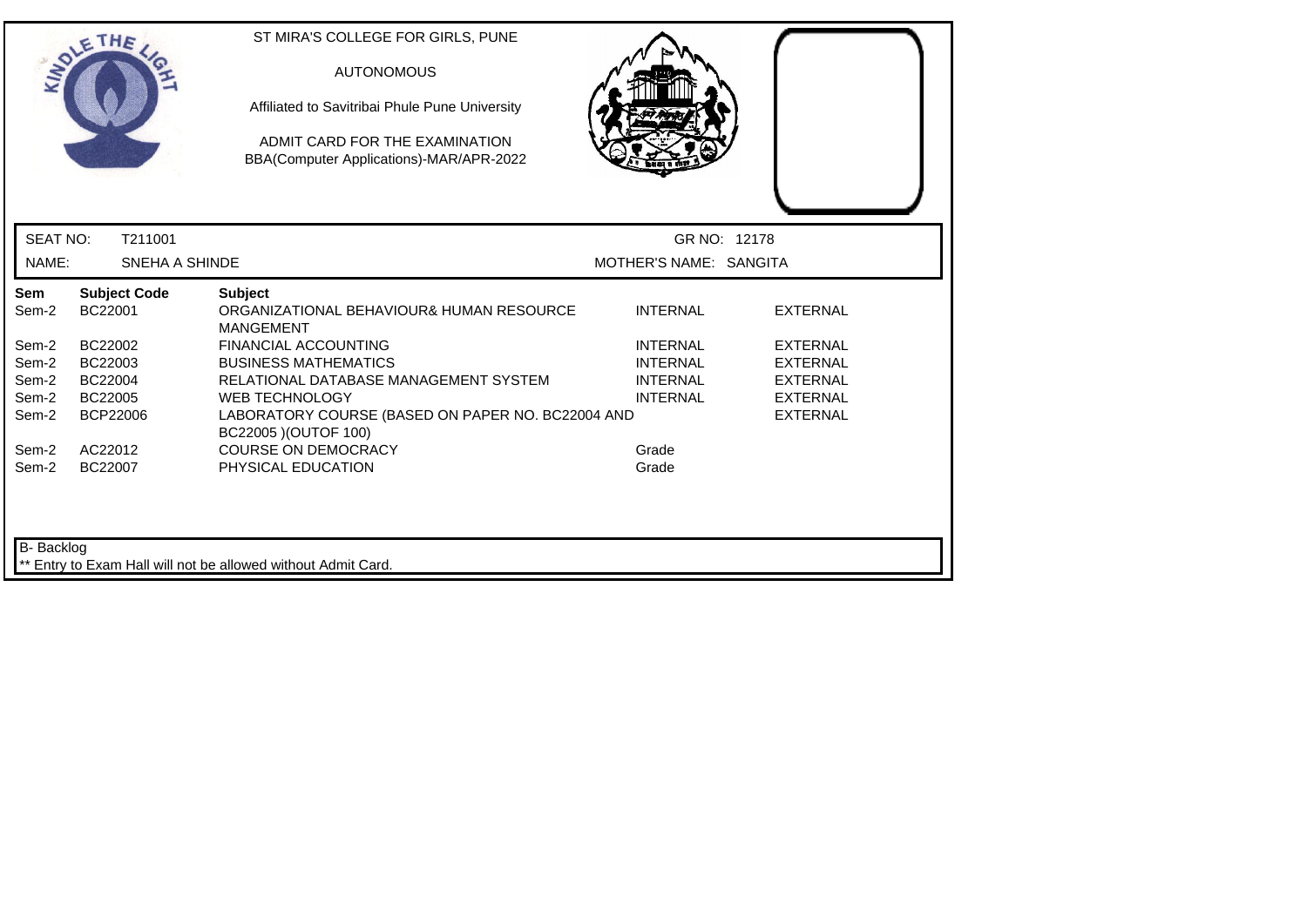ST MIRA'S COLLEGE FOR GIRLS, PUNE

AUTONOMOUS

Affiliated to Savitribai Phule Pune University

ADMIT CARD FOR THE EXAMINATION
BBA(Computer Applications)-MAR/APR-2022

SEAT NO: T211001 GR NO: 12178

NAME: SNEHA A SHINDE MOTHER'S NAME: SANGITA

| Sem | Subject Code | Subject | | |
|---|---|---|---|---|
| Sem-2 | BC22001 | ORGANIZATIONAL BEHAVIOUR& HUMAN RESOURCE MANGEMENT | INTERNAL | EXTERNAL |
| Sem-2 | BC22002 | FINANCIAL ACCOUNTING | INTERNAL | EXTERNAL |
| Sem-2 | BC22003 | BUSINESS MATHEMATICS | INTERNAL | EXTERNAL |
| Sem-2 | BC22004 | RELATIONAL DATABASE MANAGEMENT SYSTEM | INTERNAL | EXTERNAL |
| Sem-2 | BC22005 | WEB TECHNOLOGY | INTERNAL | EXTERNAL |
| Sem-2 | BCP22006 | LABORATORY COURSE (BASED ON PAPER NO. BC22004 AND BC22005 )(OUTOF 100) | | EXTERNAL |
| Sem-2 | AC22012 | COURSE ON DEMOCRACY | Grade | |
| Sem-2 | BC22007 | PHYSICAL EDUCATION | Grade | |

B- Backlog

** Entry to Exam Hall will not be allowed without Admit Card.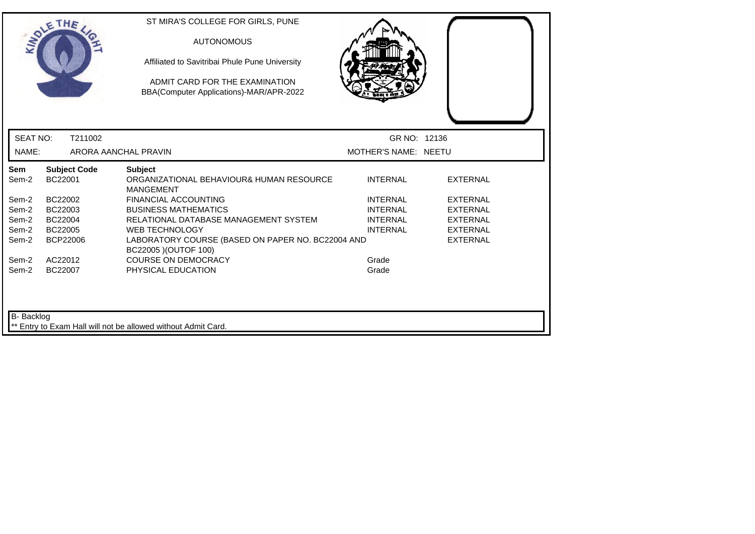ST MIRA'S COLLEGE FOR GIRLS, PUNE

AUTONOMOUS

Affiliated to Savitribai Phule Pune University

ADMIT CARD FOR THE EXAMINATION

BBA(Computer Applications)-MAR/APR-2022

SEAT NO: T211002 GR NO: 12136

NAME: ARORA AANCHAL PRAVIN MOTHER'S NAME: NEETU

| Sem | Subject Code | Subject | | |
|---|---|---|---|---|
| Sem-2 | BC22001 | ORGANIZATIONAL BEHAVIOUR& HUMAN RESOURCE MANGEMENT | INTERNAL | EXTERNAL |
| Sem-2 | BC22002 | FINANCIAL ACCOUNTING | INTERNAL | EXTERNAL |
| Sem-2 | BC22003 | BUSINESS MATHEMATICS | INTERNAL | EXTERNAL |
| Sem-2 | BC22004 | RELATIONAL DATABASE MANAGEMENT SYSTEM | INTERNAL | EXTERNAL |
| Sem-2 | BC22005 | WEB TECHNOLOGY | INTERNAL | EXTERNAL |
| Sem-2 | BCP22006 | LABORATORY COURSE (BASED ON PAPER NO. BC22004 AND BC22005 )(OUTOF 100) | | EXTERNAL |
| Sem-2 | AC22012 | COURSE ON DEMOCRACY | Grade | |
| Sem-2 | BC22007 | PHYSICAL EDUCATION | Grade | |

B- Backlog

** Entry to Exam Hall will not be allowed without Admit Card.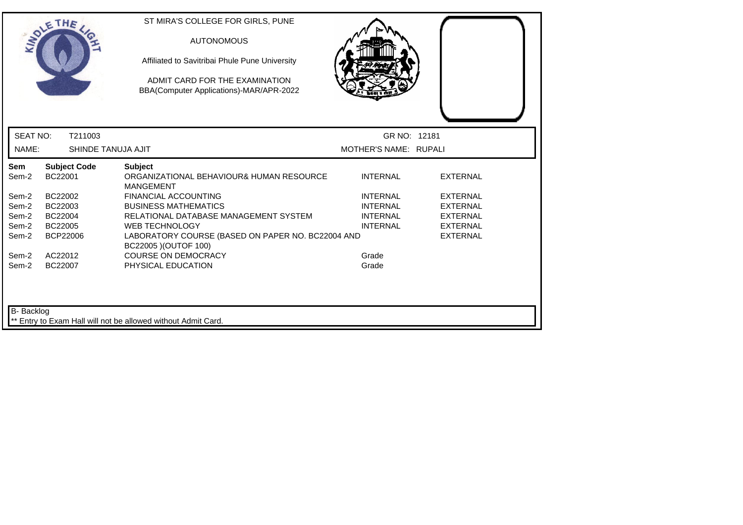ST MIRA'S COLLEGE FOR GIRLS, PUNE

AUTONOMOUS

Affiliated to Savitribai Phule Pune University

ADMIT CARD FOR THE EXAMINATION
BBA(Computer Applications)-MAR/APR-2022

SEAT NO: T211003 GR NO: 12181

NAME: SHINDE TANUJA AJIT MOTHER'S NAME: RUPALI

| Sem | Subject Code | Subject | | |
|---|---|---|---|---|
| Sem-2 | BC22001 | ORGANIZATIONAL BEHAVIOUR& HUMAN RESOURCE MANGEMENT | INTERNAL | EXTERNAL |
| Sem-2 | BC22002 | FINANCIAL ACCOUNTING | INTERNAL | EXTERNAL |
| Sem-2 | BC22003 | BUSINESS MATHEMATICS | INTERNAL | EXTERNAL |
| Sem-2 | BC22004 | RELATIONAL DATABASE MANAGEMENT SYSTEM | INTERNAL | EXTERNAL |
| Sem-2 | BC22005 | WEB TECHNOLOGY | INTERNAL | EXTERNAL |
| Sem-2 | BCP22006 | LABORATORY COURSE (BASED ON PAPER NO. BC22004 AND BC22005 )(OUTOF 100) | | EXTERNAL |
| Sem-2 | AC22012 | COURSE ON DEMOCRACY | Grade | |
| Sem-2 | BC22007 | PHYSICAL EDUCATION | Grade | |

B- Backlog

** Entry to Exam Hall will not be allowed without Admit Card.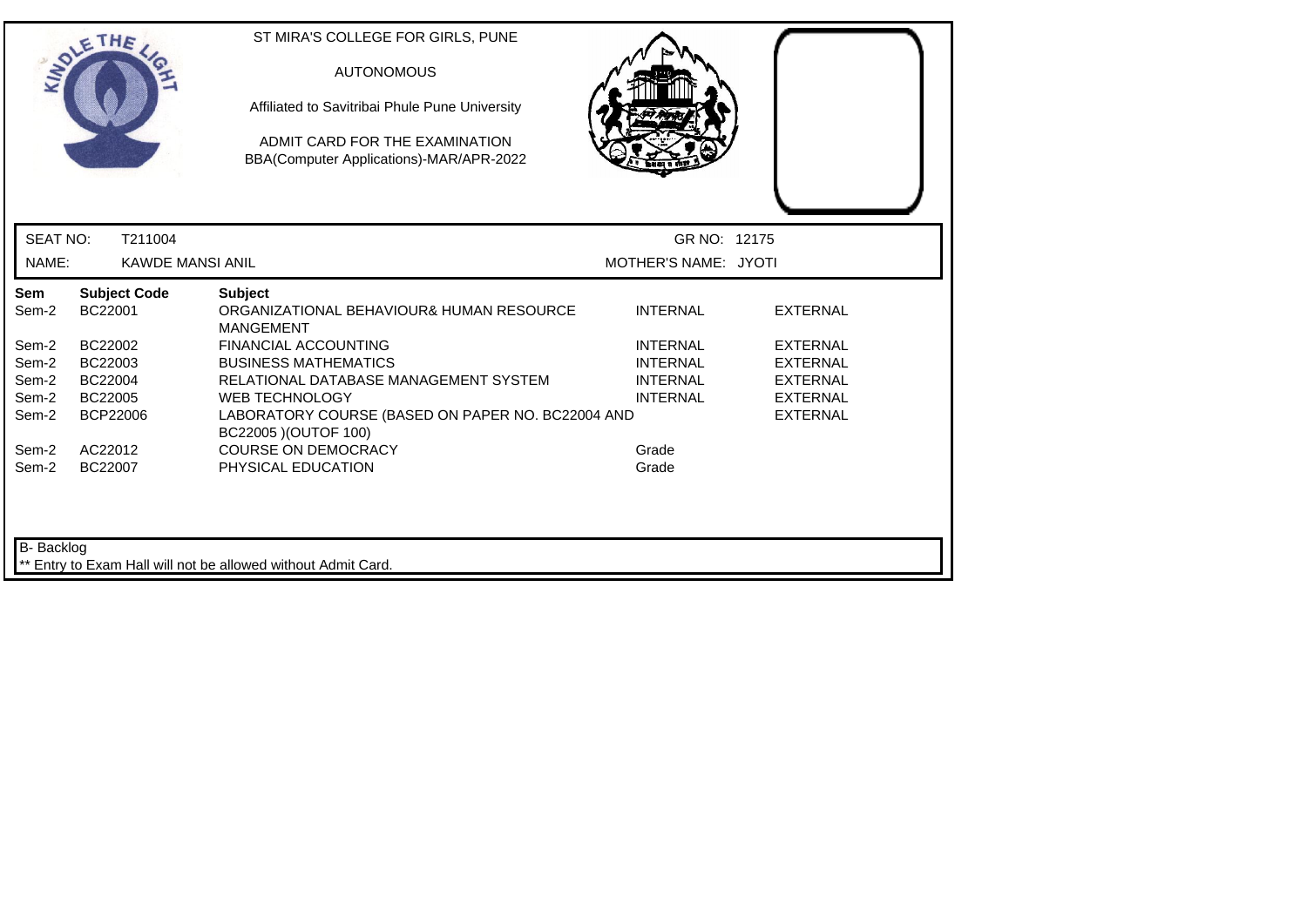ST MIRA'S COLLEGE FOR GIRLS, PUNE

AUTONOMOUS

Affiliated to Savitribai Phule Pune University

ADMIT CARD FOR THE EXAMINATION
BBA(Computer Applications)-MAR/APR-2022

SEAT NO: T211004 GR NO: 12175

NAME: KAWDE MANSI ANIL MOTHER'S NAME: JYOTI

| Sem | Subject Code | Subject | | |
|---|---|---|---|---|
| Sem-2 | BC22001 | ORGANIZATIONAL BEHAVIOUR& HUMAN RESOURCE MANGEMENT | INTERNAL | EXTERNAL |
| Sem-2 | BC22002 | FINANCIAL ACCOUNTING | INTERNAL | EXTERNAL |
| Sem-2 | BC22003 | BUSINESS MATHEMATICS | INTERNAL | EXTERNAL |
| Sem-2 | BC22004 | RELATIONAL DATABASE MANAGEMENT SYSTEM | INTERNAL | EXTERNAL |
| Sem-2 | BC22005 | WEB TECHNOLOGY | INTERNAL | EXTERNAL |
| Sem-2 | BCP22006 | LABORATORY COURSE (BASED ON PAPER NO. BC22004 AND BC22005 )(OUTOF 100) | | EXTERNAL |
| Sem-2 | AC22012 | COURSE ON DEMOCRACY | Grade | |
| Sem-2 | BC22007 | PHYSICAL EDUCATION | Grade | |

B- Backlog

** Entry to Exam Hall will not be allowed without Admit Card.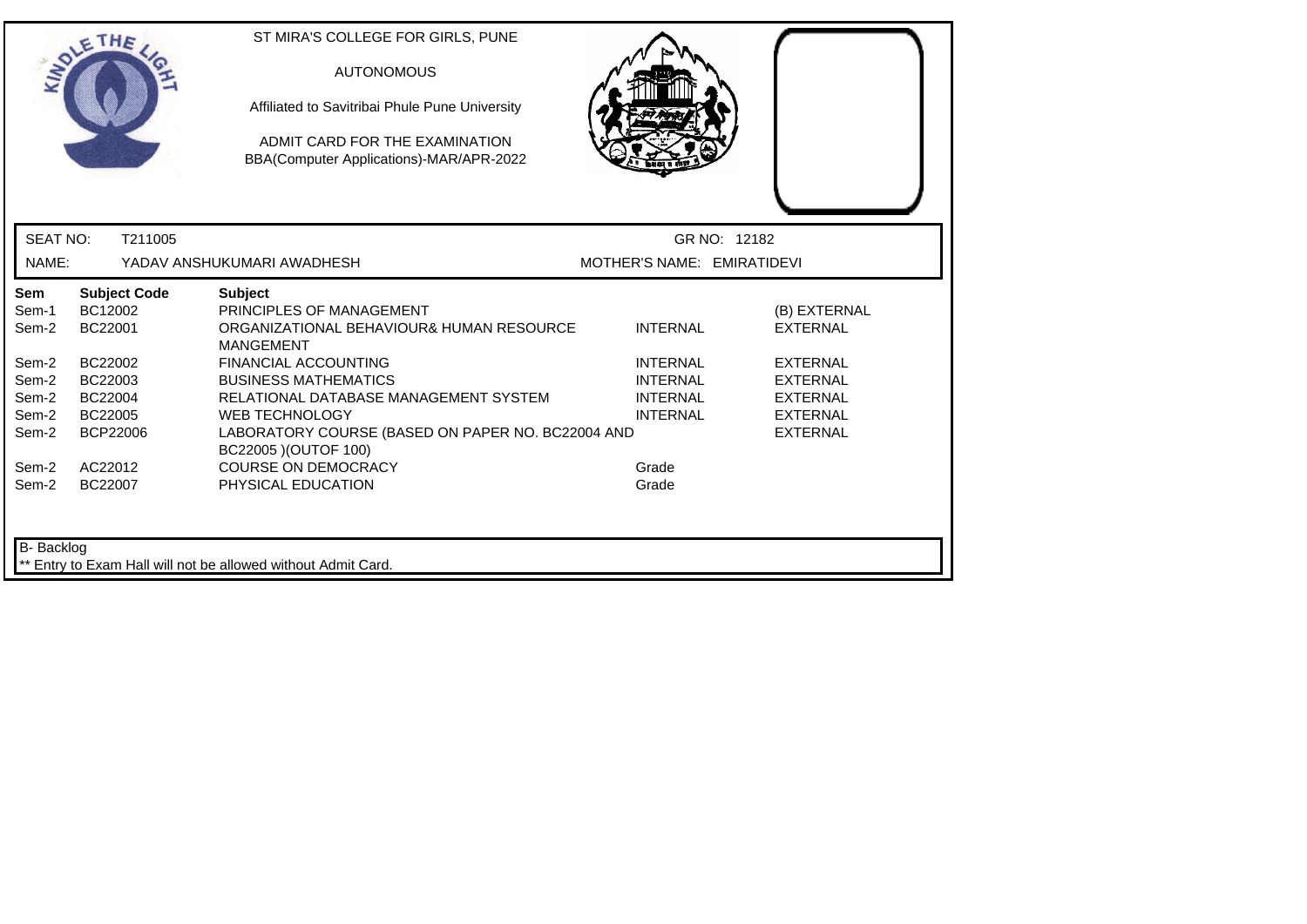ST MIRA'S COLLEGE FOR GIRLS, PUNE

AUTONOMOUS

Affiliated to Savitribai Phule Pune University

ADMIT CARD FOR THE EXAMINATION

BBA(Computer Applications)-MAR/APR-2022

SEAT NO: T211005 GR NO: 12182

NAME: YADAV ANSHUKUMARI AWADHESH MOTHER'S NAME: EMIRATIDEVI

| Sem | Subject Code | Subject | | |
|---|---|---|---|---|
| Sem-1 | BC12002 | PRINCIPLES OF MANAGEMENT | | (B) EXTERNAL |
| Sem-2 | BC22001 | ORGANIZATIONAL BEHAVIOUR& HUMAN RESOURCE MANGEMENT | INTERNAL | EXTERNAL |
| Sem-2 | BC22002 | FINANCIAL ACCOUNTING | INTERNAL | EXTERNAL |
| Sem-2 | BC22003 | BUSINESS MATHEMATICS | INTERNAL | EXTERNAL |
| Sem-2 | BC22004 | RELATIONAL DATABASE MANAGEMENT SYSTEM | INTERNAL | EXTERNAL |
| Sem-2 | BC22005 | WEB TECHNOLOGY | INTERNAL | EXTERNAL |
| Sem-2 | BCP22006 | LABORATORY COURSE (BASED ON PAPER NO. BC22004 AND BC22005 )(OUTOF 100) | | EXTERNAL |
| Sem-2 | AC22012 | COURSE ON DEMOCRACY | Grade | |
| Sem-2 | BC22007 | PHYSICAL EDUCATION | Grade | |

B- Backlog

** Entry to Exam Hall will not be allowed without Admit Card.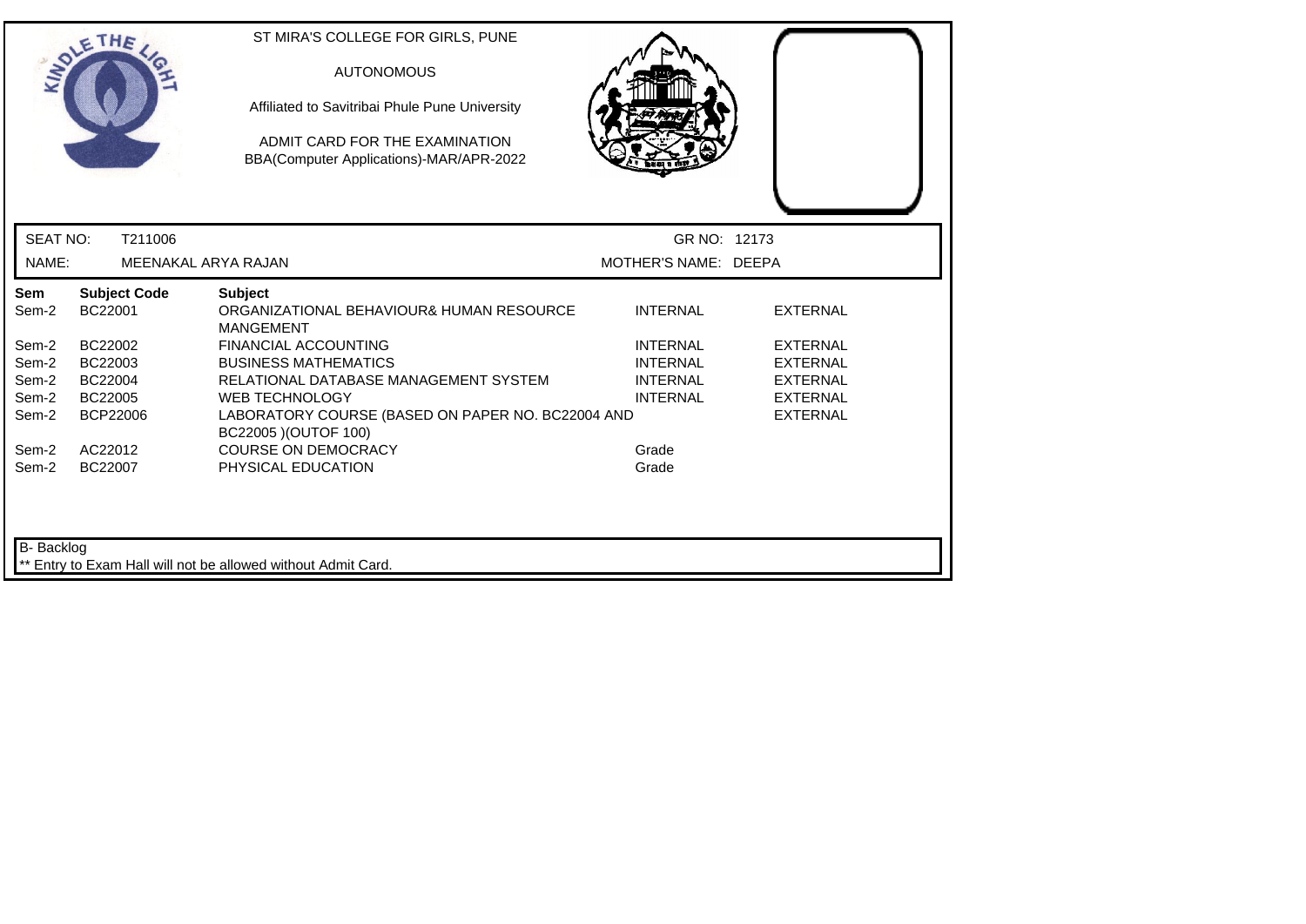ST MIRA'S COLLEGE FOR GIRLS, PUNE

AUTONOMOUS

Affiliated to Savitribai Phule Pune University

ADMIT CARD FOR THE EXAMINATION
BBA(Computer Applications)-MAR/APR-2022

SEAT NO: T211006 GR NO: 12173

NAME: MEENAKAL ARYA RAJAN MOTHER'S NAME: DEEPA

| Sem | Subject Code | Subject | | |
|---|---|---|---|---|
| Sem-2 | BC22001 | ORGANIZATIONAL BEHAVIOUR& HUMAN RESOURCE MANGEMENT | INTERNAL | EXTERNAL |
| Sem-2 | BC22002 | FINANCIAL ACCOUNTING | INTERNAL | EXTERNAL |
| Sem-2 | BC22003 | BUSINESS MATHEMATICS | INTERNAL | EXTERNAL |
| Sem-2 | BC22004 | RELATIONAL DATABASE MANAGEMENT SYSTEM | INTERNAL | EXTERNAL |
| Sem-2 | BC22005 | WEB TECHNOLOGY | INTERNAL | EXTERNAL |
| Sem-2 | BCP22006 | LABORATORY COURSE (BASED ON PAPER NO. BC22004 AND BC22005 )(OUTOF 100) | | EXTERNAL |
| Sem-2 | AC22012 | COURSE ON DEMOCRACY | Grade | |
| Sem-2 | BC22007 | PHYSICAL EDUCATION | Grade | |

B- Backlog

** Entry to Exam Hall will not be allowed without Admit Card.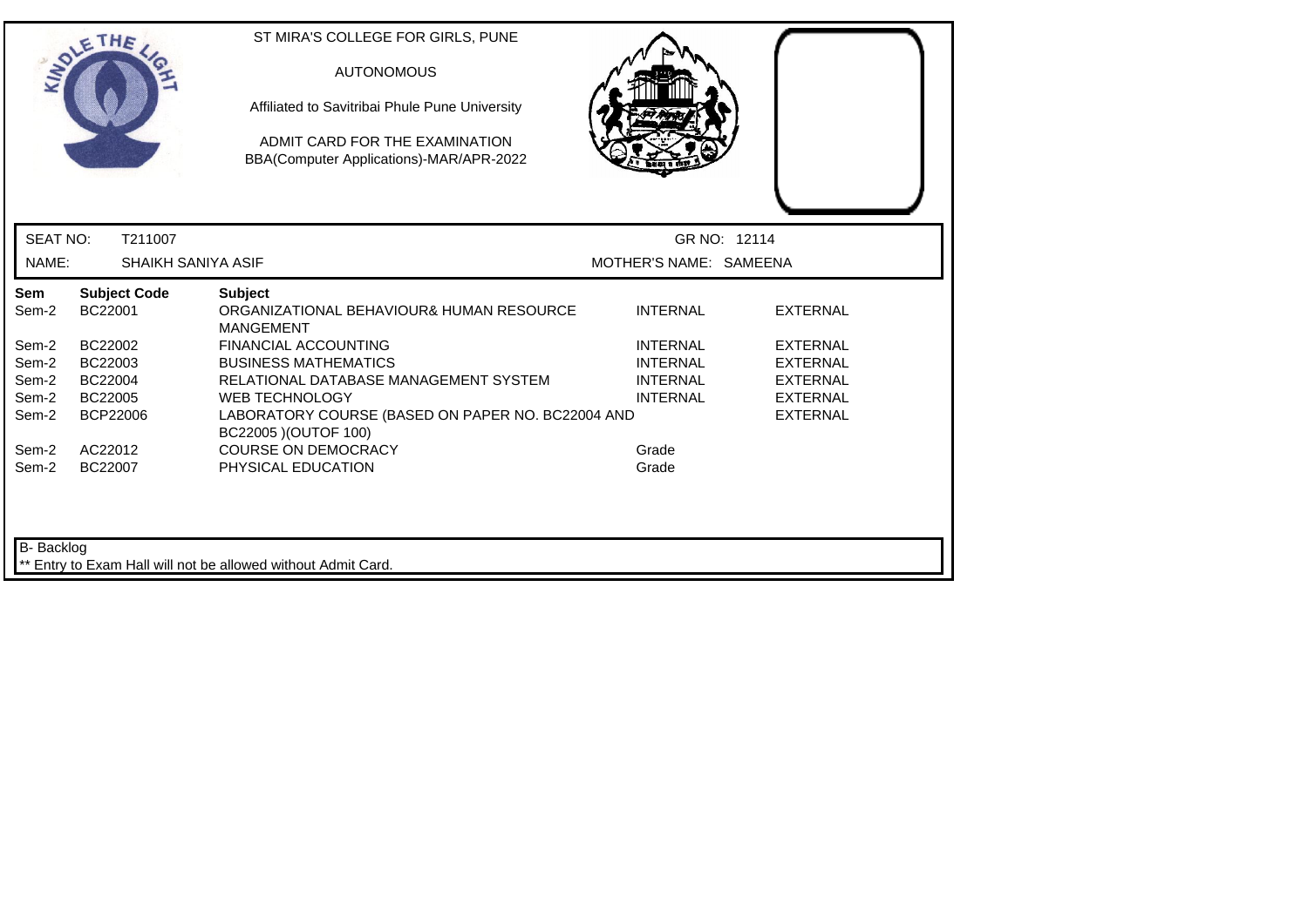ST MIRA'S COLLEGE FOR GIRLS, PUNE

AUTONOMOUS

Affiliated to Savitribai Phule Pune University

ADMIT CARD FOR THE EXAMINATION
BBA(Computer Applications)-MAR/APR-2022

SEAT NO: T211007 GR NO: 12114

NAME: SHAIKH SANIYA ASIF MOTHER'S NAME: SAMEENA

| Sem | Subject Code | Subject | | |
|---|---|---|---|---|
| Sem-2 | BC22001 | ORGANIZATIONAL BEHAVIOUR& HUMAN RESOURCE MANGEMENT | INTERNAL | EXTERNAL |
| Sem-2 | BC22002 | FINANCIAL ACCOUNTING | INTERNAL | EXTERNAL |
| Sem-2 | BC22003 | BUSINESS MATHEMATICS | INTERNAL | EXTERNAL |
| Sem-2 | BC22004 | RELATIONAL DATABASE MANAGEMENT SYSTEM | INTERNAL | EXTERNAL |
| Sem-2 | BC22005 | WEB TECHNOLOGY | INTERNAL | EXTERNAL |
| Sem-2 | BCP22006 | LABORATORY COURSE (BASED ON PAPER NO. BC22004 AND BC22005 )(OUTOF 100) | | EXTERNAL |
| Sem-2 | AC22012 | COURSE ON DEMOCRACY | Grade | |
| Sem-2 | BC22007 | PHYSICAL EDUCATION | Grade | |

B- Backlog

** Entry to Exam Hall will not be allowed without Admit Card.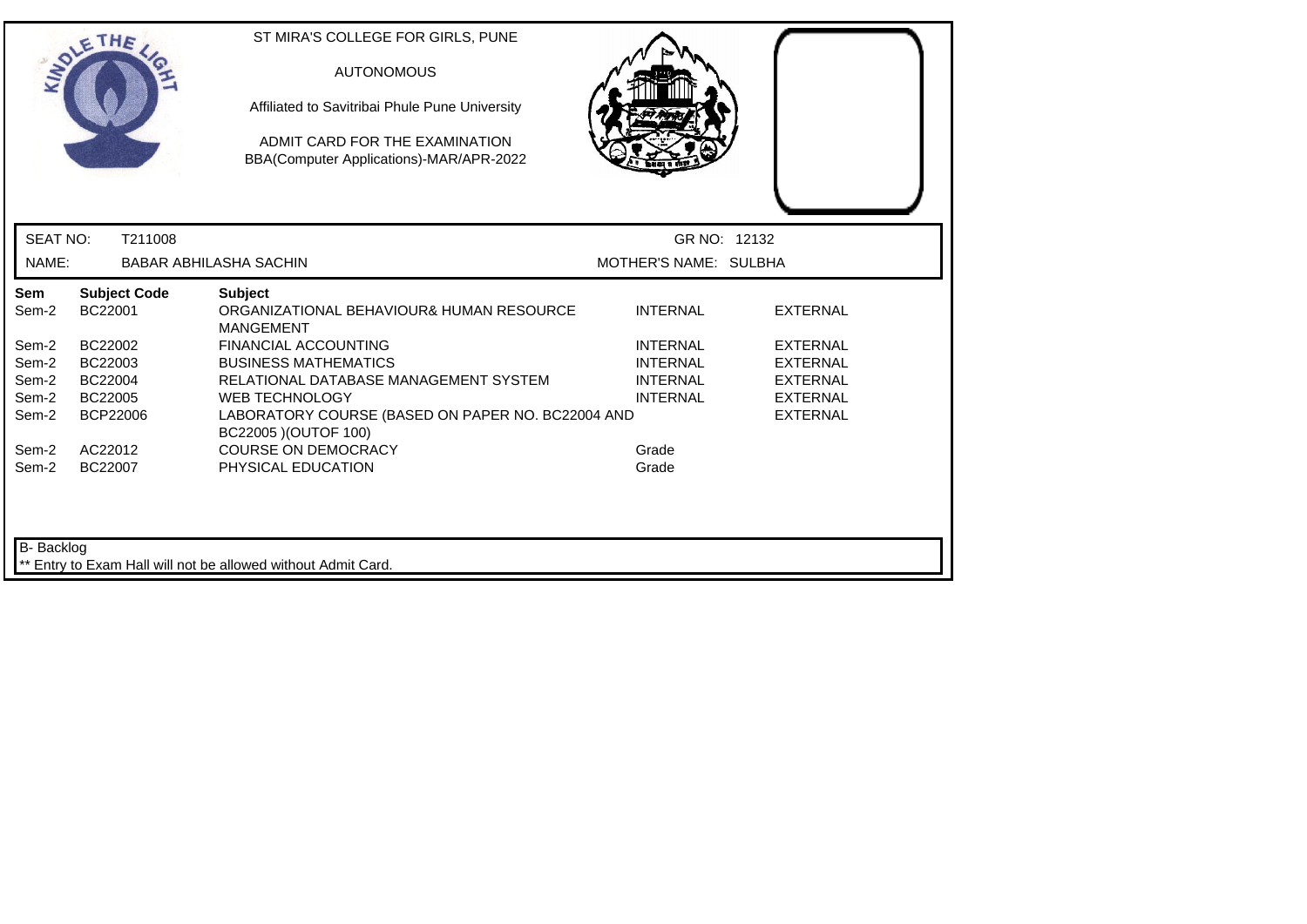ST MIRA'S COLLEGE FOR GIRLS, PUNE

AUTONOMOUS

Affiliated to Savitribai Phule Pune University

ADMIT CARD FOR THE EXAMINATION
BBA(Computer Applications)-MAR/APR-2022

SEAT NO: T211008 GR NO: 12132

NAME: BABAR ABHILASHA SACHIN MOTHER'S NAME: SULBHA

| Sem | Subject Code | Subject | | |
|---|---|---|---|---|
| Sem-2 | BC22001 | ORGANIZATIONAL BEHAVIOUR& HUMAN RESOURCE MANGEMENT | INTERNAL | EXTERNAL |
| Sem-2 | BC22002 | FINANCIAL ACCOUNTING | INTERNAL | EXTERNAL |
| Sem-2 | BC22003 | BUSINESS MATHEMATICS | INTERNAL | EXTERNAL |
| Sem-2 | BC22004 | RELATIONAL DATABASE MANAGEMENT SYSTEM | INTERNAL | EXTERNAL |
| Sem-2 | BC22005 | WEB TECHNOLOGY | INTERNAL | EXTERNAL |
| Sem-2 | BCP22006 | LABORATORY COURSE (BASED ON PAPER NO. BC22004 AND BC22005 )(OUTOF 100) | | EXTERNAL |
| Sem-2 | AC22012 | COURSE ON DEMOCRACY | Grade | |
| Sem-2 | BC22007 | PHYSICAL EDUCATION | Grade | |

B- Backlog

** Entry to Exam Hall will not be allowed without Admit Card.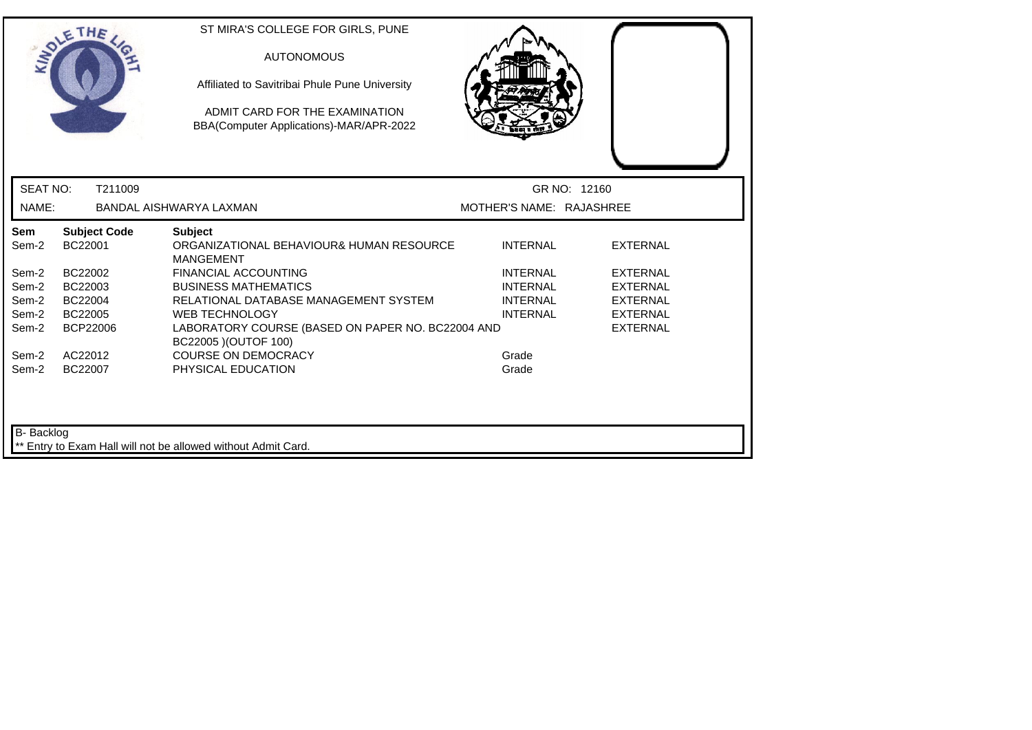ST MIRA'S COLLEGE FOR GIRLS, PUNE

AUTONOMOUS

Affiliated to Savitribai Phule Pune University

ADMIT CARD FOR THE EXAMINATION
BBA(Computer Applications)-MAR/APR-2022

SEAT NO: T211009 GR NO: 12160

NAME: BANDAL AISHWARYA LAXMAN MOTHER'S NAME: RAJASHREE

| Sem | Subject Code | Subject | | |
|---|---|---|---|---|
| Sem-2 | BC22001 | ORGANIZATIONAL BEHAVIOUR& HUMAN RESOURCE MANGEMENT | INTERNAL | EXTERNAL |
| Sem-2 | BC22002 | FINANCIAL ACCOUNTING | INTERNAL | EXTERNAL |
| Sem-2 | BC22003 | BUSINESS MATHEMATICS | INTERNAL | EXTERNAL |
| Sem-2 | BC22004 | RELATIONAL DATABASE MANAGEMENT SYSTEM | INTERNAL | EXTERNAL |
| Sem-2 | BC22005 | WEB TECHNOLOGY | INTERNAL | EXTERNAL |
| Sem-2 | BCP22006 | LABORATORY COURSE (BASED ON PAPER NO. BC22004 AND BC22005 )(OUTOF 100) | | EXTERNAL |
| Sem-2 | AC22012 | COURSE ON DEMOCRACY | Grade | |
| Sem-2 | BC22007 | PHYSICAL EDUCATION | Grade | |

B- Backlog

** Entry to Exam Hall will not be allowed without Admit Card.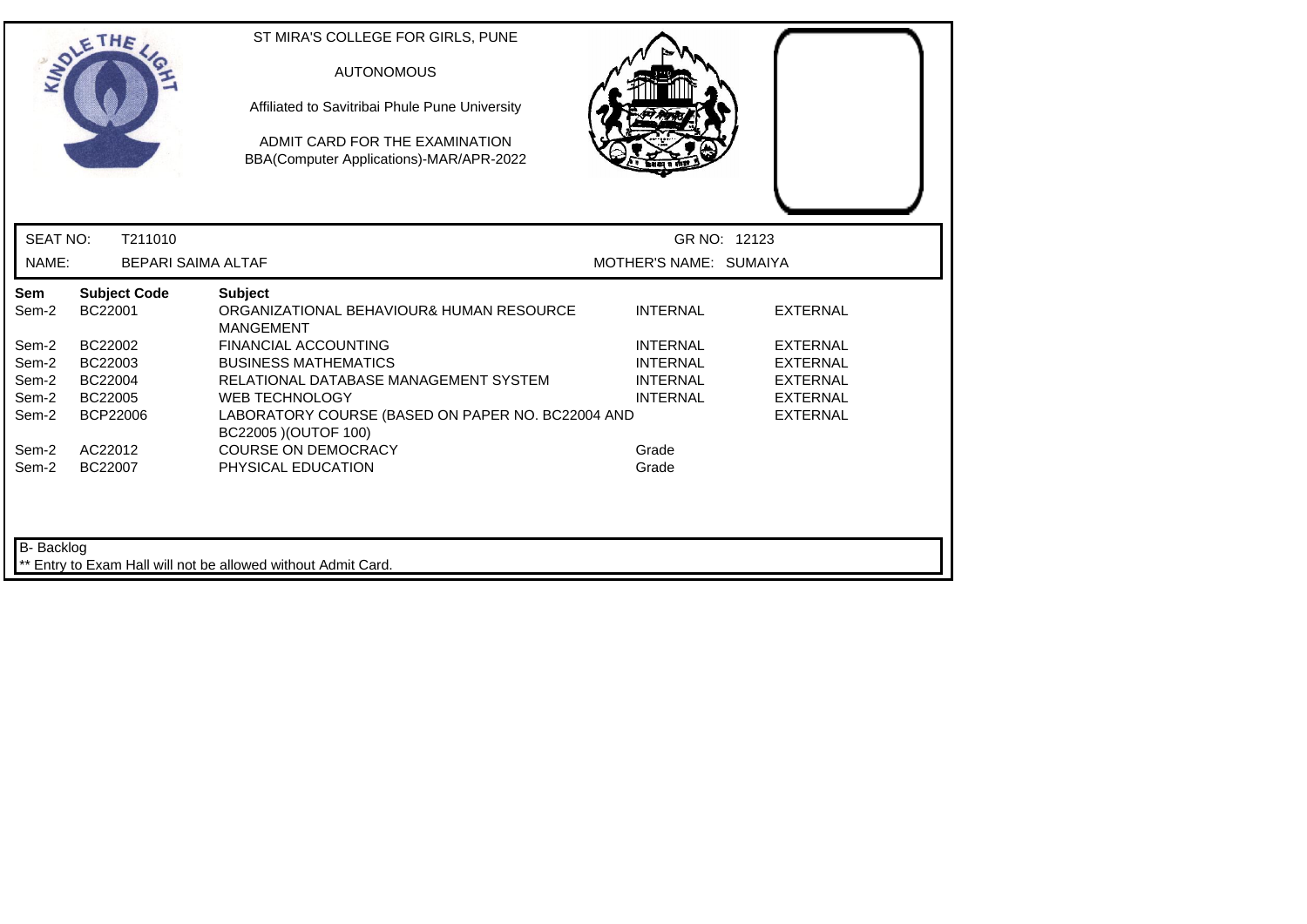ST MIRA'S COLLEGE FOR GIRLS, PUNE

AUTONOMOUS

Affiliated to Savitribai Phule Pune University

ADMIT CARD FOR THE EXAMINATION
BBA(Computer Applications)-MAR/APR-2022

SEAT NO: T211010 GR NO: 12123

NAME: BEPARI SAIMA ALTAF MOTHER'S NAME: SUMAIYA

| Sem | Subject Code | Subject | | |
|---|---|---|---|---|
| Sem-2 | BC22001 | ORGANIZATIONAL BEHAVIOUR& HUMAN RESOURCE MANGEMENT | INTERNAL | EXTERNAL |
| Sem-2 | BC22002 | FINANCIAL ACCOUNTING | INTERNAL | EXTERNAL |
| Sem-2 | BC22003 | BUSINESS MATHEMATICS | INTERNAL | EXTERNAL |
| Sem-2 | BC22004 | RELATIONAL DATABASE MANAGEMENT SYSTEM | INTERNAL | EXTERNAL |
| Sem-2 | BC22005 | WEB TECHNOLOGY | INTERNAL | EXTERNAL |
| Sem-2 | BCP22006 | LABORATORY COURSE (BASED ON PAPER NO. BC22004 AND BC22005 )(OUTOF 100) | | EXTERNAL |
| Sem-2 | AC22012 | COURSE ON DEMOCRACY | Grade | |
| Sem-2 | BC22007 | PHYSICAL EDUCATION | Grade | |

B- Backlog

** Entry to Exam Hall will not be allowed without Admit Card.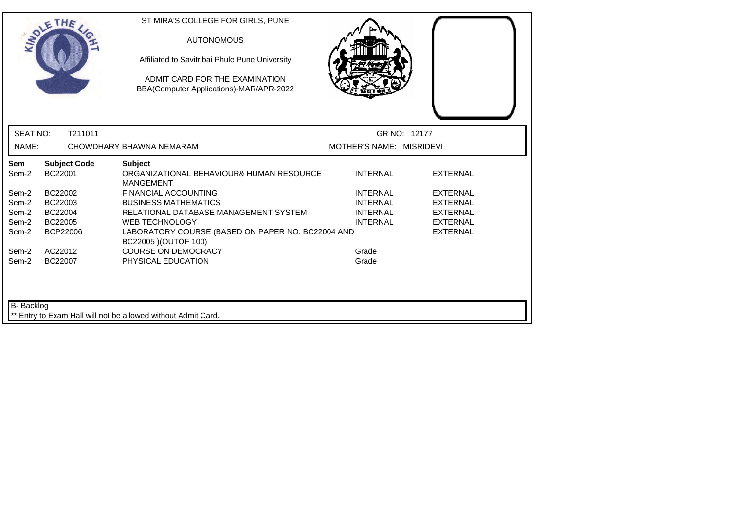ST MIRA'S COLLEGE FOR GIRLS, PUNE

AUTONOMOUS

Affiliated to Savitribai Phule Pune University

ADMIT CARD FOR THE EXAMINATION
BBA(Computer Applications)-MAR/APR-2022

SEAT NO: T211011 GR NO: 12177

NAME: CHOWDHARY BHAWNA NEMARAM MOTHER'S NAME: MISRIDEVI

| Sem | Subject Code | Subject | | |
|---|---|---|---|---|
| Sem-2 | BC22001 | ORGANIZATIONAL BEHAVIOUR& HUMAN RESOURCE MANGEMENT | INTERNAL | EXTERNAL |
| Sem-2 | BC22002 | FINANCIAL ACCOUNTING | INTERNAL | EXTERNAL |
| Sem-2 | BC22003 | BUSINESS MATHEMATICS | INTERNAL | EXTERNAL |
| Sem-2 | BC22004 | RELATIONAL DATABASE MANAGEMENT SYSTEM | INTERNAL | EXTERNAL |
| Sem-2 | BC22005 | WEB TECHNOLOGY | INTERNAL | EXTERNAL |
| Sem-2 | BCP22006 | LABORATORY COURSE (BASED ON PAPER NO. BC22004 AND BC22005 )(OUTOF 100) | | EXTERNAL |
| Sem-2 | AC22012 | COURSE ON DEMOCRACY | Grade | |
| Sem-2 | BC22007 | PHYSICAL EDUCATION | Grade | |

B- Backlog

** Entry to Exam Hall will not be allowed without Admit Card.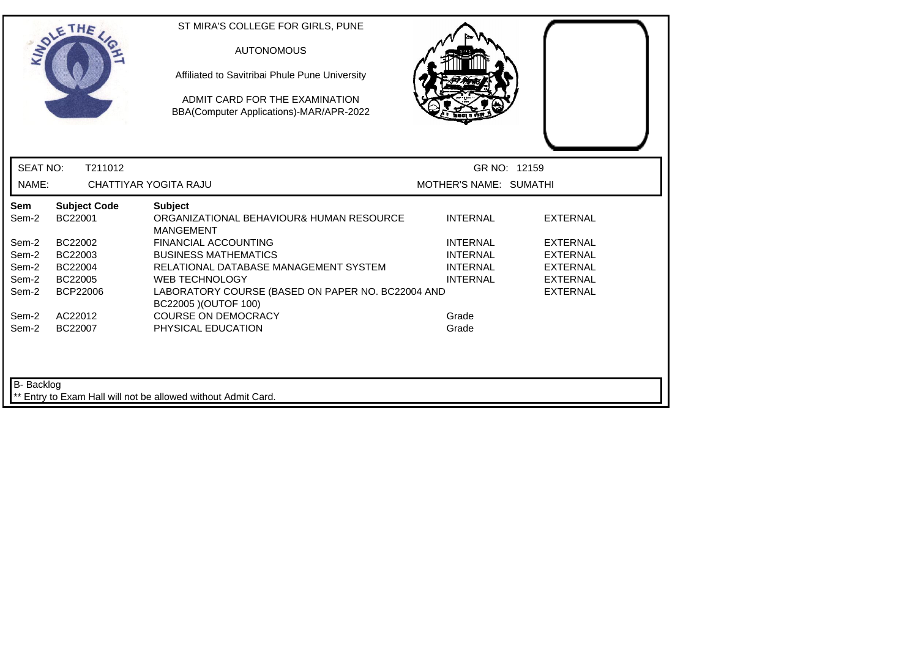ST MIRA'S COLLEGE FOR GIRLS, PUNE

AUTONOMOUS

Affiliated to Savitribai Phule Pune University

ADMIT CARD FOR THE EXAMINATION
BBA(Computer Applications)-MAR/APR-2022

SEAT NO: T211012 GR NO: 12159

NAME: CHATTIYAR YOGITA RAJU MOTHER'S NAME: SUMATHI

| Sem | Subject Code | Subject | | |
|---|---|---|---|---|
| Sem-2 | BC22001 | ORGANIZATIONAL BEHAVIOUR& HUMAN RESOURCE MANGEMENT | INTERNAL | EXTERNAL |
| Sem-2 | BC22002 | FINANCIAL ACCOUNTING | INTERNAL | EXTERNAL |
| Sem-2 | BC22003 | BUSINESS MATHEMATICS | INTERNAL | EXTERNAL |
| Sem-2 | BC22004 | RELATIONAL DATABASE MANAGEMENT SYSTEM | INTERNAL | EXTERNAL |
| Sem-2 | BC22005 | WEB TECHNOLOGY | INTERNAL | EXTERNAL |
| Sem-2 | BCP22006 | LABORATORY COURSE (BASED ON PAPER NO. BC22004 AND BC22005 )(OUTOF 100) | | EXTERNAL |
| Sem-2 | AC22012 | COURSE ON DEMOCRACY | Grade | |
| Sem-2 | BC22007 | PHYSICAL EDUCATION | Grade | |

B- Backlog

** Entry to Exam Hall will not be allowed without Admit Card.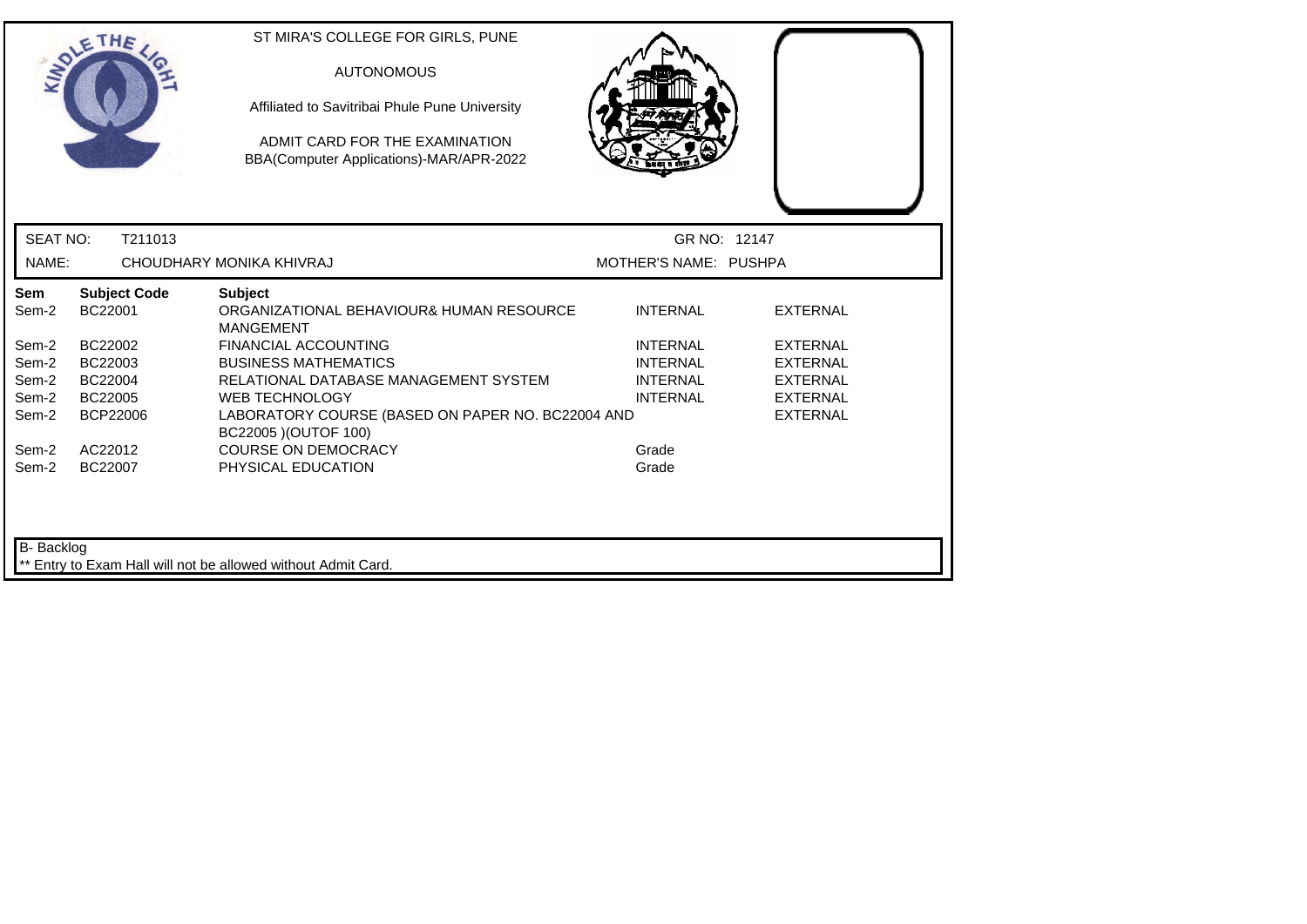ST MIRA'S COLLEGE FOR GIRLS, PUNE

AUTONOMOUS

Affiliated to Savitribai Phule Pune University

ADMIT CARD FOR THE EXAMINATION
BBA(Computer Applications)-MAR/APR-2022

SEAT NO: T211013 | GR NO: 12147

NAME: CHOUDHARY MONIKA KHIVRAJ | MOTHER'S NAME: PUSHPA

| Sem | Subject Code | Subject | | |
|---|---|---|---|---|
| Sem-2 | BC22001 | ORGANIZATIONAL BEHAVIOUR& HUMAN RESOURCE MANGEMENT | INTERNAL | EXTERNAL |
| Sem-2 | BC22002 | FINANCIAL ACCOUNTING | INTERNAL | EXTERNAL |
| Sem-2 | BC22003 | BUSINESS MATHEMATICS | INTERNAL | EXTERNAL |
| Sem-2 | BC22004 | RELATIONAL DATABASE MANAGEMENT SYSTEM | INTERNAL | EXTERNAL |
| Sem-2 | BC22005 | WEB TECHNOLOGY | INTERNAL | EXTERNAL |
| Sem-2 | BCP22006 | LABORATORY COURSE (BASED ON PAPER NO. BC22004 AND BC22005 )(OUTOF 100) | | EXTERNAL |
| Sem-2 | AC22012 | COURSE ON DEMOCRACY | Grade | |
| Sem-2 | BC22007 | PHYSICAL EDUCATION | Grade | |

B- Backlog

** Entry to Exam Hall will not be allowed without Admit Card.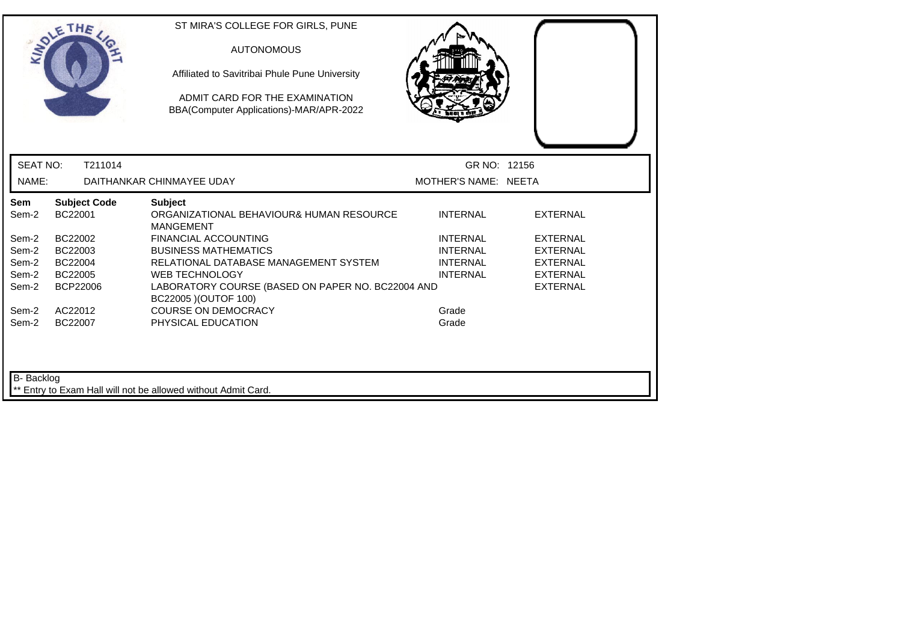ST MIRA'S COLLEGE FOR GIRLS, PUNE

AUTONOMOUS

Affiliated to Savitribai Phule Pune University

ADMIT CARD FOR THE EXAMINATION
BBA(Computer Applications)-MAR/APR-2022

SEAT NO: T211014 | GR NO: 12156

NAME: DAITHANKAR CHINMAYEE UDAY | MOTHER'S NAME: NEETA

| Sem | Subject Code | Subject | | |
|---|---|---|---|---|
| Sem-2 | BC22001 | ORGANIZATIONAL BEHAVIOUR& HUMAN RESOURCE MANGEMENT | INTERNAL | EXTERNAL |
| Sem-2 | BC22002 | FINANCIAL ACCOUNTING | INTERNAL | EXTERNAL |
| Sem-2 | BC22003 | BUSINESS MATHEMATICS | INTERNAL | EXTERNAL |
| Sem-2 | BC22004 | RELATIONAL DATABASE MANAGEMENT SYSTEM | INTERNAL | EXTERNAL |
| Sem-2 | BC22005 | WEB TECHNOLOGY | INTERNAL | EXTERNAL |
| Sem-2 | BCP22006 | LABORATORY COURSE (BASED ON PAPER NO. BC22004 AND BC22005 )(OUTOF 100) | | EXTERNAL |
| Sem-2 | AC22012 | COURSE ON DEMOCRACY | Grade | |
| Sem-2 | BC22007 | PHYSICAL EDUCATION | Grade | |

B- Backlog

** Entry to Exam Hall will not be allowed without Admit Card.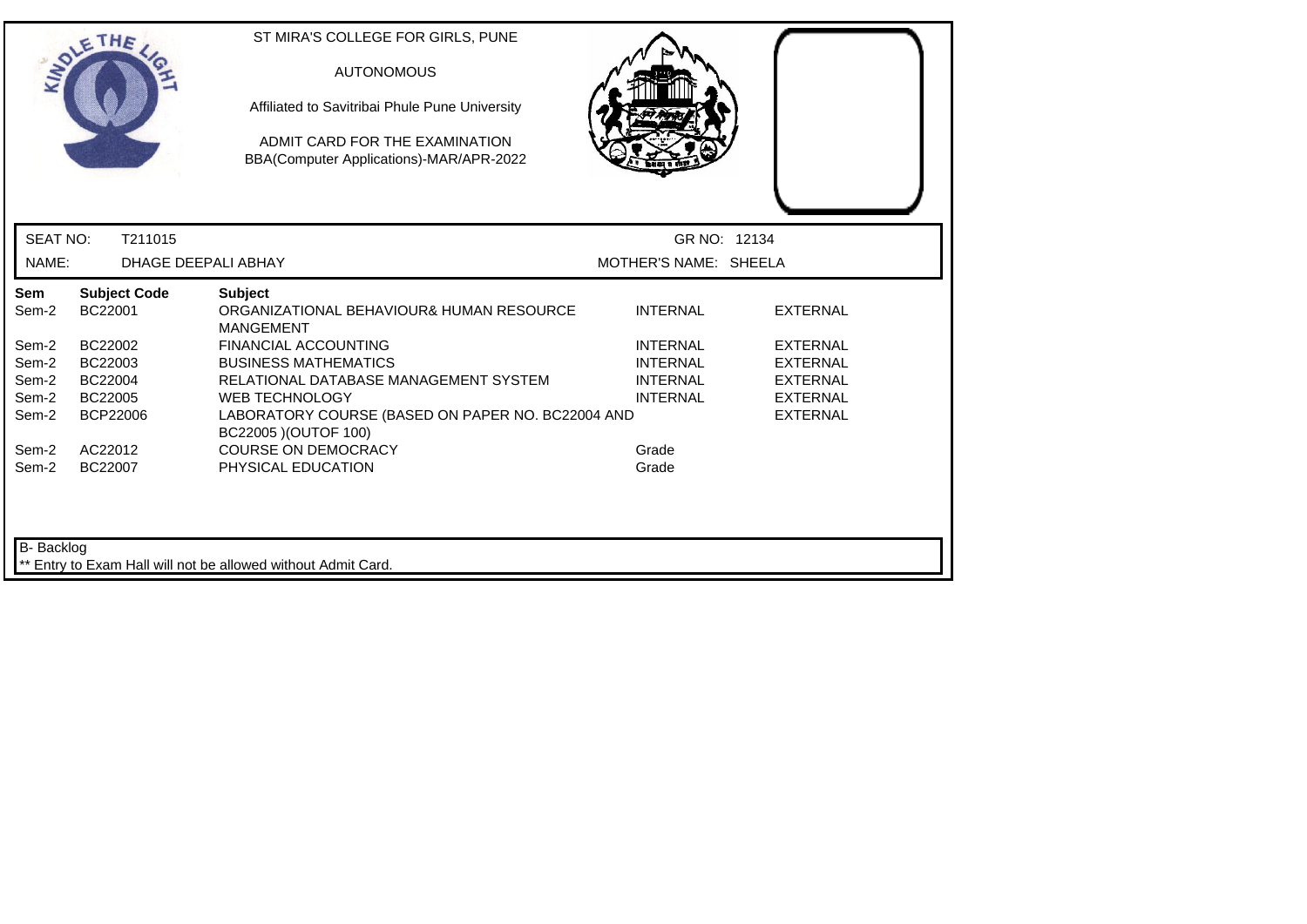ST MIRA'S COLLEGE FOR GIRLS, PUNE

AUTONOMOUS

Affiliated to Savitribai Phule Pune University

ADMIT CARD FOR THE EXAMINATION
BBA(Computer Applications)-MAR/APR-2022

SEAT NO: T211015 GR NO: 12134

NAME: DHAGE DEEPALI ABHAY MOTHER'S NAME: SHEELA

| Sem | Subject Code | Subject | | |
|---|---|---|---|---|
| Sem-2 | BC22001 | ORGANIZATIONAL BEHAVIOUR& HUMAN RESOURCE MANGEMENT | INTERNAL | EXTERNAL |
| Sem-2 | BC22002 | FINANCIAL ACCOUNTING | INTERNAL | EXTERNAL |
| Sem-2 | BC22003 | BUSINESS MATHEMATICS | INTERNAL | EXTERNAL |
| Sem-2 | BC22004 | RELATIONAL DATABASE MANAGEMENT SYSTEM | INTERNAL | EXTERNAL |
| Sem-2 | BC22005 | WEB TECHNOLOGY | INTERNAL | EXTERNAL |
| Sem-2 | BCP22006 | LABORATORY COURSE (BASED ON PAPER NO. BC22004 AND BC22005 )(OUTOF 100) | | EXTERNAL |
| Sem-2 | AC22012 | COURSE ON DEMOCRACY | Grade | |
| Sem-2 | BC22007 | PHYSICAL EDUCATION | Grade | |

B- Backlog

** Entry to Exam Hall will not be allowed without Admit Card.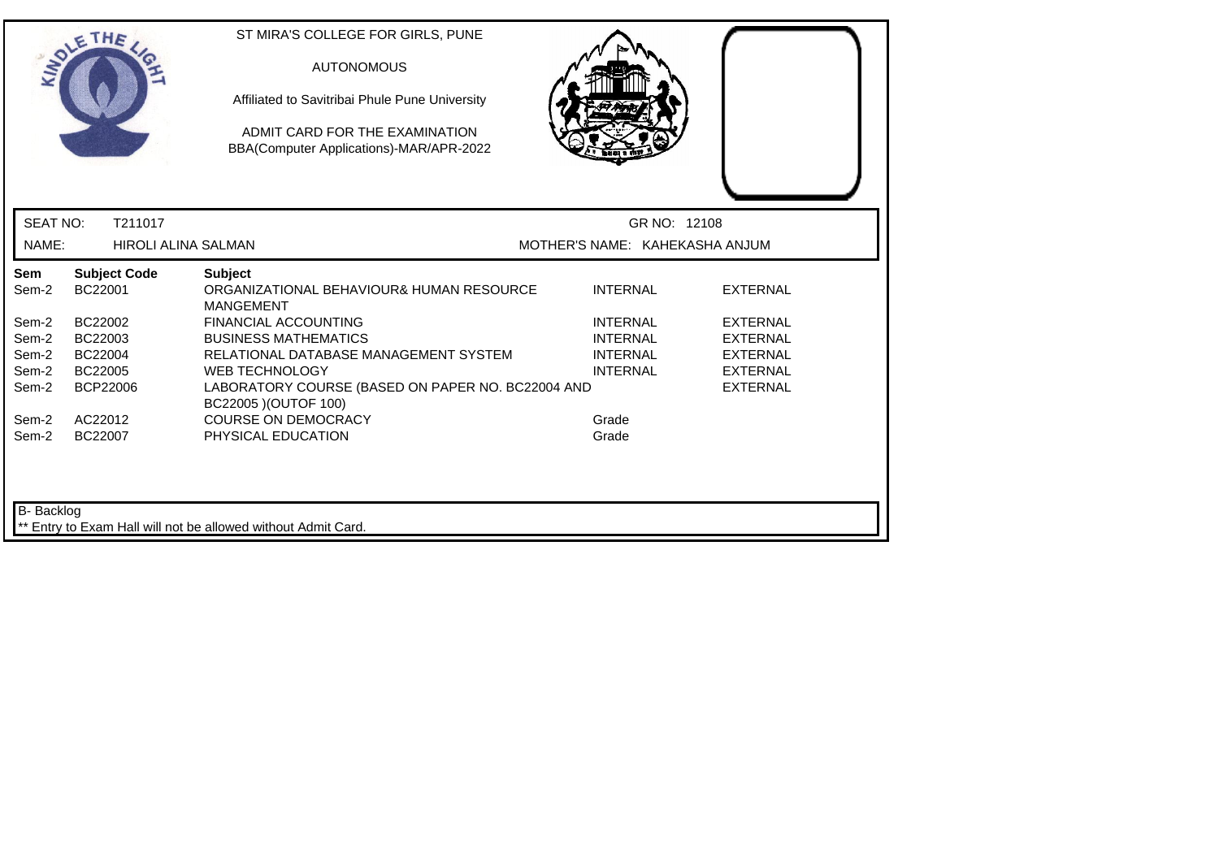ST MIRA'S COLLEGE FOR GIRLS, PUNE

AUTONOMOUS

Affiliated to Savitribai Phule Pune University

ADMIT CARD FOR THE EXAMINATION
BBA(Computer Applications)-MAR/APR-2022

SEAT NO: T211017 GR NO: 12108

NAME: HIROLI ALINA SALMAN MOTHER'S NAME: KAHEKASHA ANJUM

| Sem | Subject Code | Subject | | |
|---|---|---|---|---|
| Sem-2 | BC22001 | ORGANIZATIONAL BEHAVIOUR& HUMAN RESOURCE MANGEMENT | INTERNAL | EXTERNAL |
| Sem-2 | BC22002 | FINANCIAL ACCOUNTING | INTERNAL | EXTERNAL |
| Sem-2 | BC22003 | BUSINESS MATHEMATICS | INTERNAL | EXTERNAL |
| Sem-2 | BC22004 | RELATIONAL DATABASE MANAGEMENT SYSTEM | INTERNAL | EXTERNAL |
| Sem-2 | BC22005 | WEB TECHNOLOGY | INTERNAL | EXTERNAL |
| Sem-2 | BCP22006 | LABORATORY COURSE (BASED ON PAPER NO. BC22004 AND BC22005 )(OUTOF 100) | | EXTERNAL |
| Sem-2 | AC22012 | COURSE ON DEMOCRACY | Grade | |
| Sem-2 | BC22007 | PHYSICAL EDUCATION | Grade | |

B- Backlog

** Entry to Exam Hall will not be allowed without Admit Card.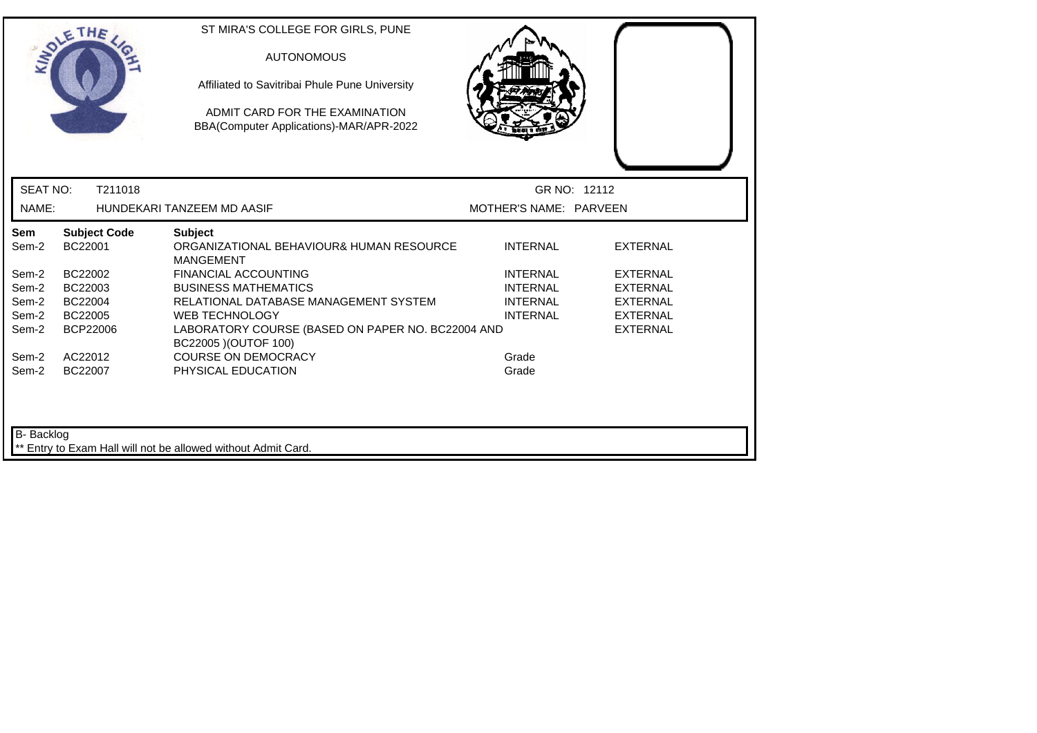ST MIRA'S COLLEGE FOR GIRLS, PUNE

AUTONOMOUS

Affiliated to Savitribai Phule Pune University

ADMIT CARD FOR THE EXAMINATION
BBA(Computer Applications)-MAR/APR-2022

SEAT NO: T211018 GR NO: 12112

NAME: HUNDEKARI TANZEEM MD AASIF MOTHER'S NAME: PARVEEN

| Sem | Subject Code | Subject | | |
|---|---|---|---|---|
| Sem-2 | BC22001 | ORGANIZATIONAL BEHAVIOUR& HUMAN RESOURCE MANGEMENT | INTERNAL | EXTERNAL |
| Sem-2 | BC22002 | FINANCIAL ACCOUNTING | INTERNAL | EXTERNAL |
| Sem-2 | BC22003 | BUSINESS MATHEMATICS | INTERNAL | EXTERNAL |
| Sem-2 | BC22004 | RELATIONAL DATABASE MANAGEMENT SYSTEM | INTERNAL | EXTERNAL |
| Sem-2 | BC22005 | WEB TECHNOLOGY | INTERNAL | EXTERNAL |
| Sem-2 | BCP22006 | LABORATORY COURSE (BASED ON PAPER NO. BC22004 AND BC22005 )(OUTOF 100) | | EXTERNAL |
| Sem-2 | AC22012 | COURSE ON DEMOCRACY | Grade | |
| Sem-2 | BC22007 | PHYSICAL EDUCATION | Grade | |

B- Backlog

** Entry to Exam Hall will not be allowed without Admit Card.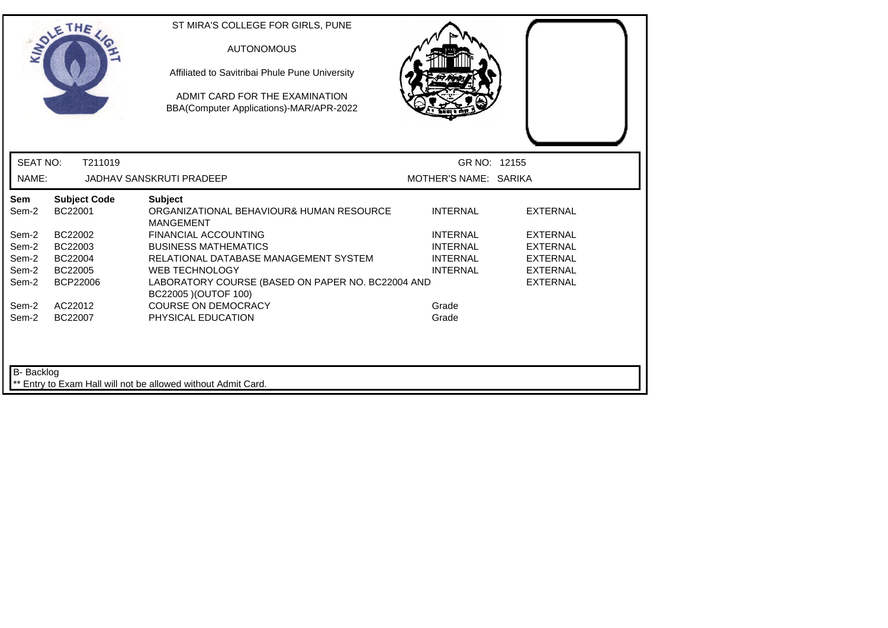ST MIRA'S COLLEGE FOR GIRLS, PUNE

AUTONOMOUS

Affiliated to Savitribai Phule Pune University

ADMIT CARD FOR THE EXAMINATION
BBA(Computer Applications)-MAR/APR-2022

SEAT NO: T211019 GR NO: 12155

NAME: JADHAV SANSKRUTI PRADEEP MOTHER'S NAME: SARIKA

| Sem | Subject Code | Subject | | |
|---|---|---|---|---|
| Sem-2 | BC22001 | ORGANIZATIONAL BEHAVIOUR& HUMAN RESOURCE MANGEMENT | INTERNAL | EXTERNAL |
| Sem-2 | BC22002 | FINANCIAL ACCOUNTING | INTERNAL | EXTERNAL |
| Sem-2 | BC22003 | BUSINESS MATHEMATICS | INTERNAL | EXTERNAL |
| Sem-2 | BC22004 | RELATIONAL DATABASE MANAGEMENT SYSTEM | INTERNAL | EXTERNAL |
| Sem-2 | BC22005 | WEB TECHNOLOGY | INTERNAL | EXTERNAL |
| Sem-2 | BCP22006 | LABORATORY COURSE (BASED ON PAPER NO. BC22004 AND BC22005 )(OUTOF 100) | | EXTERNAL |
| Sem-2 | AC22012 | COURSE ON DEMOCRACY | Grade | |
| Sem-2 | BC22007 | PHYSICAL EDUCATION | Grade | |

B- Backlog

** Entry to Exam Hall will not be allowed without Admit Card.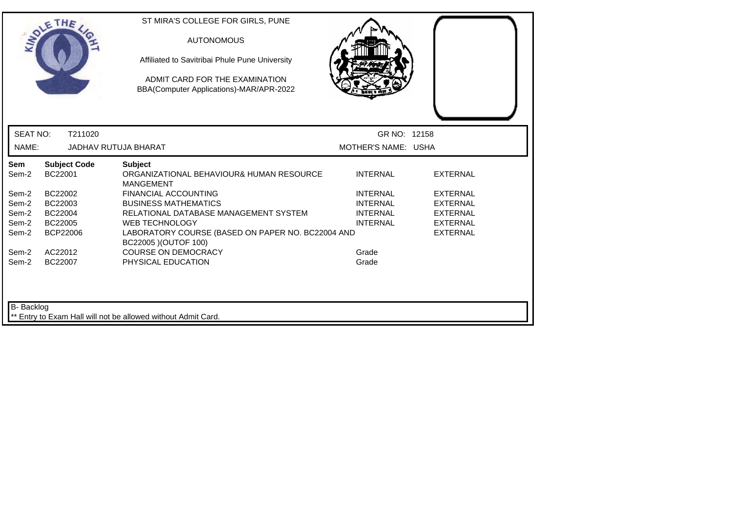ST MIRA'S COLLEGE FOR GIRLS, PUNE

AUTONOMOUS

Affiliated to Savitribai Phule Pune University

ADMIT CARD FOR THE EXAMINATION
BBA(Computer Applications)-MAR/APR-2022

SEAT NO: T211020 GR NO: 12158

NAME: JADHAV RUTUJA BHARAT MOTHER'S NAME: USHA

| Sem | Subject Code | Subject | | |
|---|---|---|---|---|
| Sem-2 | BC22001 | ORGANIZATIONAL BEHAVIOUR& HUMAN RESOURCE MANGEMENT | INTERNAL | EXTERNAL |
| Sem-2 | BC22002 | FINANCIAL ACCOUNTING | INTERNAL | EXTERNAL |
| Sem-2 | BC22003 | BUSINESS MATHEMATICS | INTERNAL | EXTERNAL |
| Sem-2 | BC22004 | RELATIONAL DATABASE MANAGEMENT SYSTEM | INTERNAL | EXTERNAL |
| Sem-2 | BC22005 | WEB TECHNOLOGY | INTERNAL | EXTERNAL |
| Sem-2 | BCP22006 | LABORATORY COURSE (BASED ON PAPER NO. BC22004 AND BC22005 )(OUTOF 100) | | EXTERNAL |
| Sem-2 | AC22012 | COURSE ON DEMOCRACY | Grade | |
| Sem-2 | BC22007 | PHYSICAL EDUCATION | Grade | |

B- Backlog

** Entry to Exam Hall will not be allowed without Admit Card.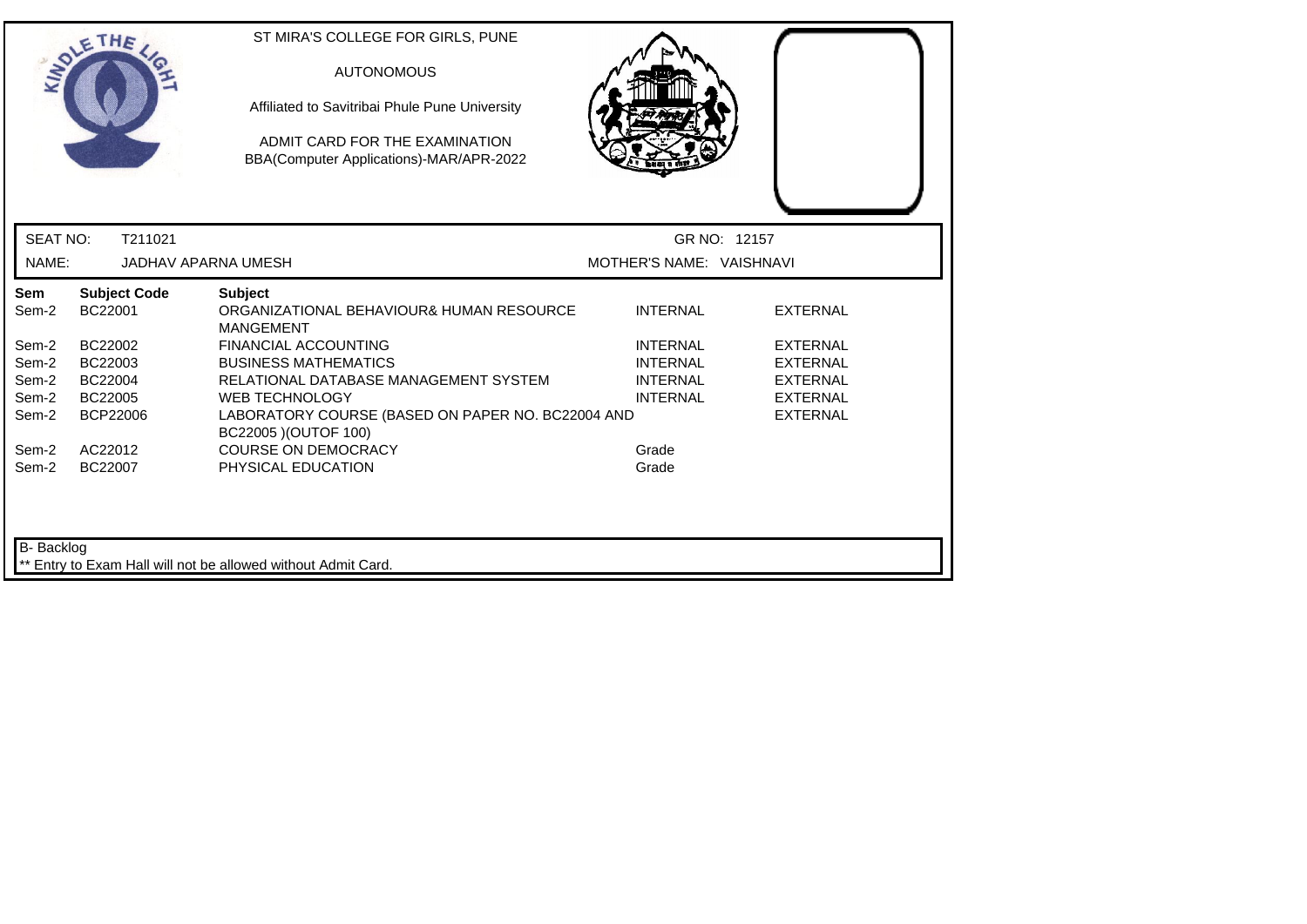ST MIRA'S COLLEGE FOR GIRLS, PUNE

AUTONOMOUS

Affiliated to Savitribai Phule Pune University

ADMIT CARD FOR THE EXAMINATION
BBA(Computer Applications)-MAR/APR-2022

SEAT NO: T211021 GR NO: 12157

NAME: JADHAV APARNA UMESH MOTHER'S NAME: VAISHNAVI

| Sem | Subject Code | Subject | | |
|---|---|---|---|---|
| Sem-2 | BC22001 | ORGANIZATIONAL BEHAVIOUR& HUMAN RESOURCE MANGEMENT | INTERNAL | EXTERNAL |
| Sem-2 | BC22002 | FINANCIAL ACCOUNTING | INTERNAL | EXTERNAL |
| Sem-2 | BC22003 | BUSINESS MATHEMATICS | INTERNAL | EXTERNAL |
| Sem-2 | BC22004 | RELATIONAL DATABASE MANAGEMENT SYSTEM | INTERNAL | EXTERNAL |
| Sem-2 | BC22005 | WEB TECHNOLOGY | INTERNAL | EXTERNAL |
| Sem-2 | BCP22006 | LABORATORY COURSE (BASED ON PAPER NO. BC22004 AND BC22005 )(OUTOF 100) | | EXTERNAL |
| Sem-2 | AC22012 | COURSE ON DEMOCRACY | Grade | |
| Sem-2 | BC22007 | PHYSICAL EDUCATION | Grade | |

B- Backlog

** Entry to Exam Hall will not be allowed without Admit Card.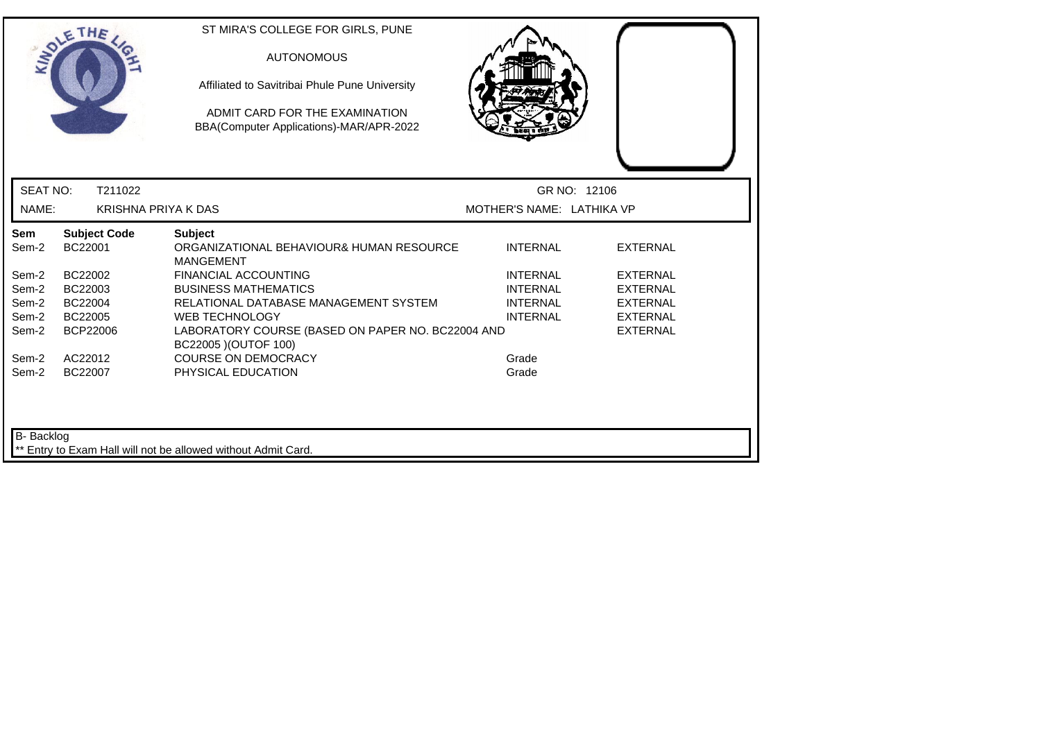ST MIRA'S COLLEGE FOR GIRLS, PUNE

AUTONOMOUS

Affiliated to Savitribai Phule Pune University

ADMIT CARD FOR THE EXAMINATION
BBA(Computer Applications)-MAR/APR-2022

SEAT NO: T211022 GR NO: 12106

NAME: KRISHNA PRIYA K DAS MOTHER'S NAME: LATHIKA VP

| Sem | Subject Code | Subject | | |
|---|---|---|---|---|
| Sem-2 | BC22001 | ORGANIZATIONAL BEHAVIOUR& HUMAN RESOURCE MANGEMENT | INTERNAL | EXTERNAL |
| Sem-2 | BC22002 | FINANCIAL ACCOUNTING | INTERNAL | EXTERNAL |
| Sem-2 | BC22003 | BUSINESS MATHEMATICS | INTERNAL | EXTERNAL |
| Sem-2 | BC22004 | RELATIONAL DATABASE MANAGEMENT SYSTEM | INTERNAL | EXTERNAL |
| Sem-2 | BC22005 | WEB TECHNOLOGY | INTERNAL | EXTERNAL |
| Sem-2 | BCP22006 | LABORATORY COURSE (BASED ON PAPER NO. BC22004 AND BC22005 )(OUTOF 100) | | EXTERNAL |
| Sem-2 | AC22012 | COURSE ON DEMOCRACY | Grade | |
| Sem-2 | BC22007 | PHYSICAL EDUCATION | Grade | |

B- Backlog

** Entry to Exam Hall will not be allowed without Admit Card.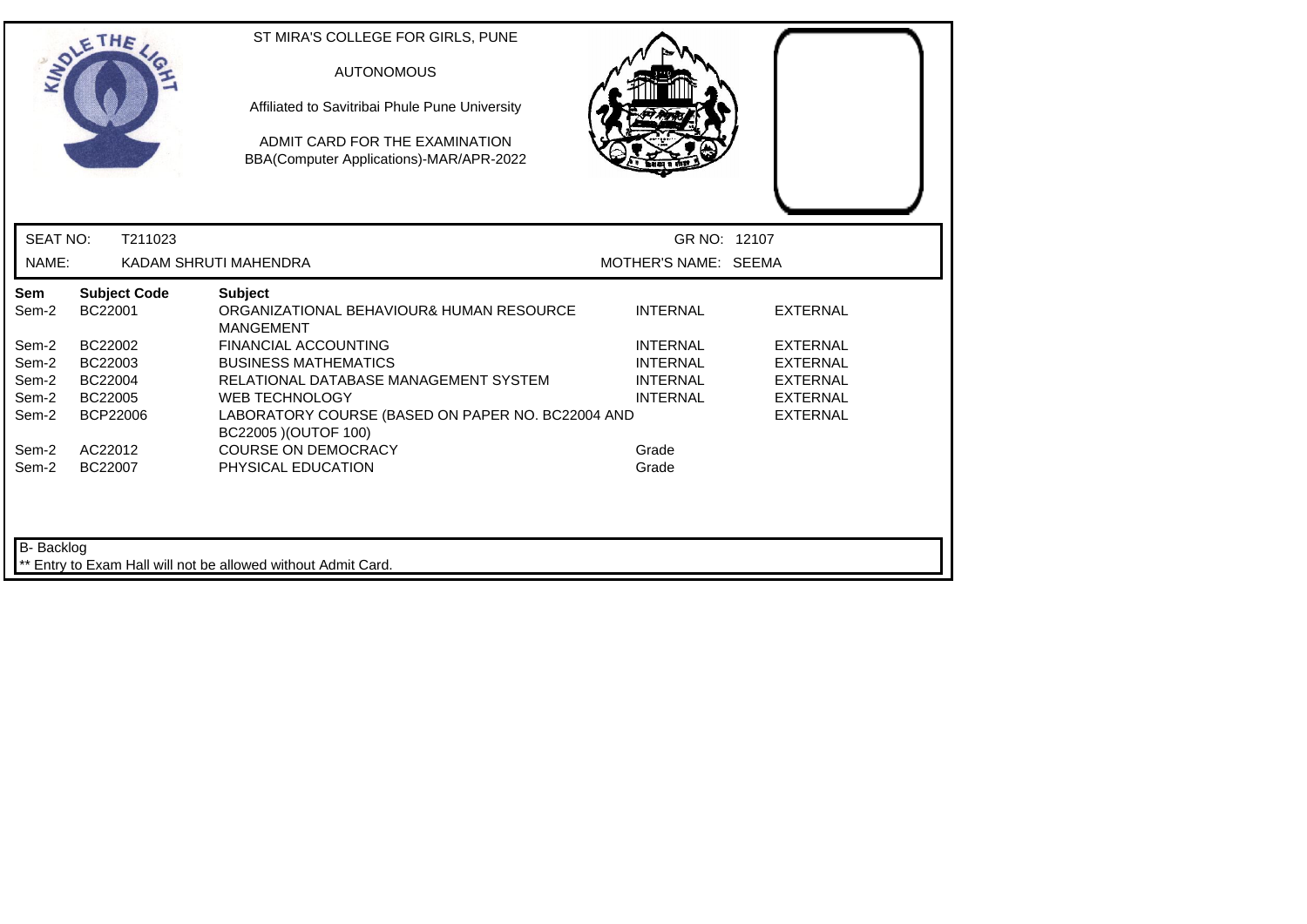ST MIRA'S COLLEGE FOR GIRLS, PUNE

AUTONOMOUS

Affiliated to Savitribai Phule Pune University

ADMIT CARD FOR THE EXAMINATION
BBA(Computer Applications)-MAR/APR-2022

SEAT NO: T211023 GR NO: 12107

NAME: KADAM SHRUTI MAHENDRA MOTHER'S NAME: SEEMA

| Sem | Subject Code | Subject | | |
|---|---|---|---|---|
| Sem-2 | BC22001 | ORGANIZATIONAL BEHAVIOUR& HUMAN RESOURCE MANGEMENT | INTERNAL | EXTERNAL |
| Sem-2 | BC22002 | FINANCIAL ACCOUNTING | INTERNAL | EXTERNAL |
| Sem-2 | BC22003 | BUSINESS MATHEMATICS | INTERNAL | EXTERNAL |
| Sem-2 | BC22004 | RELATIONAL DATABASE MANAGEMENT SYSTEM | INTERNAL | EXTERNAL |
| Sem-2 | BC22005 | WEB TECHNOLOGY | INTERNAL | EXTERNAL |
| Sem-2 | BCP22006 | LABORATORY COURSE (BASED ON PAPER NO. BC22004 AND BC22005 )(OUTOF 100) | | EXTERNAL |
| Sem-2 | AC22012 | COURSE ON DEMOCRACY | Grade | |
| Sem-2 | BC22007 | PHYSICAL EDUCATION | Grade | |

B- Backlog

** Entry to Exam Hall will not be allowed without Admit Card.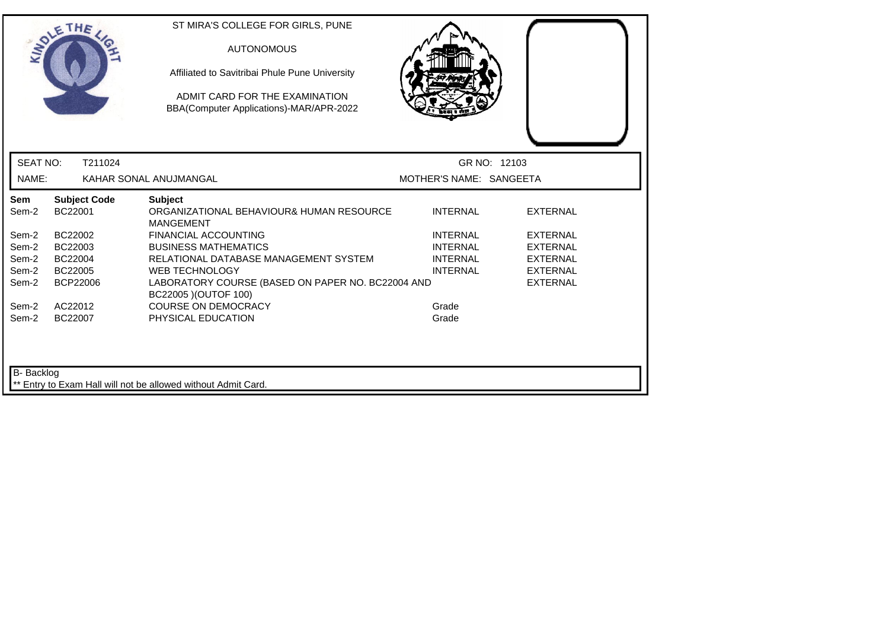ST MIRA'S COLLEGE FOR GIRLS, PUNE

AUTONOMOUS

Affiliated to Savitribai Phule Pune University

ADMIT CARD FOR THE EXAMINATION
BBA(Computer Applications)-MAR/APR-2022

| SEAT NO: | T211024 | GR NO: 12103 |
|---|---|---|
| NAME: | KAHAR SONAL ANUJMANGAL | MOTHER'S NAME: SANGEETA |

| Sem | Subject Code | Subject | | |
|---|---|---|---|---|
| Sem-2 | BC22001 | ORGANIZATIONAL BEHAVIOUR& HUMAN RESOURCE MANGEMENT | INTERNAL | EXTERNAL |
| Sem-2 | BC22002 | FINANCIAL ACCOUNTING | INTERNAL | EXTERNAL |
| Sem-2 | BC22003 | BUSINESS MATHEMATICS | INTERNAL | EXTERNAL |
| Sem-2 | BC22004 | RELATIONAL DATABASE MANAGEMENT SYSTEM | INTERNAL | EXTERNAL |
| Sem-2 | BC22005 | WEB TECHNOLOGY | INTERNAL | EXTERNAL |
| Sem-2 | BCP22006 | LABORATORY COURSE (BASED ON PAPER NO. BC22004 AND BC22005 )(OUTOF 100) | | EXTERNAL |
| Sem-2 | AC22012 | COURSE ON DEMOCRACY | Grade | |
| Sem-2 | BC22007 | PHYSICAL EDUCATION | Grade | |

B- Backlog

** Entry to Exam Hall will not be allowed without Admit Card.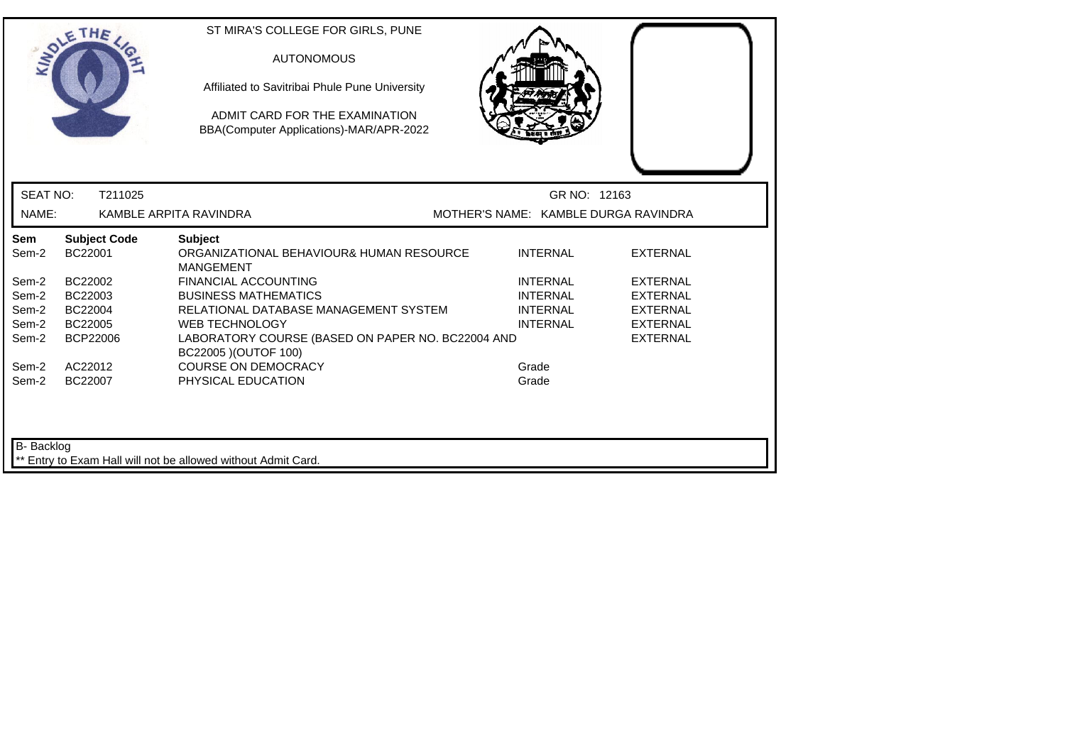ST MIRA'S COLLEGE FOR GIRLS, PUNE

AUTONOMOUS

Affiliated to Savitribai Phule Pune University

ADMIT CARD FOR THE EXAMINATION
BBA(Computer Applications)-MAR/APR-2022

SEAT NO: T211025 GR NO: 12163

NAME: KAMBLE ARPITA RAVINDRA MOTHER'S NAME: KAMBLE DURGA RAVINDRA

| Sem | Subject Code | Subject | | |
|---|---|---|---|---|
| Sem-2 | BC22001 | ORGANIZATIONAL BEHAVIOUR& HUMAN RESOURCE MANGEMENT | INTERNAL | EXTERNAL |
| Sem-2 | BC22002 | FINANCIAL ACCOUNTING | INTERNAL | EXTERNAL |
| Sem-2 | BC22003 | BUSINESS MATHEMATICS | INTERNAL | EXTERNAL |
| Sem-2 | BC22004 | RELATIONAL DATABASE MANAGEMENT SYSTEM | INTERNAL | EXTERNAL |
| Sem-2 | BC22005 | WEB TECHNOLOGY | INTERNAL | EXTERNAL |
| Sem-2 | BCP22006 | LABORATORY COURSE (BASED ON PAPER NO. BC22004 AND BC22005 )(OUTOF 100) | | EXTERNAL |
| Sem-2 | AC22012 | COURSE ON DEMOCRACY | Grade | |
| Sem-2 | BC22007 | PHYSICAL EDUCATION | Grade | |

B- Backlog

** Entry to Exam Hall will not be allowed without Admit Card.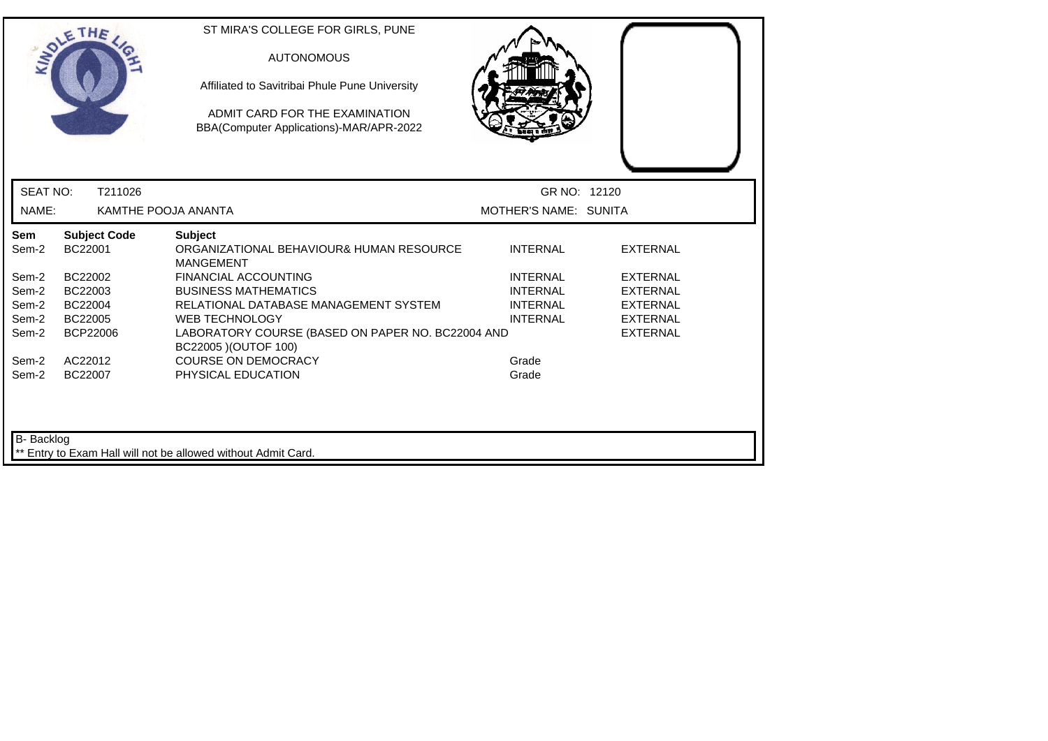ST MIRA'S COLLEGE FOR GIRLS, PUNE

AUTONOMOUS

Affiliated to Savitribai Phule Pune University

ADMIT CARD FOR THE EXAMINATION
BBA(Computer Applications)-MAR/APR-2022

SEAT NO: T211026 GR NO: 12120

NAME: KAMTHE POOJA ANANTA MOTHER'S NAME: SUNITA

| Sem | Subject Code | Subject | | |
|---|---|---|---|---|
| Sem-2 | BC22001 | ORGANIZATIONAL BEHAVIOUR& HUMAN RESOURCE MANGEMENT | INTERNAL | EXTERNAL |
| Sem-2 | BC22002 | FINANCIAL ACCOUNTING | INTERNAL | EXTERNAL |
| Sem-2 | BC22003 | BUSINESS MATHEMATICS | INTERNAL | EXTERNAL |
| Sem-2 | BC22004 | RELATIONAL DATABASE MANAGEMENT SYSTEM | INTERNAL | EXTERNAL |
| Sem-2 | BC22005 | WEB TECHNOLOGY | INTERNAL | EXTERNAL |
| Sem-2 | BCP22006 | LABORATORY COURSE (BASED ON PAPER NO. BC22004 AND BC22005 )(OUTOF 100) | | EXTERNAL |
| Sem-2 | AC22012 | COURSE ON DEMOCRACY | Grade | |
| Sem-2 | BC22007 | PHYSICAL EDUCATION | Grade | |

B- Backlog

** Entry to Exam Hall will not be allowed without Admit Card.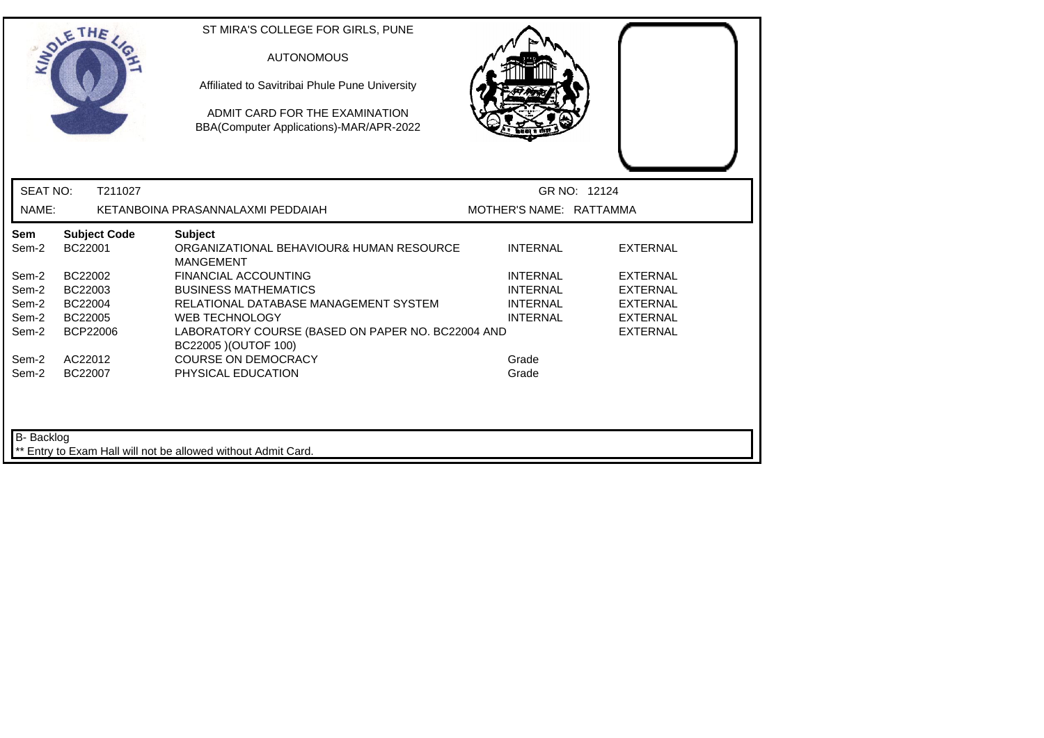ST MIRA'S COLLEGE FOR GIRLS, PUNE

AUTONOMOUS

Affiliated to Savitribai Phule Pune University

ADMIT CARD FOR THE EXAMINATION
BBA(Computer Applications)-MAR/APR-2022

SEAT NO: T211027 | GR NO: 12124

NAME: KETANBOINA PRASANNALAXMI PEDDAIAH | MOTHER'S NAME: RATTAMMA

| Sem | Subject Code | Subject | | |
|---|---|---|---|---|
| Sem-2 | BC22001 | ORGANIZATIONAL BEHAVIOUR& HUMAN RESOURCE MANGEMENT | INTERNAL | EXTERNAL |
| Sem-2 | BC22002 | FINANCIAL ACCOUNTING | INTERNAL | EXTERNAL |
| Sem-2 | BC22003 | BUSINESS MATHEMATICS | INTERNAL | EXTERNAL |
| Sem-2 | BC22004 | RELATIONAL DATABASE MANAGEMENT SYSTEM | INTERNAL | EXTERNAL |
| Sem-2 | BC22005 | WEB TECHNOLOGY | INTERNAL | EXTERNAL |
| Sem-2 | BCP22006 | LABORATORY COURSE (BASED ON PAPER NO. BC22004 AND BC22005 )(OUTOF 100) | | EXTERNAL |
| Sem-2 | AC22012 | COURSE ON DEMOCRACY | Grade | |
| Sem-2 | BC22007 | PHYSICAL EDUCATION | Grade | |

B- Backlog

** Entry to Exam Hall will not be allowed without Admit Card.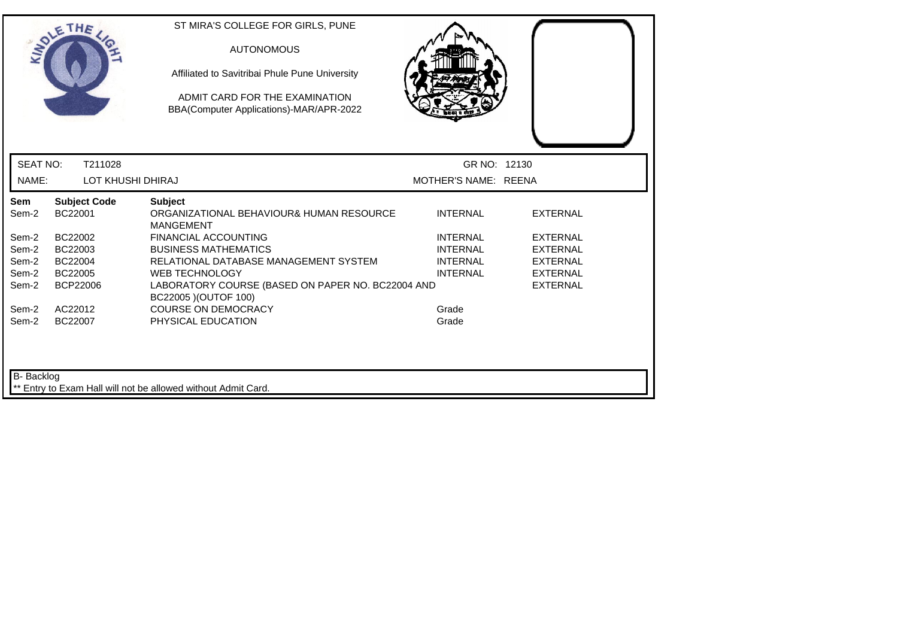ST MIRA'S COLLEGE FOR GIRLS, PUNE

AUTONOMOUS

Affiliated to Savitribai Phule Pune University

ADMIT CARD FOR THE EXAMINATION
BBA(Computer Applications)-MAR/APR-2022

| SEAT NO: | T211028 | GR NO: | 12130 |
|---|---|---|---|
| NAME: | LOT KHUSHI DHIRAJ | MOTHER'S NAME: | REENA |

| Sem | Subject Code | Subject | | |
|---|---|---|---|---|
| Sem-2 | BC22001 | ORGANIZATIONAL BEHAVIOUR& HUMAN RESOURCE MANGEMENT | INTERNAL | EXTERNAL |
| Sem-2 | BC22002 | FINANCIAL ACCOUNTING | INTERNAL | EXTERNAL |
| Sem-2 | BC22003 | BUSINESS MATHEMATICS | INTERNAL | EXTERNAL |
| Sem-2 | BC22004 | RELATIONAL DATABASE MANAGEMENT SYSTEM | INTERNAL | EXTERNAL |
| Sem-2 | BC22005 | WEB TECHNOLOGY | INTERNAL | EXTERNAL |
| Sem-2 | BCP22006 | LABORATORY COURSE (BASED ON PAPER NO. BC22004 AND BC22005 )(OUTOF 100) | | EXTERNAL |
| Sem-2 | AC22012 | COURSE ON DEMOCRACY | Grade | |
| Sem-2 | BC22007 | PHYSICAL EDUCATION | Grade | |

B- Backlog

** Entry to Exam Hall will not be allowed without Admit Card.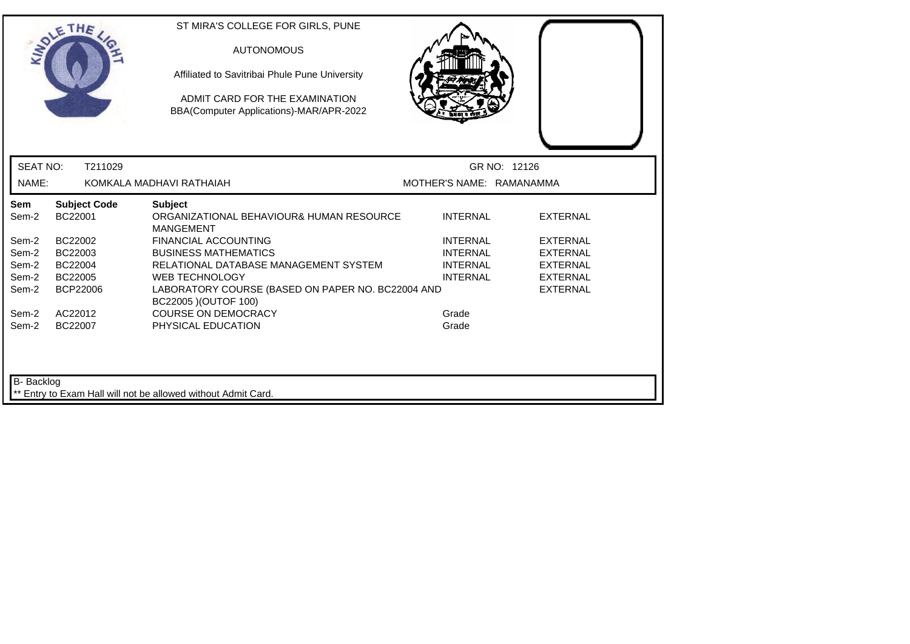ST MIRA'S COLLEGE FOR GIRLS, PUNE

AUTONOMOUS

Affiliated to Savitribai Phule Pune University

ADMIT CARD FOR THE EXAMINATION
BBA(Computer Applications)-MAR/APR-2022

SEAT NO: T211029 GR NO: 12126

NAME: KOMKALA MADHAVI RATHAIAH MOTHER'S NAME: RAMANAMMA

| Sem | Subject Code | Subject | | |
|---|---|---|---|---|
| Sem-2 | BC22001 | ORGANIZATIONAL BEHAVIOUR& HUMAN RESOURCE MANGEMENT | INTERNAL | EXTERNAL |
| Sem-2 | BC22002 | FINANCIAL ACCOUNTING | INTERNAL | EXTERNAL |
| Sem-2 | BC22003 | BUSINESS MATHEMATICS | INTERNAL | EXTERNAL |
| Sem-2 | BC22004 | RELATIONAL DATABASE MANAGEMENT SYSTEM | INTERNAL | EXTERNAL |
| Sem-2 | BC22005 | WEB TECHNOLOGY | INTERNAL | EXTERNAL |
| Sem-2 | BCP22006 | LABORATORY COURSE (BASED ON PAPER NO. BC22004 AND BC22005 )(OUTOF 100) | | EXTERNAL |
| Sem-2 | AC22012 | COURSE ON DEMOCRACY | Grade | |
| Sem-2 | BC22007 | PHYSICAL EDUCATION | Grade | |

B- Backlog

** Entry to Exam Hall will not be allowed without Admit Card.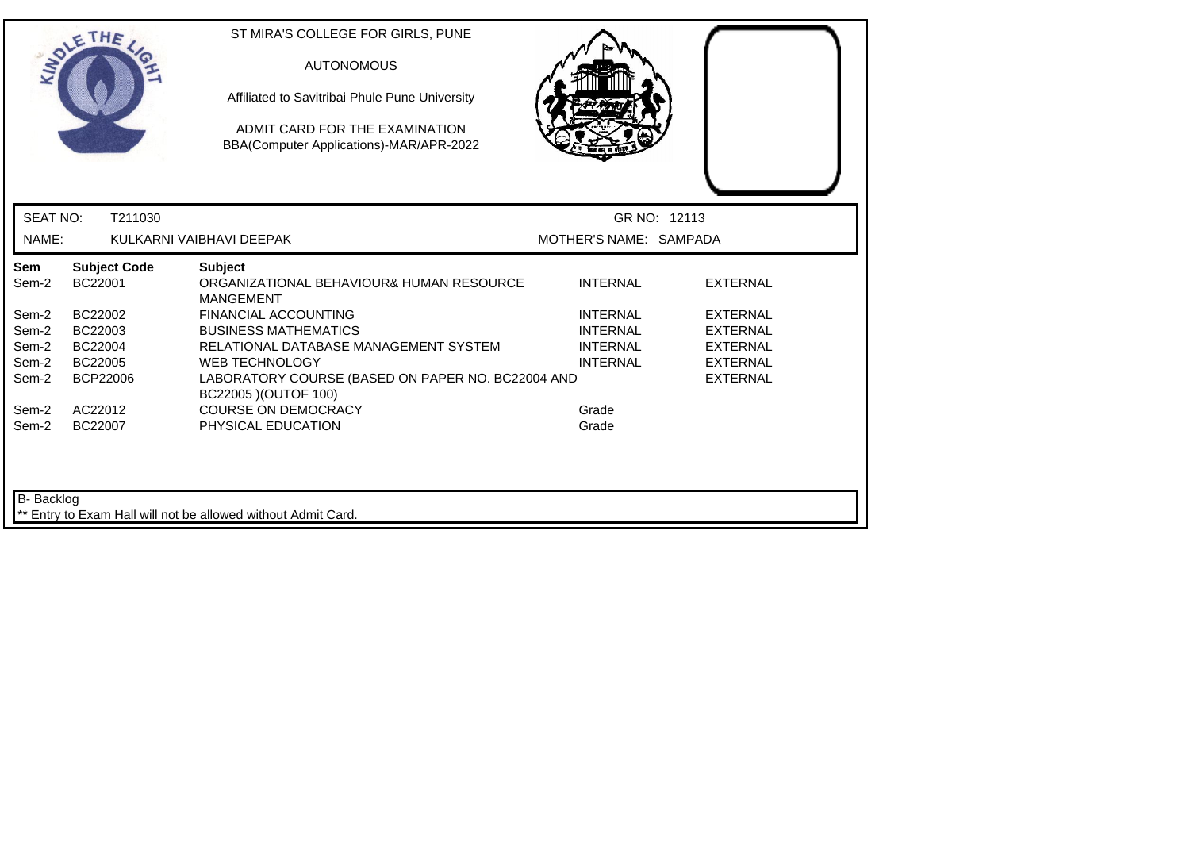ST MIRA'S COLLEGE FOR GIRLS, PUNE

AUTONOMOUS

Affiliated to Savitribai Phule Pune University

ADMIT CARD FOR THE EXAMINATION
BBA(Computer Applications)-MAR/APR-2022

SEAT NO: T211030 GR NO: 12113

NAME: KULKARNI VAIBHAVI DEEPAK MOTHER'S NAME: SAMPADA

| Sem | Subject Code | Subject | | |
|---|---|---|---|---|
| Sem-2 | BC22001 | ORGANIZATIONAL BEHAVIOUR& HUMAN RESOURCE MANGEMENT | INTERNAL | EXTERNAL |
| Sem-2 | BC22002 | FINANCIAL ACCOUNTING | INTERNAL | EXTERNAL |
| Sem-2 | BC22003 | BUSINESS MATHEMATICS | INTERNAL | EXTERNAL |
| Sem-2 | BC22004 | RELATIONAL DATABASE MANAGEMENT SYSTEM | INTERNAL | EXTERNAL |
| Sem-2 | BC22005 | WEB TECHNOLOGY | INTERNAL | EXTERNAL |
| Sem-2 | BCP22006 | LABORATORY COURSE (BASED ON PAPER NO. BC22004 AND BC22005 )(OUTOF 100) | | EXTERNAL |
| Sem-2 | AC22012 | COURSE ON DEMOCRACY | Grade | |
| Sem-2 | BC22007 | PHYSICAL EDUCATION | Grade | |

B- Backlog

** Entry to Exam Hall will not be allowed without Admit Card.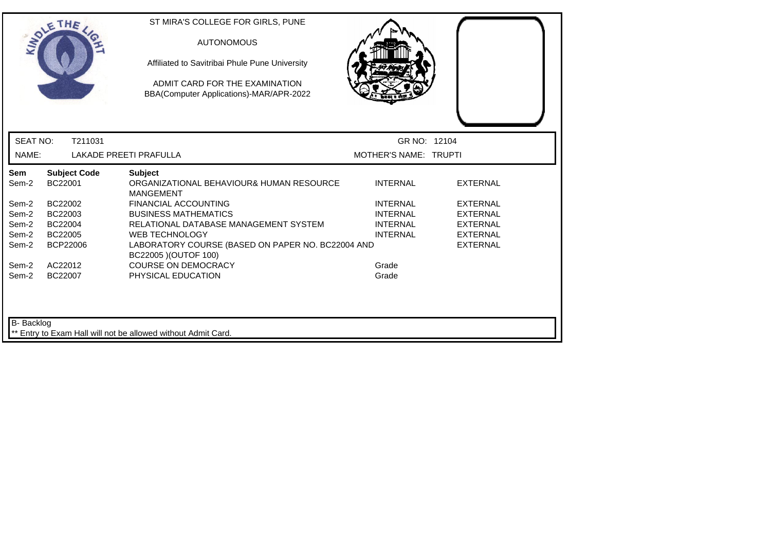ST MIRA'S COLLEGE FOR GIRLS, PUNE

AUTONOMOUS

Affiliated to Savitribai Phule Pune University

ADMIT CARD FOR THE EXAMINATION
BBA(Computer Applications)-MAR/APR-2022

SEAT NO: T211031 GR NO: 12104

NAME: LAKADE PREETI PRAFULLA MOTHER'S NAME: TRUPTI

| Sem | Subject Code | Subject | | |
|---|---|---|---|---|
| Sem-2 | BC22001 | ORGANIZATIONAL BEHAVIOUR& HUMAN RESOURCE MANGEMENT | INTERNAL | EXTERNAL |
| Sem-2 | BC22002 | FINANCIAL ACCOUNTING | INTERNAL | EXTERNAL |
| Sem-2 | BC22003 | BUSINESS MATHEMATICS | INTERNAL | EXTERNAL |
| Sem-2 | BC22004 | RELATIONAL DATABASE MANAGEMENT SYSTEM | INTERNAL | EXTERNAL |
| Sem-2 | BC22005 | WEB TECHNOLOGY | INTERNAL | EXTERNAL |
| Sem-2 | BCP22006 | LABORATORY COURSE (BASED ON PAPER NO. BC22004 AND BC22005 )(OUTOF 100) | | EXTERNAL |
| Sem-2 | AC22012 | COURSE ON DEMOCRACY | Grade | |
| Sem-2 | BC22007 | PHYSICAL EDUCATION | Grade | |

B- Backlog

** Entry to Exam Hall will not be allowed without Admit Card.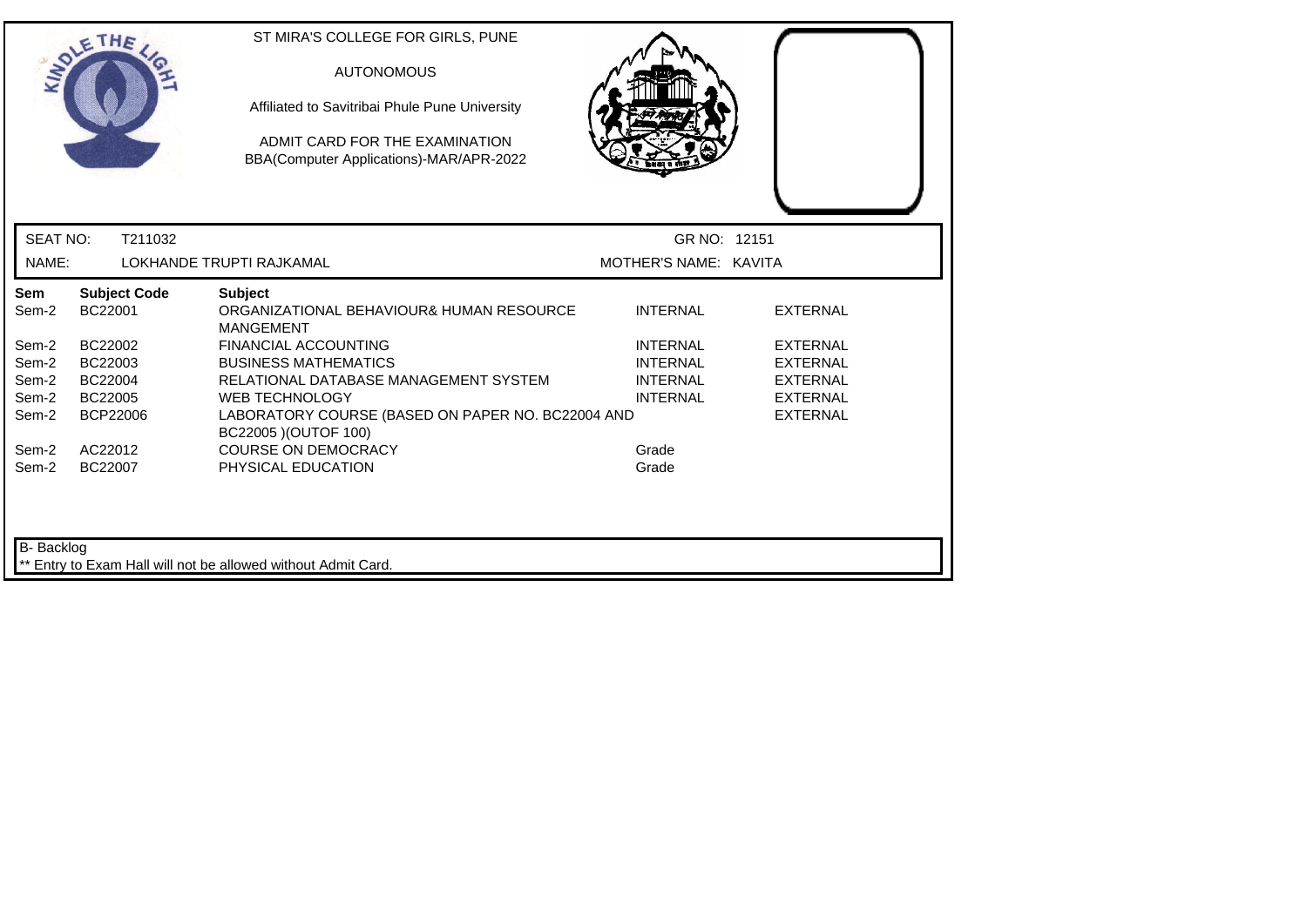ST MIRA'S COLLEGE FOR GIRLS, PUNE

AUTONOMOUS

Affiliated to Savitribai Phule Pune University

ADMIT CARD FOR THE EXAMINATION
BBA(Computer Applications)-MAR/APR-2022

| | | | |
|---|---|---|---|
| SEAT NO: | T211032 | GR NO: | 12151 |
| NAME: | LOKHANDE TRUPTI RAJKAMAL | MOTHER'S NAME: | KAVITA |

| Sem | Subject Code | Subject | | |
|---|---|---|---|---|
| Sem-2 | BC22001 | ORGANIZATIONAL BEHAVIOUR& HUMAN RESOURCE MANGEMENT | INTERNAL | EXTERNAL |
| Sem-2 | BC22002 | FINANCIAL ACCOUNTING | INTERNAL | EXTERNAL |
| Sem-2 | BC22003 | BUSINESS MATHEMATICS | INTERNAL | EXTERNAL |
| Sem-2 | BC22004 | RELATIONAL DATABASE MANAGEMENT SYSTEM | INTERNAL | EXTERNAL |
| Sem-2 | BC22005 | WEB TECHNOLOGY | INTERNAL | EXTERNAL |
| Sem-2 | BCP22006 | LABORATORY COURSE (BASED ON PAPER NO. BC22004 AND BC22005 )(OUTOF 100) | | EXTERNAL |
| Sem-2 | AC22012 | COURSE ON DEMOCRACY | Grade | |
| Sem-2 | BC22007 | PHYSICAL EDUCATION | Grade | |

B- Backlog

** Entry to Exam Hall will not be allowed without Admit Card.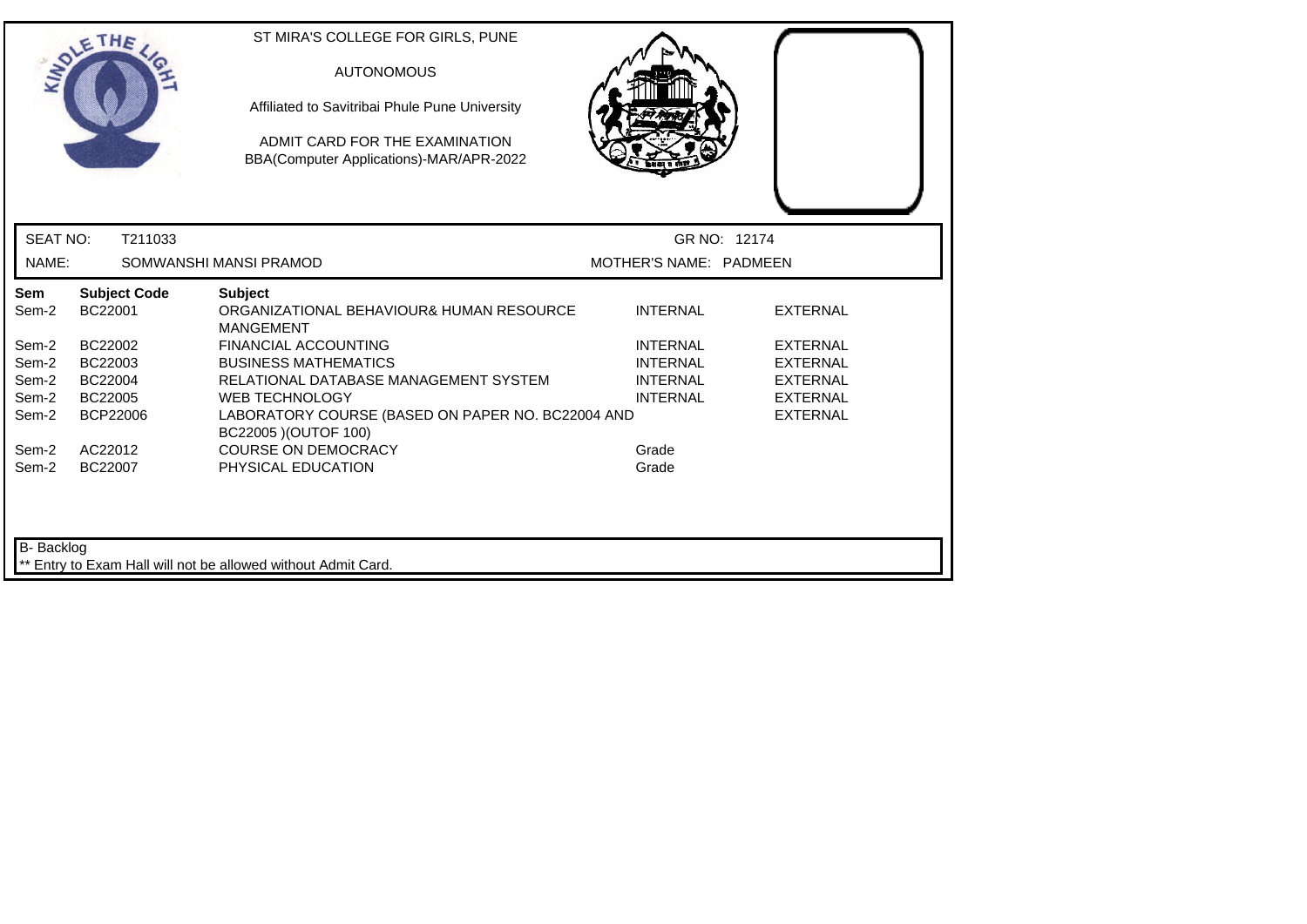ST MIRA'S COLLEGE FOR GIRLS, PUNE

AUTONOMOUS

Affiliated to Savitribai Phule Pune University

ADMIT CARD FOR THE EXAMINATION
BBA(Computer Applications)-MAR/APR-2022

SEAT NO: T211033 GR NO: 12174

NAME: SOMWANSHI MANSI PRAMOD MOTHER'S NAME: PADMEEN

| Sem | Subject Code | Subject | | |
|---|---|---|---|---|
| Sem-2 | BC22001 | ORGANIZATIONAL BEHAVIOUR& HUMAN RESOURCE MANGEMENT | INTERNAL | EXTERNAL |
| Sem-2 | BC22002 | FINANCIAL ACCOUNTING | INTERNAL | EXTERNAL |
| Sem-2 | BC22003 | BUSINESS MATHEMATICS | INTERNAL | EXTERNAL |
| Sem-2 | BC22004 | RELATIONAL DATABASE MANAGEMENT SYSTEM | INTERNAL | EXTERNAL |
| Sem-2 | BC22005 | WEB TECHNOLOGY | INTERNAL | EXTERNAL |
| Sem-2 | BCP22006 | LABORATORY COURSE (BASED ON PAPER NO. BC22004 AND BC22005 )(OUTOF 100) | | EXTERNAL |
| Sem-2 | AC22012 | COURSE ON DEMOCRACY | Grade | |
| Sem-2 | BC22007 | PHYSICAL EDUCATION | Grade | |

B- Backlog

** Entry to Exam Hall will not be allowed without Admit Card.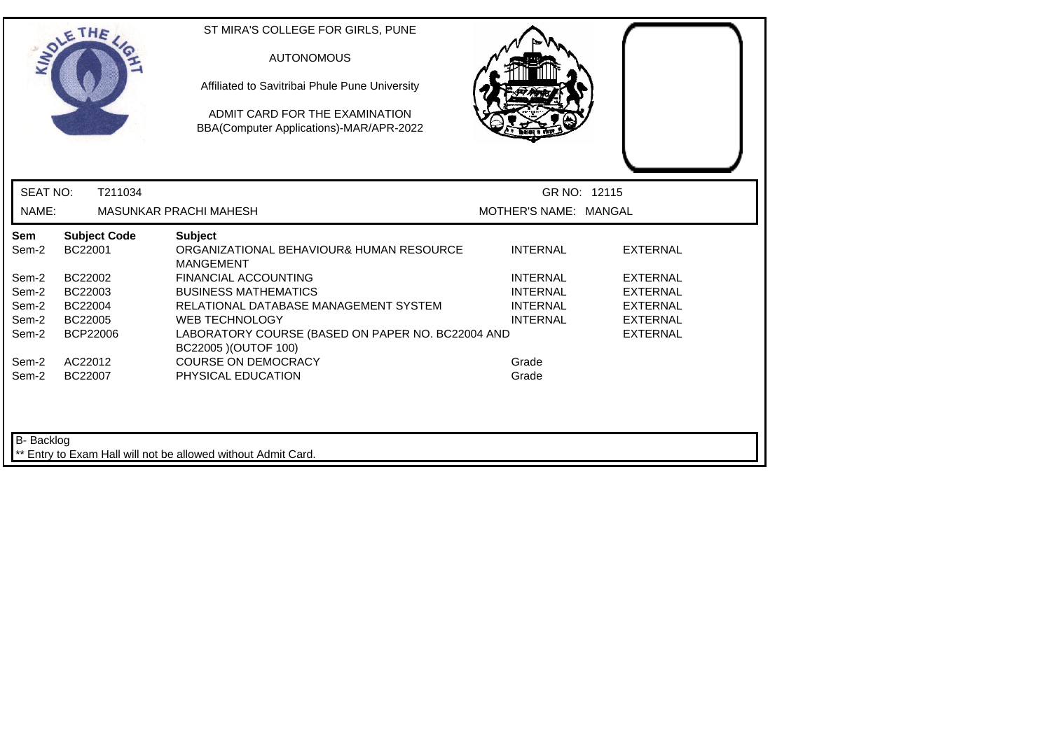ST MIRA'S COLLEGE FOR GIRLS, PUNE

AUTONOMOUS

Affiliated to Savitribai Phule Pune University

ADMIT CARD FOR THE EXAMINATION
BBA(Computer Applications)-MAR/APR-2022

SEAT NO: T211034 GR NO: 12115

NAME: MASUNKAR PRACHI MAHESH MOTHER'S NAME: MANGAL

| Sem | Subject Code | Subject | | |
|---|---|---|---|---|
| Sem-2 | BC22001 | ORGANIZATIONAL BEHAVIOUR& HUMAN RESOURCE MANGEMENT | INTERNAL | EXTERNAL |
| Sem-2 | BC22002 | FINANCIAL ACCOUNTING | INTERNAL | EXTERNAL |
| Sem-2 | BC22003 | BUSINESS MATHEMATICS | INTERNAL | EXTERNAL |
| Sem-2 | BC22004 | RELATIONAL DATABASE MANAGEMENT SYSTEM | INTERNAL | EXTERNAL |
| Sem-2 | BC22005 | WEB TECHNOLOGY | INTERNAL | EXTERNAL |
| Sem-2 | BCP22006 | LABORATORY COURSE (BASED ON PAPER NO. BC22004 AND BC22005 )(OUTOF 100) | | EXTERNAL |
| Sem-2 | AC22012 | COURSE ON DEMOCRACY | Grade | |
| Sem-2 | BC22007 | PHYSICAL EDUCATION | Grade | |

B- Backlog

** Entry to Exam Hall will not be allowed without Admit Card.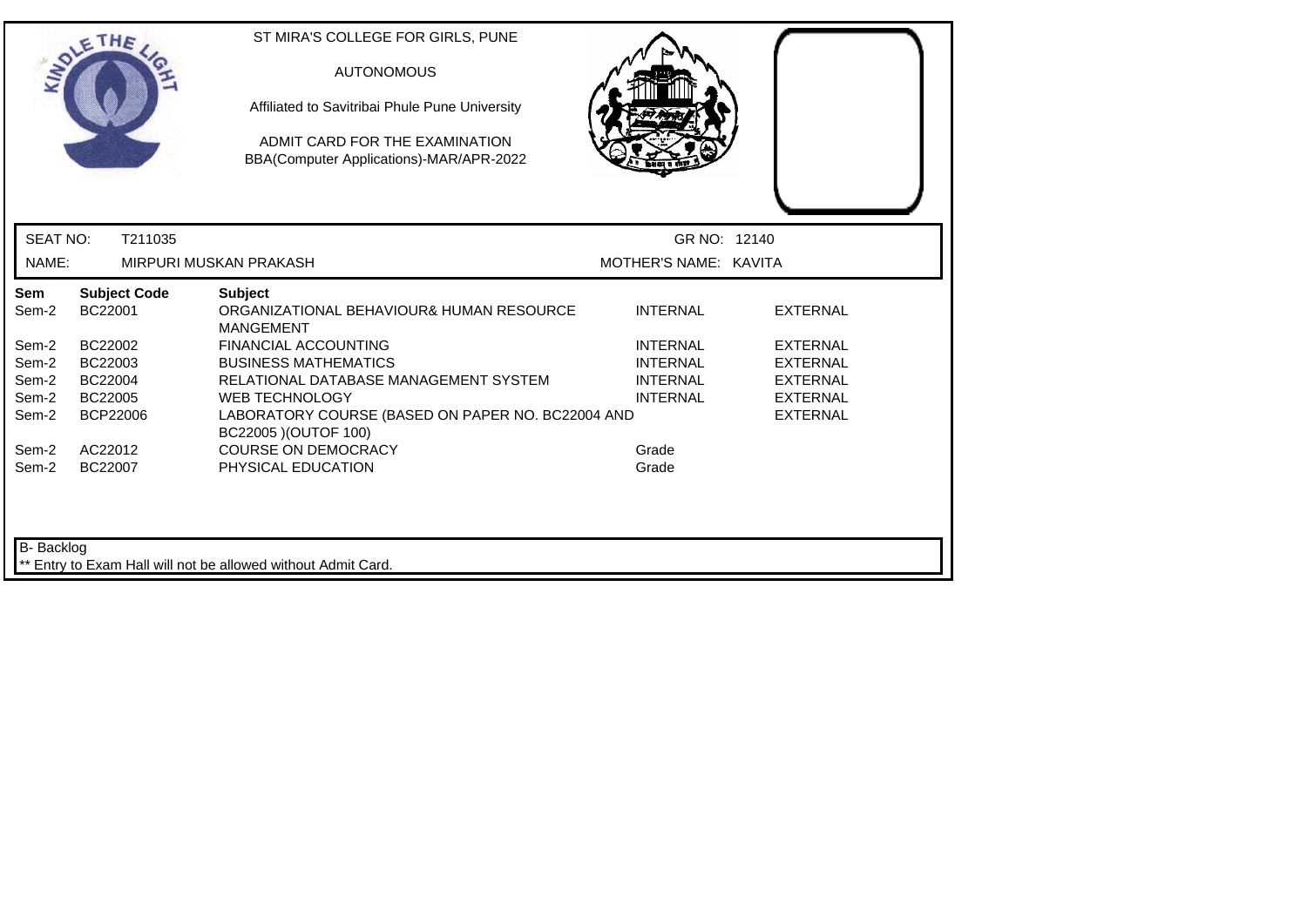ST MIRA'S COLLEGE FOR GIRLS, PUNE

AUTONOMOUS

Affiliated to Savitribai Phule Pune University

ADMIT CARD FOR THE EXAMINATION
BBA(Computer Applications)-MAR/APR-2022

SEAT NO: T211035 GR NO: 12140

NAME: MIRPURI MUSKAN PRAKASH MOTHER'S NAME: KAVITA

| Sem | Subject Code | Subject | | |
|---|---|---|---|---|
| Sem-2 | BC22001 | ORGANIZATIONAL BEHAVIOUR& HUMAN RESOURCE MANGEMENT | INTERNAL | EXTERNAL |
| Sem-2 | BC22002 | FINANCIAL ACCOUNTING | INTERNAL | EXTERNAL |
| Sem-2 | BC22003 | BUSINESS MATHEMATICS | INTERNAL | EXTERNAL |
| Sem-2 | BC22004 | RELATIONAL DATABASE MANAGEMENT SYSTEM | INTERNAL | EXTERNAL |
| Sem-2 | BC22005 | WEB TECHNOLOGY | INTERNAL | EXTERNAL |
| Sem-2 | BCP22006 | LABORATORY COURSE (BASED ON PAPER NO. BC22004 AND BC22005 )(OUTOF 100) | | EXTERNAL |
| Sem-2 | AC22012 | COURSE ON DEMOCRACY | Grade | |
| Sem-2 | BC22007 | PHYSICAL EDUCATION | Grade | |

B- Backlog

** Entry to Exam Hall will not be allowed without Admit Card.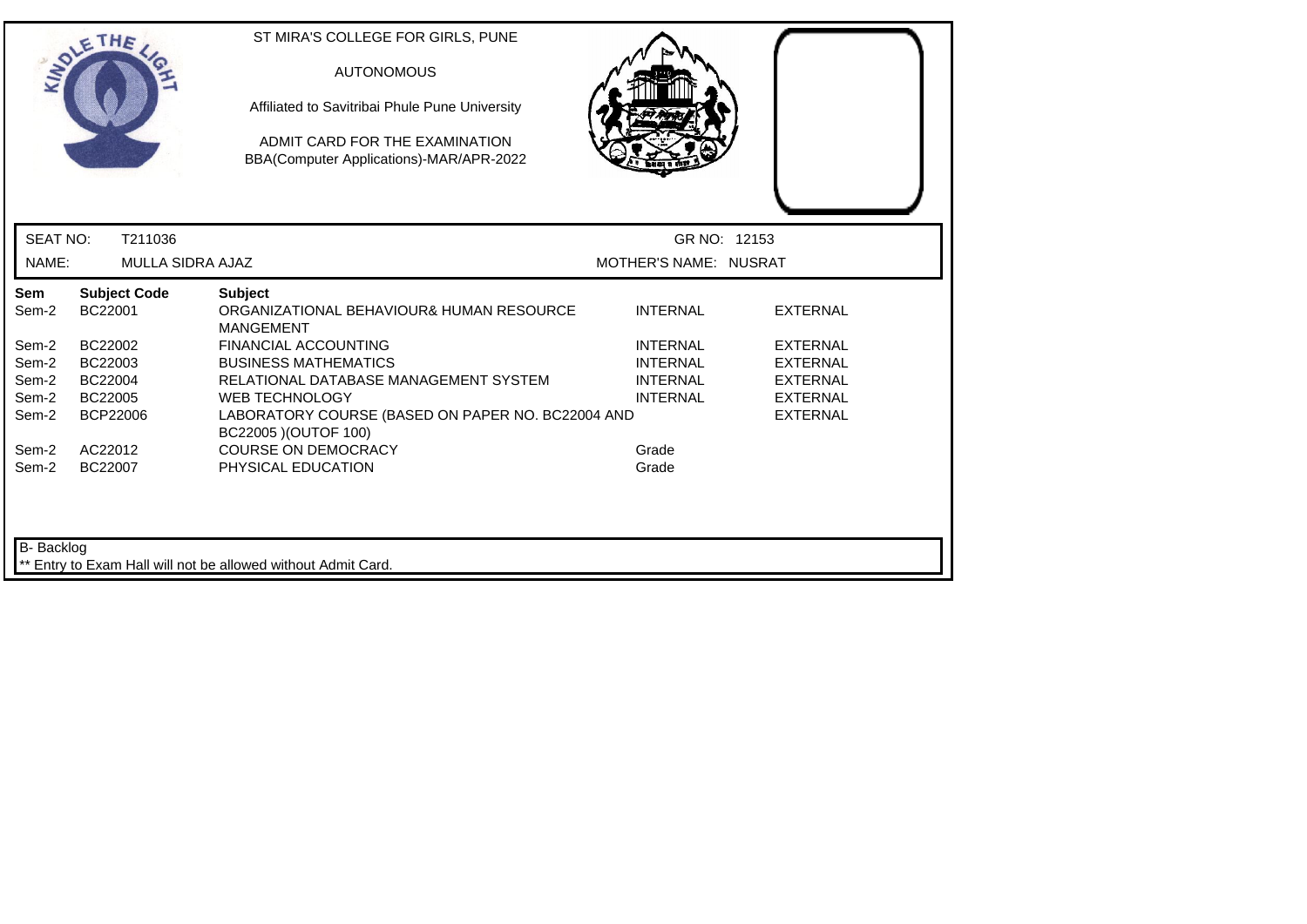ST MIRA'S COLLEGE FOR GIRLS, PUNE

AUTONOMOUS

Affiliated to Savitribai Phule Pune University

ADMIT CARD FOR THE EXAMINATION
BBA(Computer Applications)-MAR/APR-2022

SEAT NO: T211036 GR NO: 12153

NAME: MULLA SIDRA AJAZ MOTHER'S NAME: NUSRAT

| Sem | Subject Code | Subject | | |
|---|---|---|---|---|
| Sem-2 | BC22001 | ORGANIZATIONAL BEHAVIOUR& HUMAN RESOURCE MANGEMENT | INTERNAL | EXTERNAL |
| Sem-2 | BC22002 | FINANCIAL ACCOUNTING | INTERNAL | EXTERNAL |
| Sem-2 | BC22003 | BUSINESS MATHEMATICS | INTERNAL | EXTERNAL |
| Sem-2 | BC22004 | RELATIONAL DATABASE MANAGEMENT SYSTEM | INTERNAL | EXTERNAL |
| Sem-2 | BC22005 | WEB TECHNOLOGY | INTERNAL | EXTERNAL |
| Sem-2 | BCP22006 | LABORATORY COURSE (BASED ON PAPER NO. BC22004 AND BC22005 )(OUTOF 100) | | EXTERNAL |
| Sem-2 | AC22012 | COURSE ON DEMOCRACY | Grade | |
| Sem-2 | BC22007 | PHYSICAL EDUCATION | Grade | |

B- Backlog

** Entry to Exam Hall will not be allowed without Admit Card.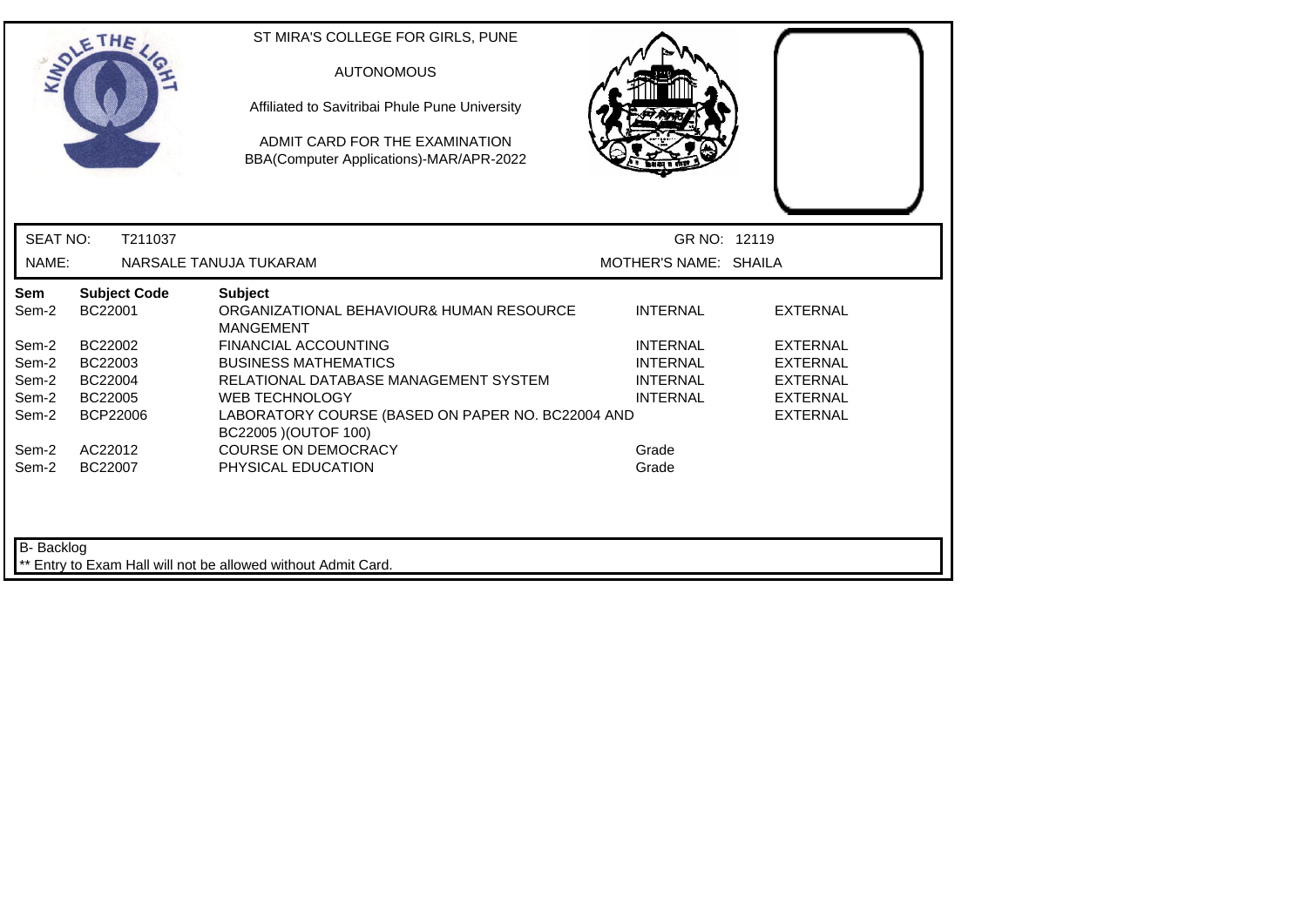ST MIRA'S COLLEGE FOR GIRLS, PUNE

AUTONOMOUS

Affiliated to Savitribai Phule Pune University

ADMIT CARD FOR THE EXAMINATION
BBA(Computer Applications)-MAR/APR-2022

SEAT NO: T211037 GR NO: 12119

NAME: NARSALE TANUJA TUKARAM MOTHER'S NAME: SHAILA

| Sem | Subject Code | Subject | | |
|---|---|---|---|---|
| Sem-2 | BC22001 | ORGANIZATIONAL BEHAVIOUR& HUMAN RESOURCE MANGEMENT | INTERNAL | EXTERNAL |
| Sem-2 | BC22002 | FINANCIAL ACCOUNTING | INTERNAL | EXTERNAL |
| Sem-2 | BC22003 | BUSINESS MATHEMATICS | INTERNAL | EXTERNAL |
| Sem-2 | BC22004 | RELATIONAL DATABASE MANAGEMENT SYSTEM | INTERNAL | EXTERNAL |
| Sem-2 | BC22005 | WEB TECHNOLOGY | INTERNAL | EXTERNAL |
| Sem-2 | BCP22006 | LABORATORY COURSE (BASED ON PAPER NO. BC22004 AND BC22005 )(OUTOF 100) | | EXTERNAL |
| Sem-2 | AC22012 | COURSE ON DEMOCRACY | Grade | |
| Sem-2 | BC22007 | PHYSICAL EDUCATION | Grade | |

B- Backlog

** Entry to Exam Hall will not be allowed without Admit Card.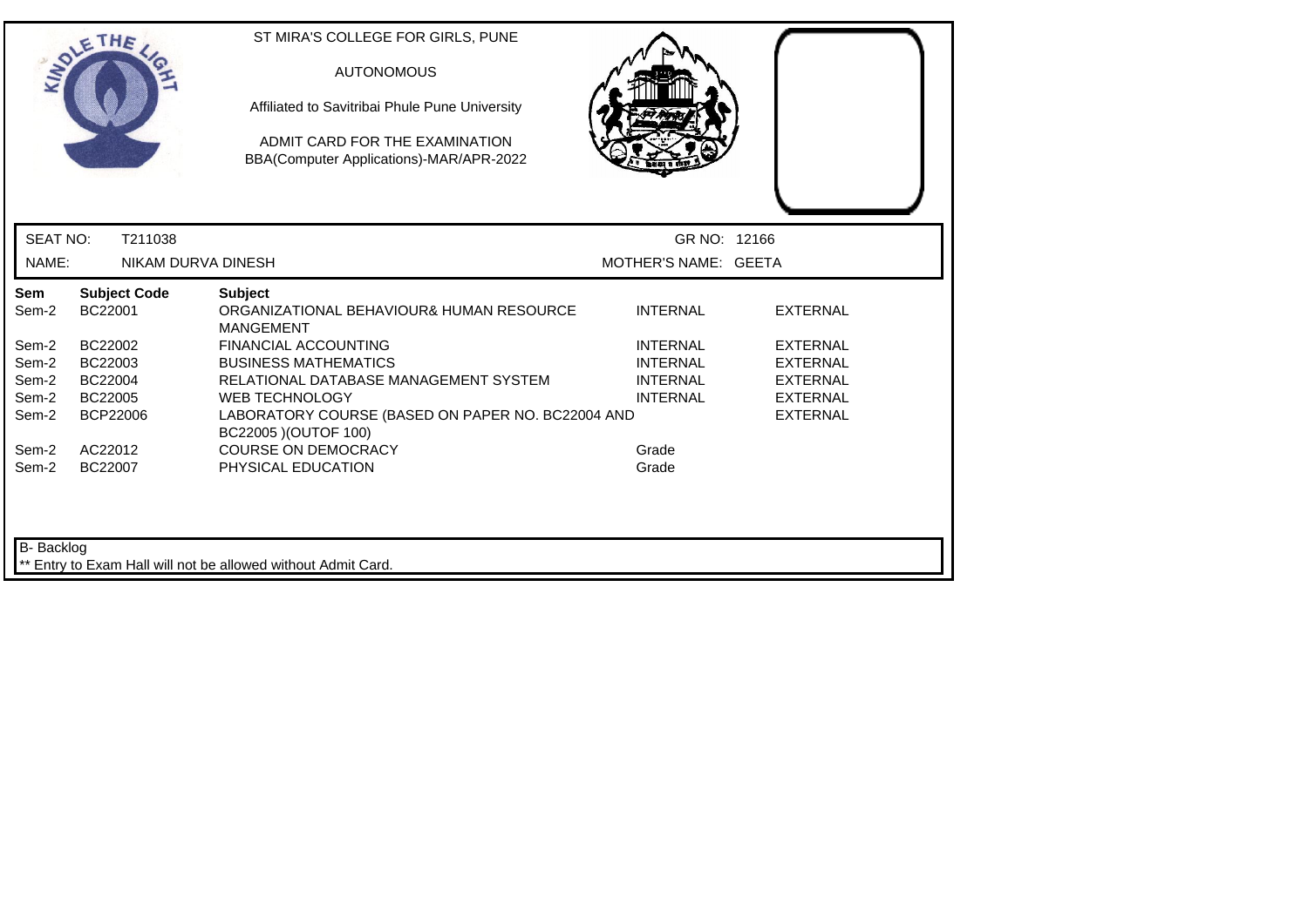ST MIRA'S COLLEGE FOR GIRLS, PUNE

AUTONOMOUS

Affiliated to Savitribai Phule Pune University

ADMIT CARD FOR THE EXAMINATION
BBA(Computer Applications)-MAR/APR-2022

SEAT NO: T211038 GR NO: 12166

NAME: NIKAM DURVA DINESH MOTHER'S NAME: GEETA

| Sem | Subject Code | Subject | | |
|---|---|---|---|---|
| Sem-2 | BC22001 | ORGANIZATIONAL BEHAVIOUR& HUMAN RESOURCE MANGEMENT | INTERNAL | EXTERNAL |
| Sem-2 | BC22002 | FINANCIAL ACCOUNTING | INTERNAL | EXTERNAL |
| Sem-2 | BC22003 | BUSINESS MATHEMATICS | INTERNAL | EXTERNAL |
| Sem-2 | BC22004 | RELATIONAL DATABASE MANAGEMENT SYSTEM | INTERNAL | EXTERNAL |
| Sem-2 | BC22005 | WEB TECHNOLOGY | INTERNAL | EXTERNAL |
| Sem-2 | BCP22006 | LABORATORY COURSE (BASED ON PAPER NO. BC22004 AND BC22005 )(OUTOF 100) | | EXTERNAL |
| Sem-2 | AC22012 | COURSE ON DEMOCRACY | Grade | |
| Sem-2 | BC22007 | PHYSICAL EDUCATION | Grade | |

B- Backlog

** Entry to Exam Hall will not be allowed without Admit Card.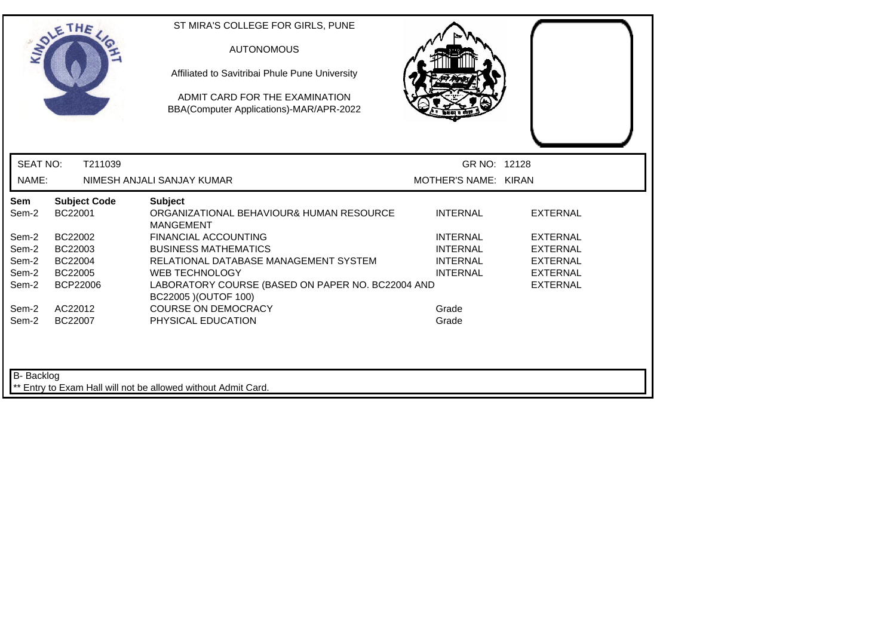ST MIRA'S COLLEGE FOR GIRLS, PUNE

AUTONOMOUS

Affiliated to Savitribai Phule Pune University

ADMIT CARD FOR THE EXAMINATION
BBA(Computer Applications)-MAR/APR-2022

SEAT NO: T211039 GR NO: 12128

NAME: NIMESH ANJALI SANJAY KUMAR MOTHER'S NAME: KIRAN

| Sem | Subject Code | Subject | | |
|---|---|---|---|---|
| Sem-2 | BC22001 | ORGANIZATIONAL BEHAVIOUR& HUMAN RESOURCE MANGEMENT | INTERNAL | EXTERNAL |
| Sem-2 | BC22002 | FINANCIAL ACCOUNTING | INTERNAL | EXTERNAL |
| Sem-2 | BC22003 | BUSINESS MATHEMATICS | INTERNAL | EXTERNAL |
| Sem-2 | BC22004 | RELATIONAL DATABASE MANAGEMENT SYSTEM | INTERNAL | EXTERNAL |
| Sem-2 | BC22005 | WEB TECHNOLOGY | INTERNAL | EXTERNAL |
| Sem-2 | BCP22006 | LABORATORY COURSE (BASED ON PAPER NO. BC22004 AND BC22005 )(OUTOF 100) | | EXTERNAL |
| Sem-2 | AC22012 | COURSE ON DEMOCRACY | Grade | |
| Sem-2 | BC22007 | PHYSICAL EDUCATION | Grade | |

B- Backlog

** Entry to Exam Hall will not be allowed without Admit Card.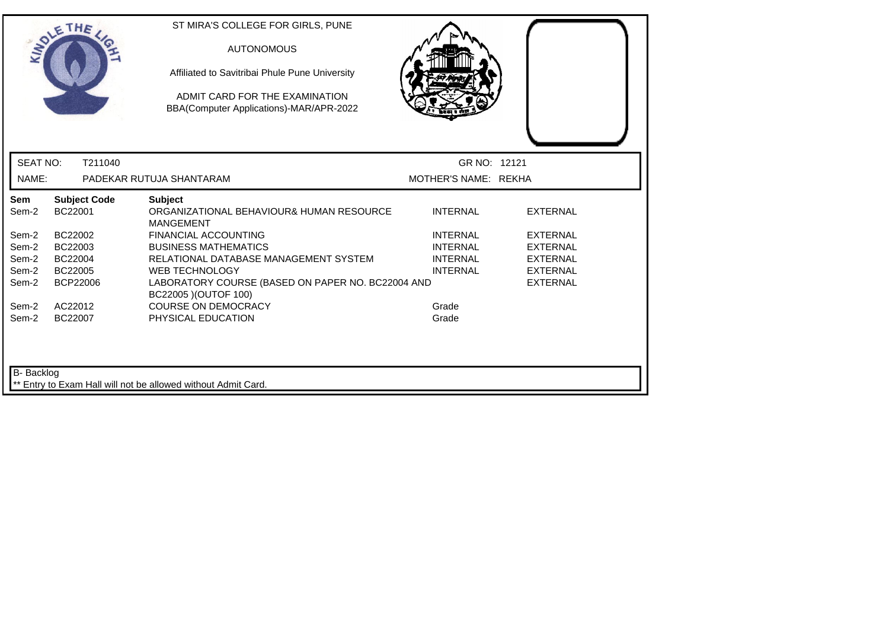ST MIRA'S COLLEGE FOR GIRLS, PUNE

AUTONOMOUS

Affiliated to Savitribai Phule Pune University

ADMIT CARD FOR THE EXAMINATION
BBA(Computer Applications)-MAR/APR-2022

SEAT NO: T211040 GR NO: 12121

NAME: PADEKAR RUTUJA SHANTARAM MOTHER'S NAME: REKHA

| Sem | Subject Code | Subject | | |
|---|---|---|---|---|
| Sem-2 | BC22001 | ORGANIZATIONAL BEHAVIOUR& HUMAN RESOURCE MANGEMENT | INTERNAL | EXTERNAL |
| Sem-2 | BC22002 | FINANCIAL ACCOUNTING | INTERNAL | EXTERNAL |
| Sem-2 | BC22003 | BUSINESS MATHEMATICS | INTERNAL | EXTERNAL |
| Sem-2 | BC22004 | RELATIONAL DATABASE MANAGEMENT SYSTEM | INTERNAL | EXTERNAL |
| Sem-2 | BC22005 | WEB TECHNOLOGY | INTERNAL | EXTERNAL |
| Sem-2 | BCP22006 | LABORATORY COURSE (BASED ON PAPER NO. BC22004 AND BC22005 )(OUTOF 100) | | EXTERNAL |
| Sem-2 | AC22012 | COURSE ON DEMOCRACY | Grade | |
| Sem-2 | BC22007 | PHYSICAL EDUCATION | Grade | |

B- Backlog

** Entry to Exam Hall will not be allowed without Admit Card.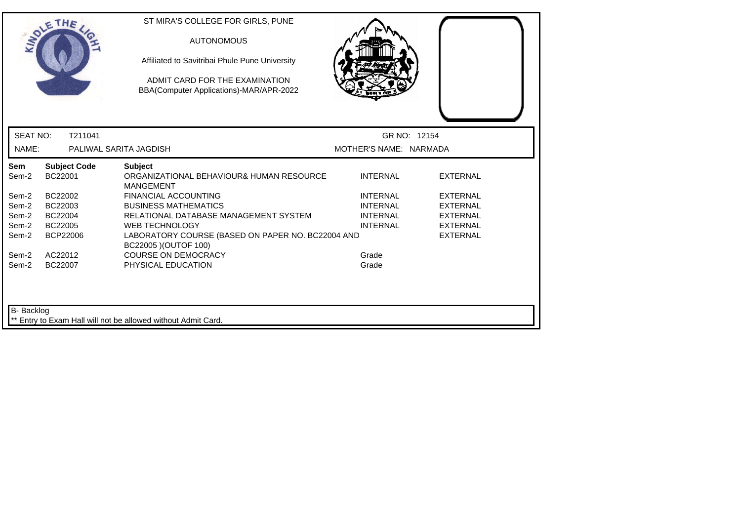ST MIRA'S COLLEGE FOR GIRLS, PUNE

AUTONOMOUS

Affiliated to Savitribai Phule Pune University

ADMIT CARD FOR THE EXAMINATION
BBA(Computer Applications)-MAR/APR-2022

SEAT NO: T211041 GR NO: 12154

NAME: PALIWAL SARITA JAGDISH MOTHER'S NAME: NARMADA

| Sem | Subject Code | Subject | | |
|---|---|---|---|---|
| Sem-2 | BC22001 | ORGANIZATIONAL BEHAVIOUR& HUMAN RESOURCE MANGEMENT | INTERNAL | EXTERNAL |
| Sem-2 | BC22002 | FINANCIAL ACCOUNTING | INTERNAL | EXTERNAL |
| Sem-2 | BC22003 | BUSINESS MATHEMATICS | INTERNAL | EXTERNAL |
| Sem-2 | BC22004 | RELATIONAL DATABASE MANAGEMENT SYSTEM | INTERNAL | EXTERNAL |
| Sem-2 | BC22005 | WEB TECHNOLOGY | INTERNAL | EXTERNAL |
| Sem-2 | BCP22006 | LABORATORY COURSE (BASED ON PAPER NO. BC22004 AND BC22005 )(OUTOF 100) | | EXTERNAL |
| Sem-2 | AC22012 | COURSE ON DEMOCRACY | Grade | |
| Sem-2 | BC22007 | PHYSICAL EDUCATION | Grade | |

B- Backlog

** Entry to Exam Hall will not be allowed without Admit Card.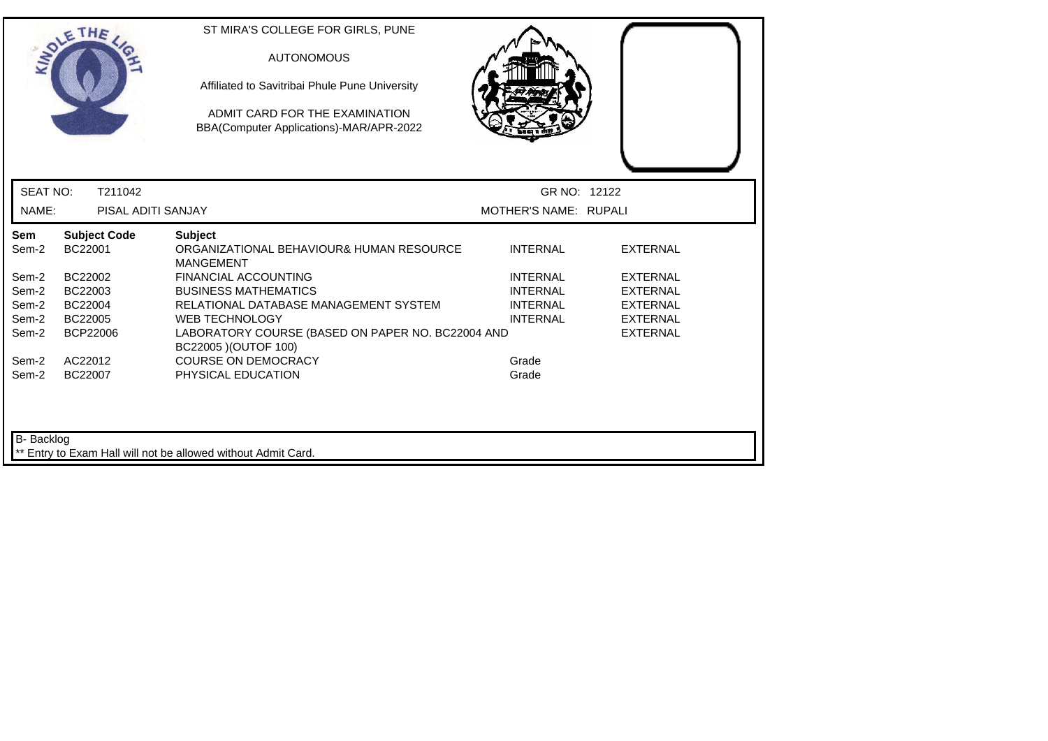ST MIRA'S COLLEGE FOR GIRLS, PUNE

AUTONOMOUS

Affiliated to Savitribai Phule Pune University

ADMIT CARD FOR THE EXAMINATION
BBA(Computer Applications)-MAR/APR-2022

SEAT NO: T211042

GR NO: 12122

NAME: PISAL ADITI SANJAY

MOTHER'S NAME: RUPALI

| Sem | Subject Code | Subject | | |
|---|---|---|---|---|
| Sem-2 | BC22001 | ORGANIZATIONAL BEHAVIOUR& HUMAN RESOURCE MANGEMENT | INTERNAL | EXTERNAL |
| Sem-2 | BC22002 | FINANCIAL ACCOUNTING | INTERNAL | EXTERNAL |
| Sem-2 | BC22003 | BUSINESS MATHEMATICS | INTERNAL | EXTERNAL |
| Sem-2 | BC22004 | RELATIONAL DATABASE MANAGEMENT SYSTEM | INTERNAL | EXTERNAL |
| Sem-2 | BC22005 | WEB TECHNOLOGY | INTERNAL | EXTERNAL |
| Sem-2 | BCP22006 | LABORATORY COURSE (BASED ON PAPER NO. BC22004 AND BC22005 )(OUTOF 100) | | EXTERNAL |
| Sem-2 | AC22012 | COURSE ON DEMOCRACY | Grade | |
| Sem-2 | BC22007 | PHYSICAL EDUCATION | Grade | |

B- Backlog

** Entry to Exam Hall will not be allowed without Admit Card.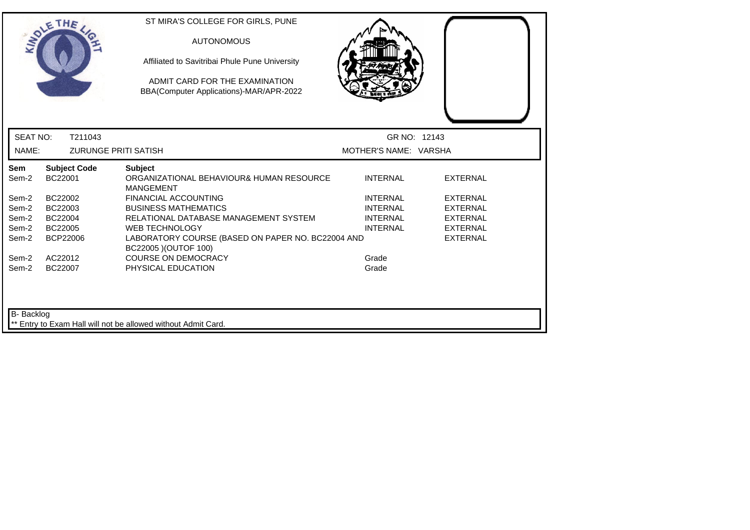ST MIRA'S COLLEGE FOR GIRLS, PUNE

AUTONOMOUS

Affiliated to Savitribai Phule Pune University

ADMIT CARD FOR THE EXAMINATION
BBA(Computer Applications)-MAR/APR-2022

SEAT NO: T211043 GR NO: 12143

NAME: ZURUNGE PRITI SATISH MOTHER'S NAME: VARSHA

| Sem | Subject Code | Subject | | |
|---|---|---|---|---|
| Sem-2 | BC22001 | ORGANIZATIONAL BEHAVIOUR& HUMAN RESOURCE MANGEMENT | INTERNAL | EXTERNAL |
| Sem-2 | BC22002 | FINANCIAL ACCOUNTING | INTERNAL | EXTERNAL |
| Sem-2 | BC22003 | BUSINESS MATHEMATICS | INTERNAL | EXTERNAL |
| Sem-2 | BC22004 | RELATIONAL DATABASE MANAGEMENT SYSTEM | INTERNAL | EXTERNAL |
| Sem-2 | BC22005 | WEB TECHNOLOGY | INTERNAL | EXTERNAL |
| Sem-2 | BCP22006 | LABORATORY COURSE (BASED ON PAPER NO. BC22004 AND BC22005 )(OUTOF 100) | | EXTERNAL |
| Sem-2 | AC22012 | COURSE ON DEMOCRACY | Grade | |
| Sem-2 | BC22007 | PHYSICAL EDUCATION | Grade | |

B- Backlog

** Entry to Exam Hall will not be allowed without Admit Card.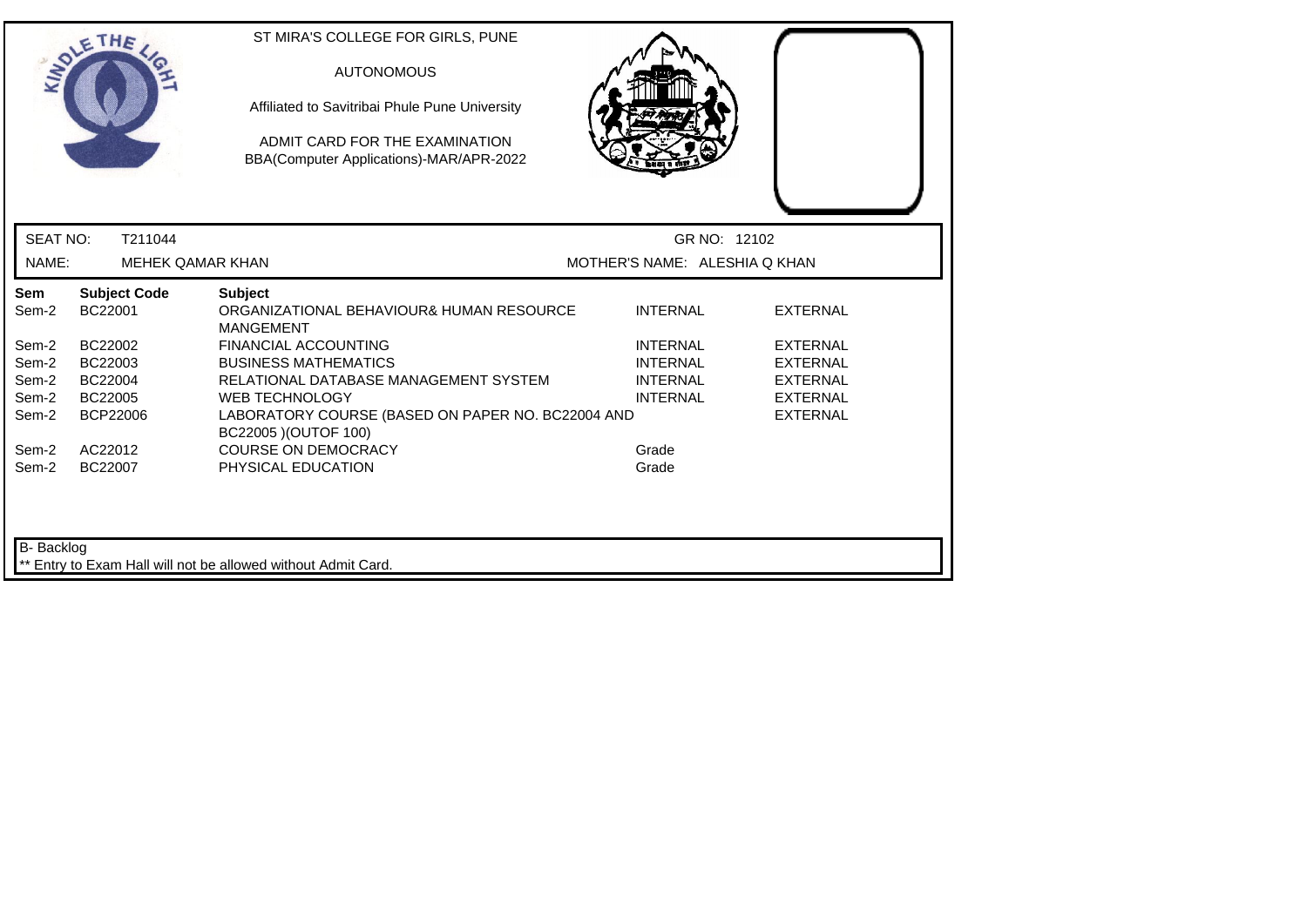ST MIRA'S COLLEGE FOR GIRLS, PUNE

AUTONOMOUS

Affiliated to Savitribai Phule Pune University

ADMIT CARD FOR THE EXAMINATION
BBA(Computer Applications)-MAR/APR-2022

SEAT NO: T211044 GR NO: 12102

NAME: MEHEK QAMAR KHAN MOTHER'S NAME: ALESHIA Q KHAN

| Sem | Subject Code | Subject | | |
|---|---|---|---|---|
| Sem-2 | BC22001 | ORGANIZATIONAL BEHAVIOUR& HUMAN RESOURCE MANGEMENT | INTERNAL | EXTERNAL |
| Sem-2 | BC22002 | FINANCIAL ACCOUNTING | INTERNAL | EXTERNAL |
| Sem-2 | BC22003 | BUSINESS MATHEMATICS | INTERNAL | EXTERNAL |
| Sem-2 | BC22004 | RELATIONAL DATABASE MANAGEMENT SYSTEM | INTERNAL | EXTERNAL |
| Sem-2 | BC22005 | WEB TECHNOLOGY | INTERNAL | EXTERNAL |
| Sem-2 | BCP22006 | LABORATORY COURSE (BASED ON PAPER NO. BC22004 AND BC22005 )(OUTOF 100) | | EXTERNAL |
| Sem-2 | AC22012 | COURSE ON DEMOCRACY | Grade | |
| Sem-2 | BC22007 | PHYSICAL EDUCATION | Grade | |

B- Backlog

** Entry to Exam Hall will not be allowed without Admit Card.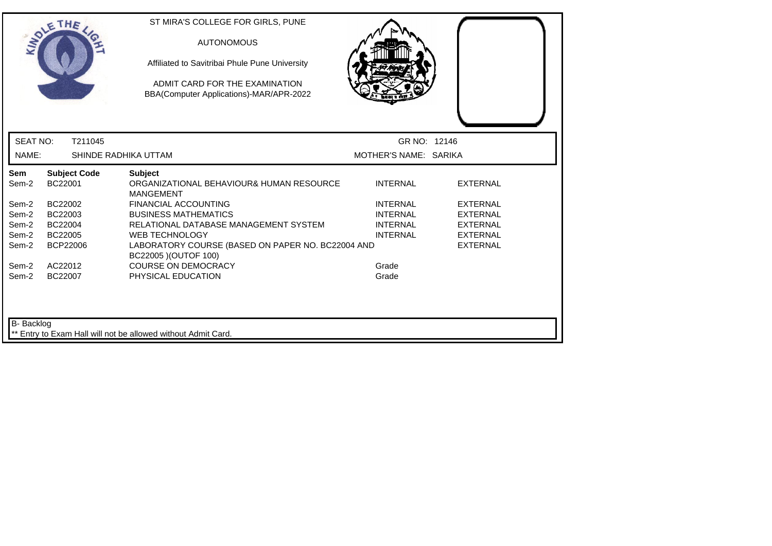ST MIRA'S COLLEGE FOR GIRLS, PUNE

AUTONOMOUS

Affiliated to Savitribai Phule Pune University

ADMIT CARD FOR THE EXAMINATION
BBA(Computer Applications)-MAR/APR-2022

SEAT NO: T211045 GR NO: 12146

NAME: SHINDE RADHIKA UTTAM MOTHER'S NAME: SARIKA

| Sem | Subject Code | Subject | | |
|---|---|---|---|---|
| Sem-2 | BC22001 | ORGANIZATIONAL BEHAVIOUR& HUMAN RESOURCE MANGEMENT | INTERNAL | EXTERNAL |
| Sem-2 | BC22002 | FINANCIAL ACCOUNTING | INTERNAL | EXTERNAL |
| Sem-2 | BC22003 | BUSINESS MATHEMATICS | INTERNAL | EXTERNAL |
| Sem-2 | BC22004 | RELATIONAL DATABASE MANAGEMENT SYSTEM | INTERNAL | EXTERNAL |
| Sem-2 | BC22005 | WEB TECHNOLOGY | INTERNAL | EXTERNAL |
| Sem-2 | BCP22006 | LABORATORY COURSE (BASED ON PAPER NO. BC22004 AND BC22005 )(OUTOF 100) | | EXTERNAL |
| Sem-2 | AC22012 | COURSE ON DEMOCRACY | Grade | |
| Sem-2 | BC22007 | PHYSICAL EDUCATION | Grade | |

B- Backlog

** Entry to Exam Hall will not be allowed without Admit Card.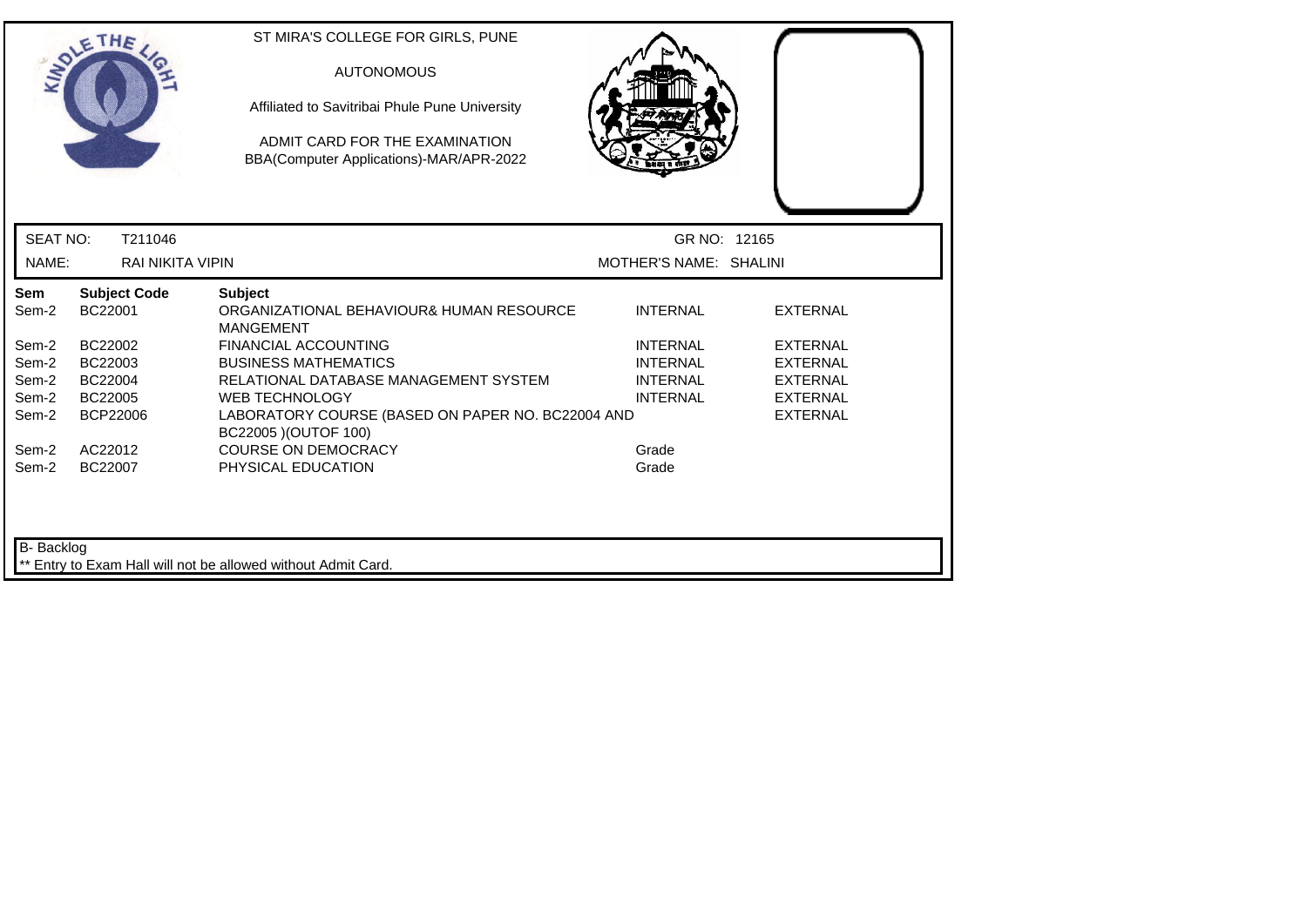ST MIRA'S COLLEGE FOR GIRLS, PUNE

AUTONOMOUS

Affiliated to Savitribai Phule Pune University

ADMIT CARD FOR THE EXAMINATION
BBA(Computer Applications)-MAR/APR-2022

SEAT NO: T211046 GR NO: 12165

NAME: RAI NIKITA VIPIN MOTHER'S NAME: SHALINI

| Sem | Subject Code | Subject | | |
|---|---|---|---|---|
| Sem-2 | BC22001 | ORGANIZATIONAL BEHAVIOUR& HUMAN RESOURCE MANGEMENT | INTERNAL | EXTERNAL |
| Sem-2 | BC22002 | FINANCIAL ACCOUNTING | INTERNAL | EXTERNAL |
| Sem-2 | BC22003 | BUSINESS MATHEMATICS | INTERNAL | EXTERNAL |
| Sem-2 | BC22004 | RELATIONAL DATABASE MANAGEMENT SYSTEM | INTERNAL | EXTERNAL |
| Sem-2 | BC22005 | WEB TECHNOLOGY | INTERNAL | EXTERNAL |
| Sem-2 | BCP22006 | LABORATORY COURSE (BASED ON PAPER NO. BC22004 AND BC22005 )(OUTOF 100) | | EXTERNAL |
| Sem-2 | AC22012 | COURSE ON DEMOCRACY | Grade | |
| Sem-2 | BC22007 | PHYSICAL EDUCATION | Grade | |

B- Backlog

** Entry to Exam Hall will not be allowed without Admit Card.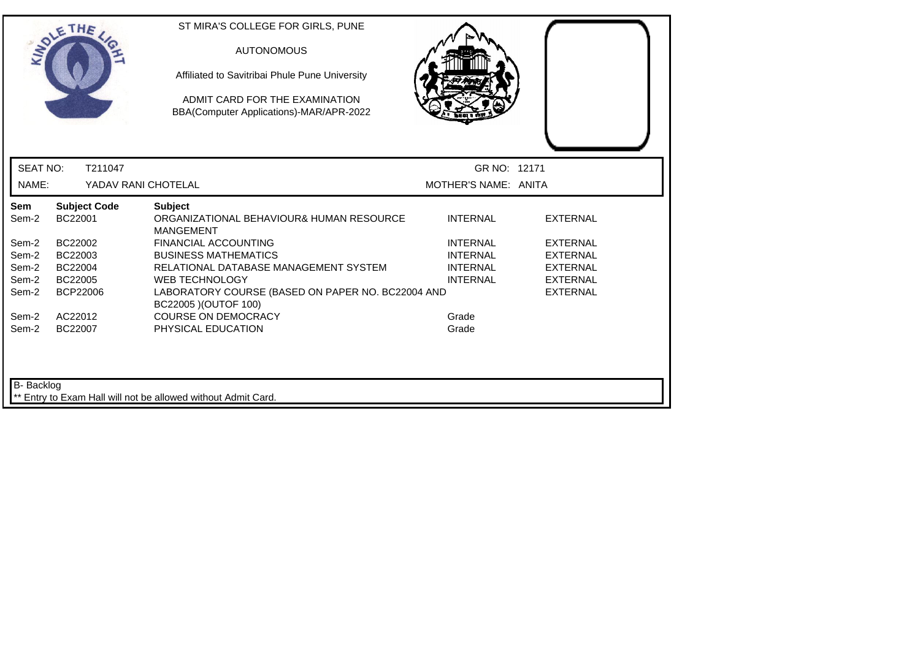ST MIRA'S COLLEGE FOR GIRLS, PUNE

AUTONOMOUS

Affiliated to Savitribai Phule Pune University

ADMIT CARD FOR THE EXAMINATION
BBA(Computer Applications)-MAR/APR-2022

SEAT NO: T211047 | GR NO: 12171

NAME: YADAV RANI CHOTELAL | MOTHER'S NAME: ANITA

| Sem | Subject Code | Subject | | |
|---|---|---|---|---|
| Sem-2 | BC22001 | ORGANIZATIONAL BEHAVIOUR& HUMAN RESOURCE MANGEMENT | INTERNAL | EXTERNAL |
| Sem-2 | BC22002 | FINANCIAL ACCOUNTING | INTERNAL | EXTERNAL |
| Sem-2 | BC22003 | BUSINESS MATHEMATICS | INTERNAL | EXTERNAL |
| Sem-2 | BC22004 | RELATIONAL DATABASE MANAGEMENT SYSTEM | INTERNAL | EXTERNAL |
| Sem-2 | BC22005 | WEB TECHNOLOGY | INTERNAL | EXTERNAL |
| Sem-2 | BCP22006 | LABORATORY COURSE (BASED ON PAPER NO. BC22004 AND BC22005 )(OUTOF 100) | | EXTERNAL |
| Sem-2 | AC22012 | COURSE ON DEMOCRACY | Grade | |
| Sem-2 | BC22007 | PHYSICAL EDUCATION | Grade | |

B- Backlog

** Entry to Exam Hall will not be allowed without Admit Card.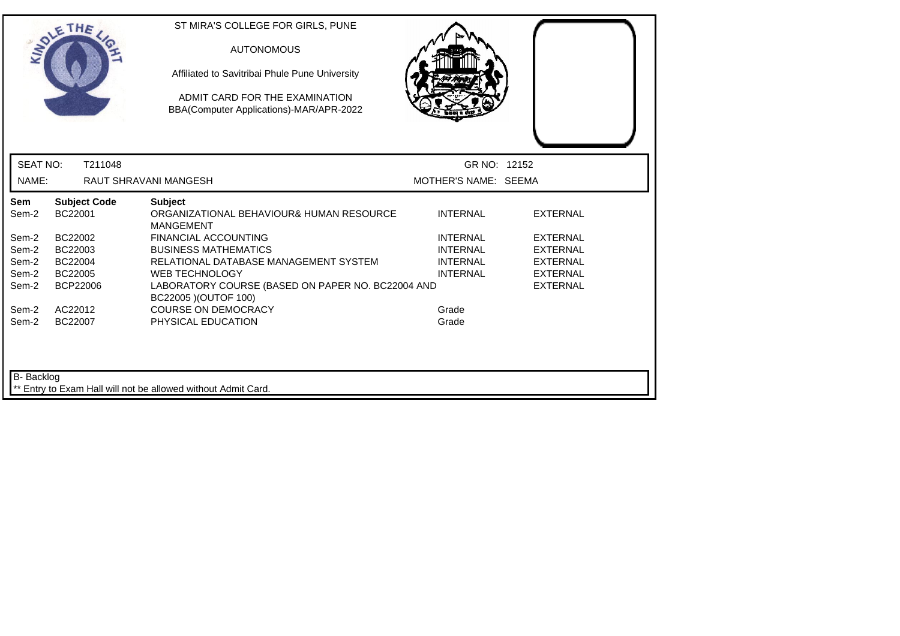ST MIRA'S COLLEGE FOR GIRLS, PUNE

AUTONOMOUS

Affiliated to Savitribai Phule Pune University

ADMIT CARD FOR THE EXAMINATION
BBA(Computer Applications)-MAR/APR-2022

SEAT NO: T211048 GR NO: 12152

NAME: RAUT SHRAVANI MANGESH MOTHER'S NAME: SEEMA

| Sem | Subject Code | Subject | | |
|---|---|---|---|---|
| Sem-2 | BC22001 | ORGANIZATIONAL BEHAVIOUR& HUMAN RESOURCE MANGEMENT | INTERNAL | EXTERNAL |
| Sem-2 | BC22002 | FINANCIAL ACCOUNTING | INTERNAL | EXTERNAL |
| Sem-2 | BC22003 | BUSINESS MATHEMATICS | INTERNAL | EXTERNAL |
| Sem-2 | BC22004 | RELATIONAL DATABASE MANAGEMENT SYSTEM | INTERNAL | EXTERNAL |
| Sem-2 | BC22005 | WEB TECHNOLOGY | INTERNAL | EXTERNAL |
| Sem-2 | BCP22006 | LABORATORY COURSE (BASED ON PAPER NO. BC22004 AND BC22005 )(OUTOF 100) | | EXTERNAL |
| Sem-2 | AC22012 | COURSE ON DEMOCRACY | Grade | |
| Sem-2 | BC22007 | PHYSICAL EDUCATION | Grade | |

B- Backlog

** Entry to Exam Hall will not be allowed without Admit Card.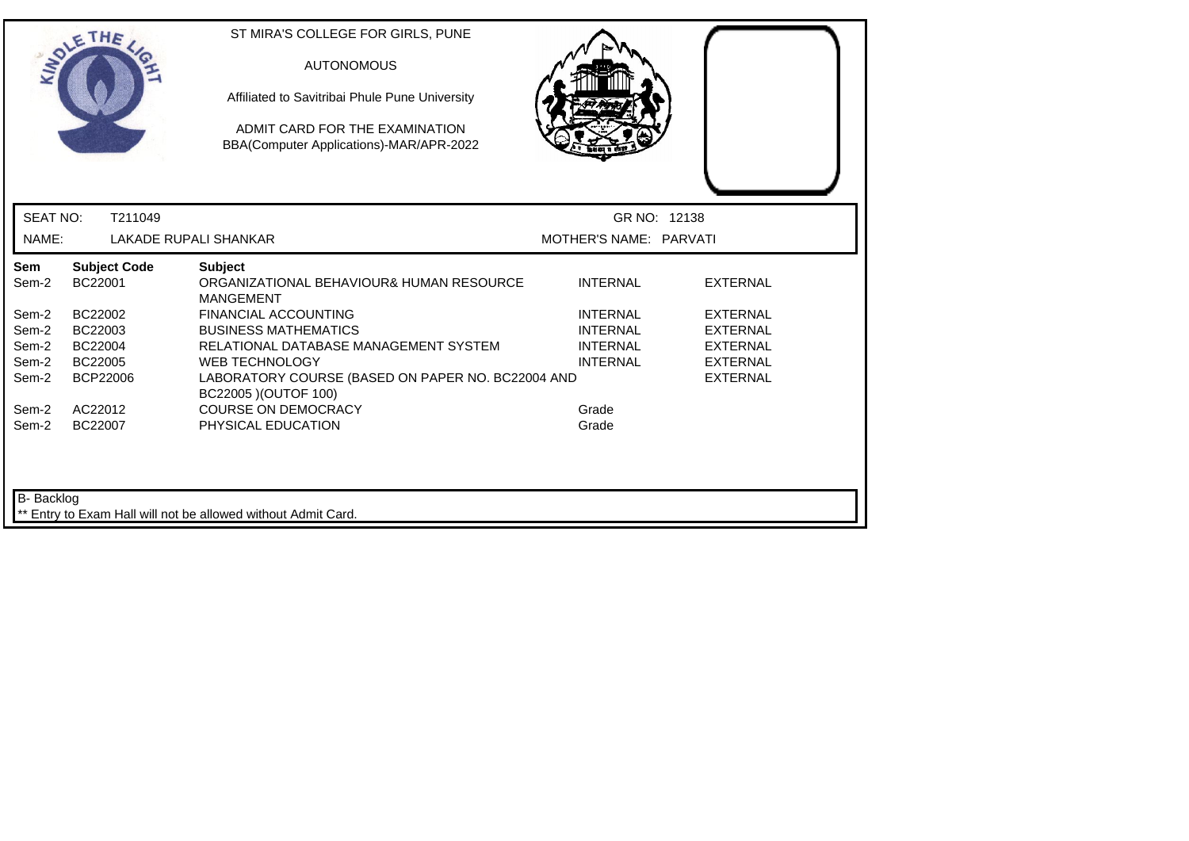ST MIRA'S COLLEGE FOR GIRLS, PUNE

AUTONOMOUS

Affiliated to Savitribai Phule Pune University

ADMIT CARD FOR THE EXAMINATION
BBA(Computer Applications)-MAR/APR-2022

SEAT NO: T211049 GR NO: 12138

NAME: LAKADE RUPALI SHANKAR MOTHER'S NAME: PARVATI

| Sem | Subject Code | Subject | | |
|---|---|---|---|---|
| Sem-2 | BC22001 | ORGANIZATIONAL BEHAVIOUR& HUMAN RESOURCE MANGEMENT | INTERNAL | EXTERNAL |
| Sem-2 | BC22002 | FINANCIAL ACCOUNTING | INTERNAL | EXTERNAL |
| Sem-2 | BC22003 | BUSINESS MATHEMATICS | INTERNAL | EXTERNAL |
| Sem-2 | BC22004 | RELATIONAL DATABASE MANAGEMENT SYSTEM | INTERNAL | EXTERNAL |
| Sem-2 | BC22005 | WEB TECHNOLOGY | INTERNAL | EXTERNAL |
| Sem-2 | BCP22006 | LABORATORY COURSE (BASED ON PAPER NO. BC22004 AND BC22005 )(OUTOF 100) | | EXTERNAL |
| Sem-2 | AC22012 | COURSE ON DEMOCRACY | Grade | |
| Sem-2 | BC22007 | PHYSICAL EDUCATION | Grade | |

B- Backlog

** Entry to Exam Hall will not be allowed without Admit Card.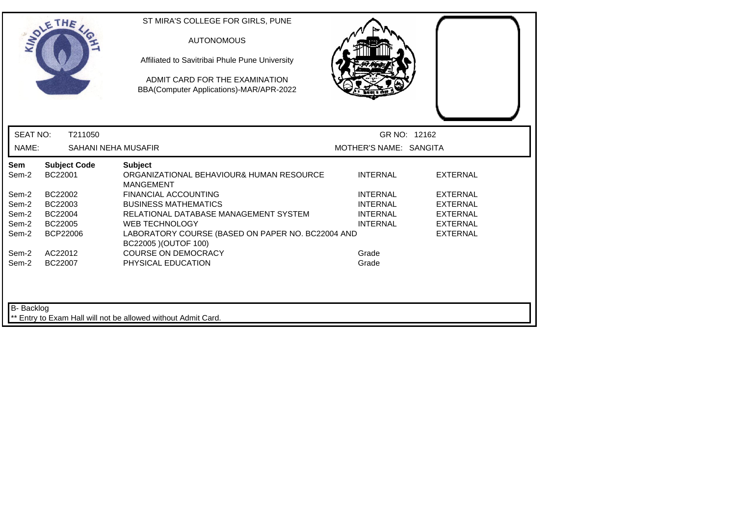ST MIRA'S COLLEGE FOR GIRLS, PUNE

AUTONOMOUS

Affiliated to Savitribai Phule Pune University

ADMIT CARD FOR THE EXAMINATION
BBA(Computer Applications)-MAR/APR-2022

SEAT NO: T211050 GR NO: 12162

NAME: SAHANI NEHA MUSAFIR MOTHER'S NAME: SANGITA

| Sem | Subject Code | Subject | | |
|---|---|---|---|---|
| Sem-2 | BC22001 | ORGANIZATIONAL BEHAVIOUR& HUMAN RESOURCE MANGEMENT | INTERNAL | EXTERNAL |
| Sem-2 | BC22002 | FINANCIAL ACCOUNTING | INTERNAL | EXTERNAL |
| Sem-2 | BC22003 | BUSINESS MATHEMATICS | INTERNAL | EXTERNAL |
| Sem-2 | BC22004 | RELATIONAL DATABASE MANAGEMENT SYSTEM | INTERNAL | EXTERNAL |
| Sem-2 | BC22005 | WEB TECHNOLOGY | INTERNAL | EXTERNAL |
| Sem-2 | BCP22006 | LABORATORY COURSE (BASED ON PAPER NO. BC22004 AND BC22005 )(OUTOF 100) | | EXTERNAL |
| Sem-2 | AC22012 | COURSE ON DEMOCRACY | Grade | |
| Sem-2 | BC22007 | PHYSICAL EDUCATION | Grade | |

B- Backlog

** Entry to Exam Hall will not be allowed without Admit Card.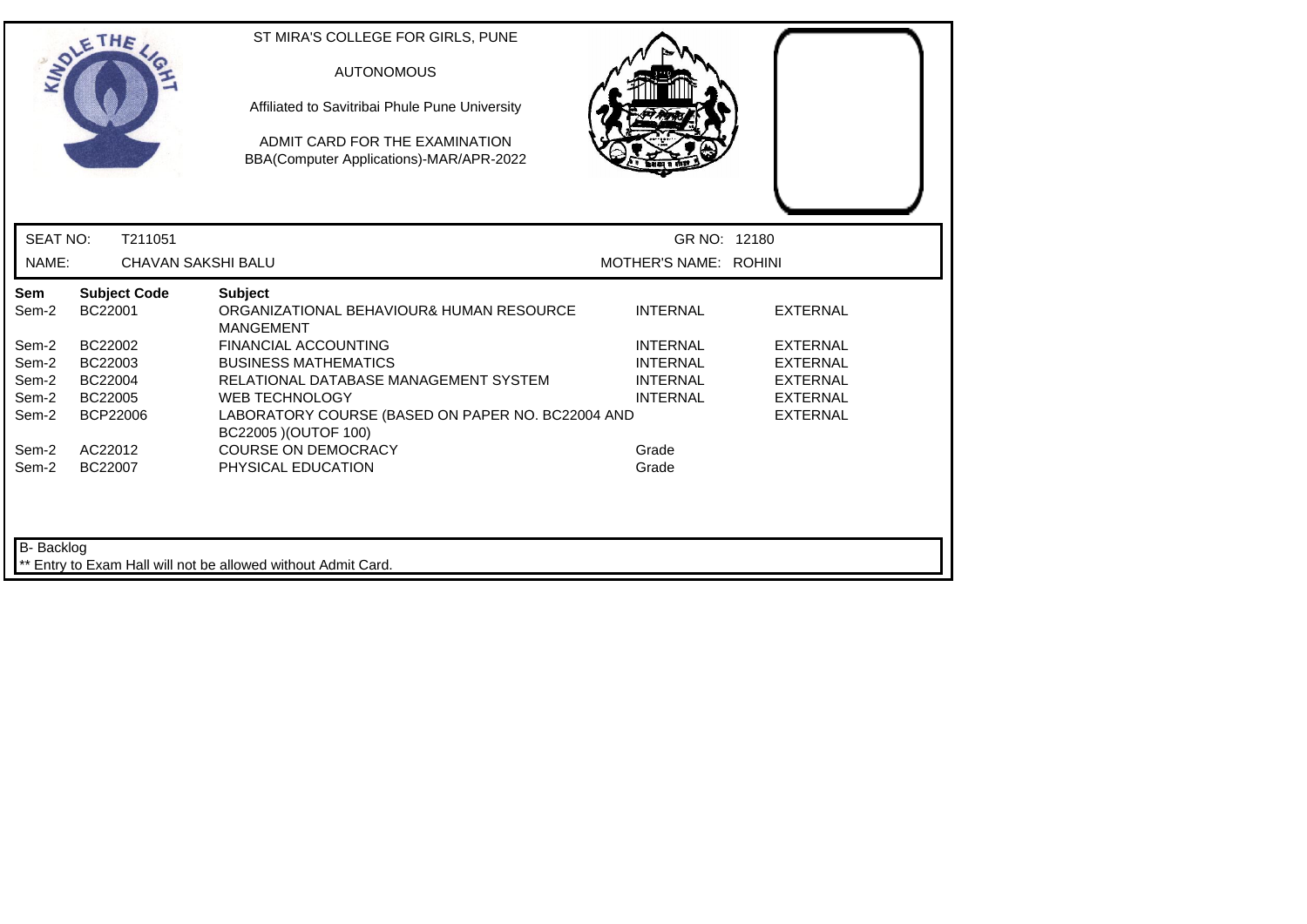ST MIRA'S COLLEGE FOR GIRLS, PUNE

AUTONOMOUS

Affiliated to Savitribai Phule Pune University

ADMIT CARD FOR THE EXAMINATION
BBA(Computer Applications)-MAR/APR-2022

SEAT NO: T211051 GR NO: 12180

NAME: CHAVAN SAKSHI BALU MOTHER'S NAME: ROHINI

| Sem | Subject Code | Subject | | |
|---|---|---|---|---|
| Sem-2 | BC22001 | ORGANIZATIONAL BEHAVIOUR& HUMAN RESOURCE MANGEMENT | INTERNAL | EXTERNAL |
| Sem-2 | BC22002 | FINANCIAL ACCOUNTING | INTERNAL | EXTERNAL |
| Sem-2 | BC22003 | BUSINESS MATHEMATICS | INTERNAL | EXTERNAL |
| Sem-2 | BC22004 | RELATIONAL DATABASE MANAGEMENT SYSTEM | INTERNAL | EXTERNAL |
| Sem-2 | BC22005 | WEB TECHNOLOGY | INTERNAL | EXTERNAL |
| Sem-2 | BCP22006 | LABORATORY COURSE (BASED ON PAPER NO. BC22004 AND BC22005 )(OUTOF 100) | | EXTERNAL |
| Sem-2 | AC22012 | COURSE ON DEMOCRACY | Grade | |
| Sem-2 | BC22007 | PHYSICAL EDUCATION | Grade | |

B- Backlog

** Entry to Exam Hall will not be allowed without Admit Card.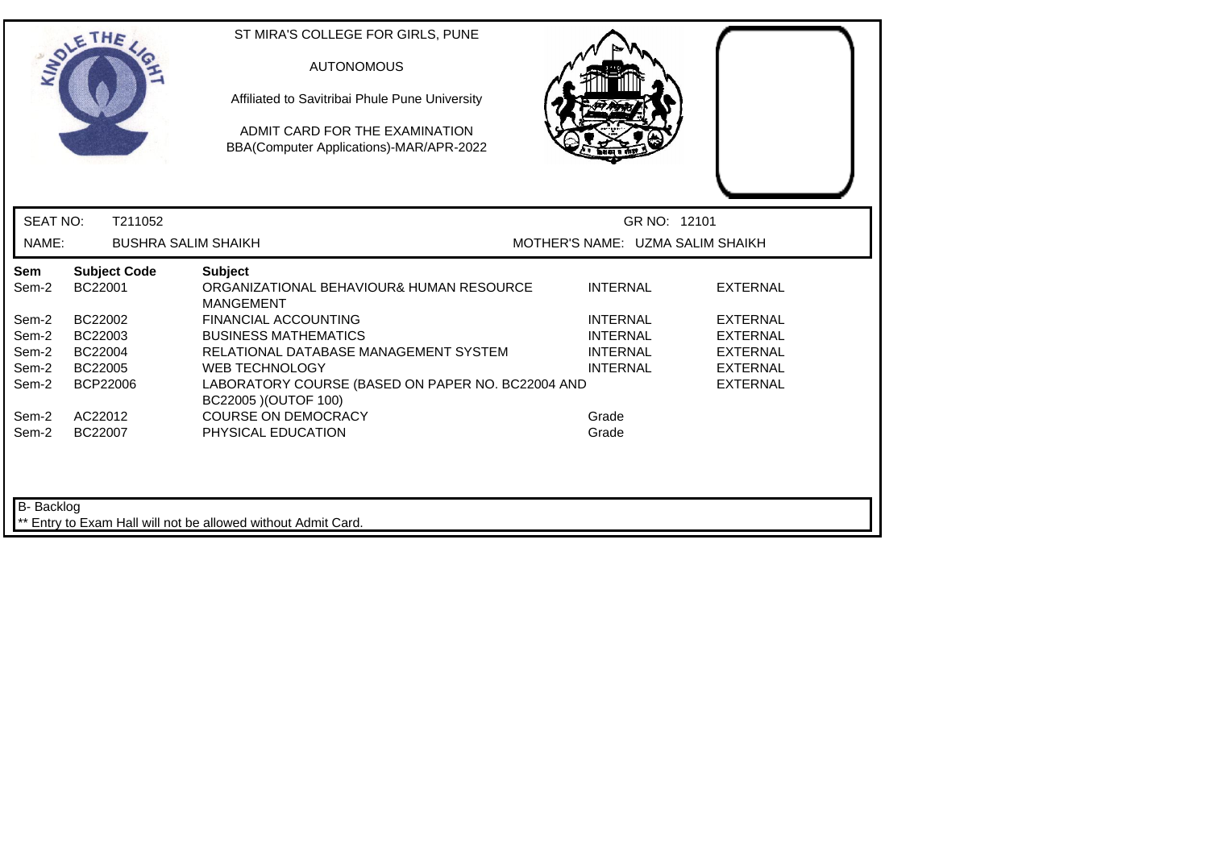ST MIRA'S COLLEGE FOR GIRLS, PUNE

AUTONOMOUS

Affiliated to Savitribai Phule Pune University

ADMIT CARD FOR THE EXAMINATION
BBA(Computer Applications)-MAR/APR-2022

SEAT NO: T211052 GR NO: 12101

NAME: BUSHRA SALIM SHAIKH MOTHER'S NAME: UZMA SALIM SHAIKH

| Sem | Subject Code | Subject | | |
|---|---|---|---|---|
| Sem-2 | BC22001 | ORGANIZATIONAL BEHAVIOUR& HUMAN RESOURCE MANGEMENT | INTERNAL | EXTERNAL |
| Sem-2 | BC22002 | FINANCIAL ACCOUNTING | INTERNAL | EXTERNAL |
| Sem-2 | BC22003 | BUSINESS MATHEMATICS | INTERNAL | EXTERNAL |
| Sem-2 | BC22004 | RELATIONAL DATABASE MANAGEMENT SYSTEM | INTERNAL | EXTERNAL |
| Sem-2 | BC22005 | WEB TECHNOLOGY | INTERNAL | EXTERNAL |
| Sem-2 | BCP22006 | LABORATORY COURSE (BASED ON PAPER NO. BC22004 AND BC22005 )(OUTOF 100) | | EXTERNAL |
| Sem-2 | AC22012 | COURSE ON DEMOCRACY | Grade | |
| Sem-2 | BC22007 | PHYSICAL EDUCATION | Grade | |

B- Backlog

** Entry to Exam Hall will not be allowed without Admit Card.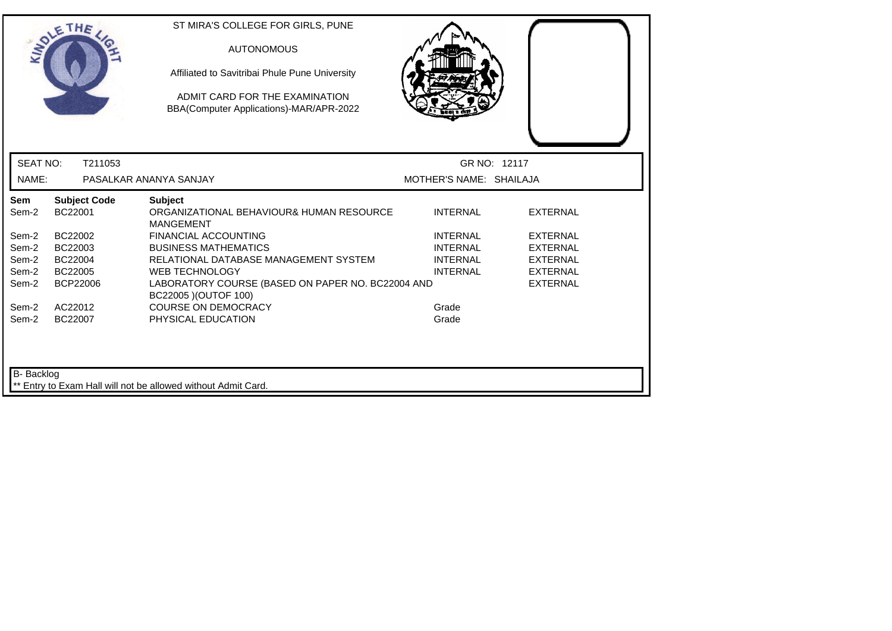ST MIRA'S COLLEGE FOR GIRLS, PUNE

AUTONOMOUS

Affiliated to Savitribai Phule Pune University

ADMIT CARD FOR THE EXAMINATION
BBA(Computer Applications)-MAR/APR-2022

SEAT NO: T211053 GR NO: 12117

NAME: PASALKAR ANANYA SANJAY MOTHER'S NAME: SHAILAJA

| Sem | Subject Code | Subject | | |
|---|---|---|---|---|
| Sem-2 | BC22001 | ORGANIZATIONAL BEHAVIOUR& HUMAN RESOURCE MANGEMENT | INTERNAL | EXTERNAL |
| Sem-2 | BC22002 | FINANCIAL ACCOUNTING | INTERNAL | EXTERNAL |
| Sem-2 | BC22003 | BUSINESS MATHEMATICS | INTERNAL | EXTERNAL |
| Sem-2 | BC22004 | RELATIONAL DATABASE MANAGEMENT SYSTEM | INTERNAL | EXTERNAL |
| Sem-2 | BC22005 | WEB TECHNOLOGY | INTERNAL | EXTERNAL |
| Sem-2 | BCP22006 | LABORATORY COURSE (BASED ON PAPER NO. BC22004 AND BC22005 )(OUTOF 100) | | EXTERNAL |
| Sem-2 | AC22012 | COURSE ON DEMOCRACY | Grade | |
| Sem-2 | BC22007 | PHYSICAL EDUCATION | Grade | |

B- Backlog

** Entry to Exam Hall will not be allowed without Admit Card.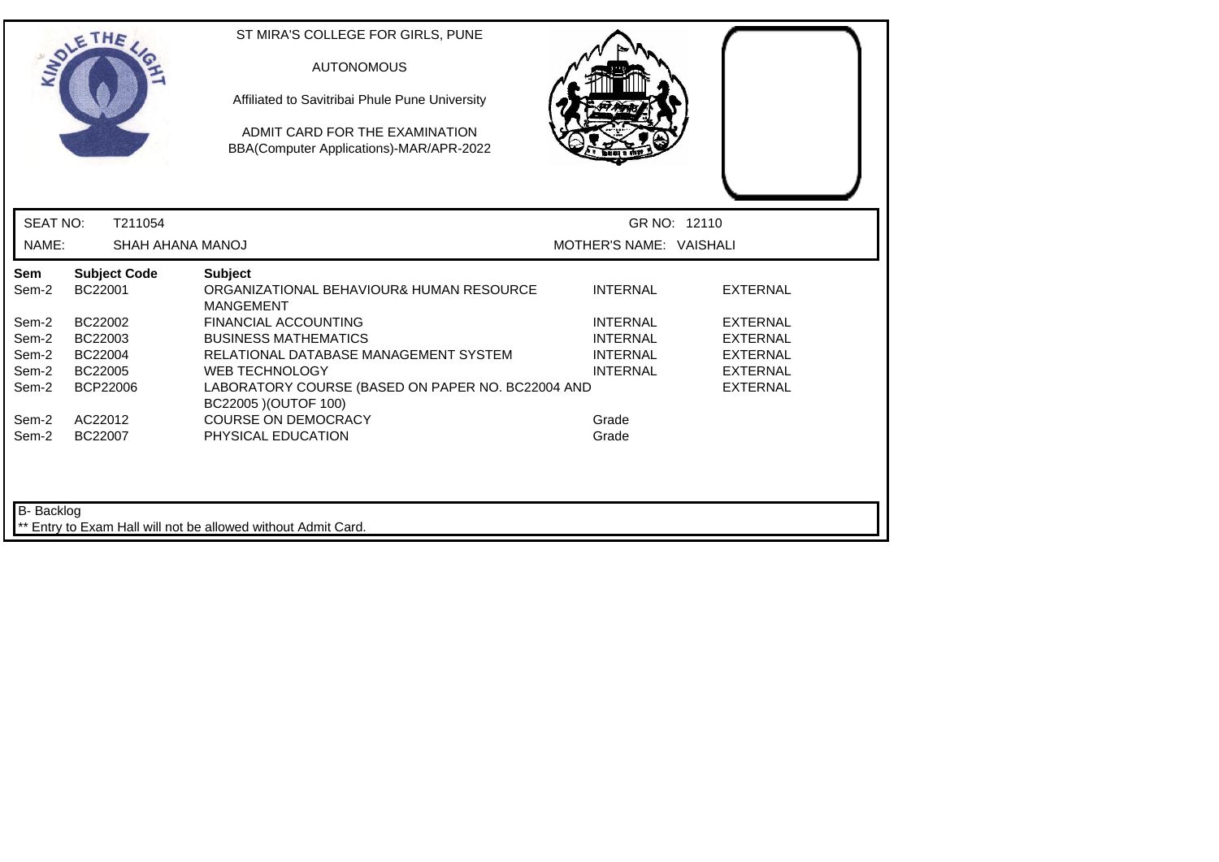ST MIRA'S COLLEGE FOR GIRLS, PUNE

AUTONOMOUS

Affiliated to Savitribai Phule Pune University

ADMIT CARD FOR THE EXAMINATION
BBA(Computer Applications)-MAR/APR-2022

SEAT NO: T211054 GR NO: 12110

NAME: SHAH AHANA MANOJ MOTHER'S NAME: VAISHALI

| Sem | Subject Code | Subject | | |
|---|---|---|---|---|
| Sem-2 | BC22001 | ORGANIZATIONAL BEHAVIOUR& HUMAN RESOURCE MANGEMENT | INTERNAL | EXTERNAL |
| Sem-2 | BC22002 | FINANCIAL ACCOUNTING | INTERNAL | EXTERNAL |
| Sem-2 | BC22003 | BUSINESS MATHEMATICS | INTERNAL | EXTERNAL |
| Sem-2 | BC22004 | RELATIONAL DATABASE MANAGEMENT SYSTEM | INTERNAL | EXTERNAL |
| Sem-2 | BC22005 | WEB TECHNOLOGY | INTERNAL | EXTERNAL |
| Sem-2 | BCP22006 | LABORATORY COURSE (BASED ON PAPER NO. BC22004 AND BC22005 )(OUTOF 100) | | EXTERNAL |
| Sem-2 | AC22012 | COURSE ON DEMOCRACY | Grade | |
| Sem-2 | BC22007 | PHYSICAL EDUCATION | Grade | |

B- Backlog

** Entry to Exam Hall will not be allowed without Admit Card.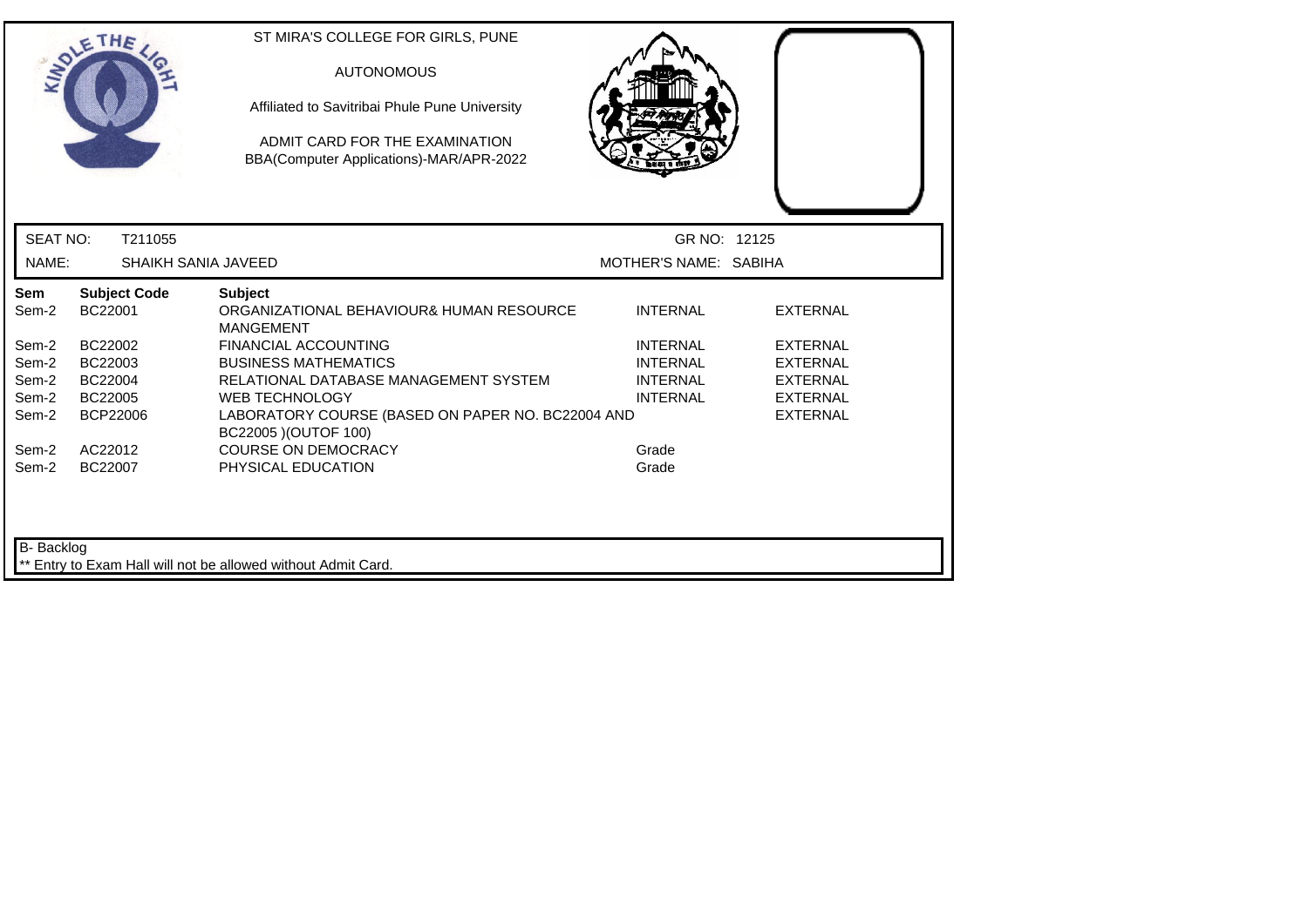ST MIRA'S COLLEGE FOR GIRLS, PUNE

AUTONOMOUS

Affiliated to Savitribai Phule Pune University

ADMIT CARD FOR THE EXAMINATION
BBA(Computer Applications)-MAR/APR-2022

SEAT NO: T211055 GR NO: 12125

NAME: SHAIKH SANIA JAVEED MOTHER'S NAME: SABIHA

| Sem | Subject Code | Subject | | |
|---|---|---|---|---|
| Sem-2 | BC22001 | ORGANIZATIONAL BEHAVIOUR& HUMAN RESOURCE MANGEMENT | INTERNAL | EXTERNAL |
| Sem-2 | BC22002 | FINANCIAL ACCOUNTING | INTERNAL | EXTERNAL |
| Sem-2 | BC22003 | BUSINESS MATHEMATICS | INTERNAL | EXTERNAL |
| Sem-2 | BC22004 | RELATIONAL DATABASE MANAGEMENT SYSTEM | INTERNAL | EXTERNAL |
| Sem-2 | BC22005 | WEB TECHNOLOGY | INTERNAL | EXTERNAL |
| Sem-2 | BCP22006 | LABORATORY COURSE (BASED ON PAPER NO. BC22004 AND BC22005 )(OUTOF 100) | | EXTERNAL |
| Sem-2 | AC22012 | COURSE ON DEMOCRACY | Grade | |
| Sem-2 | BC22007 | PHYSICAL EDUCATION | Grade | |

B- Backlog

** Entry to Exam Hall will not be allowed without Admit Card.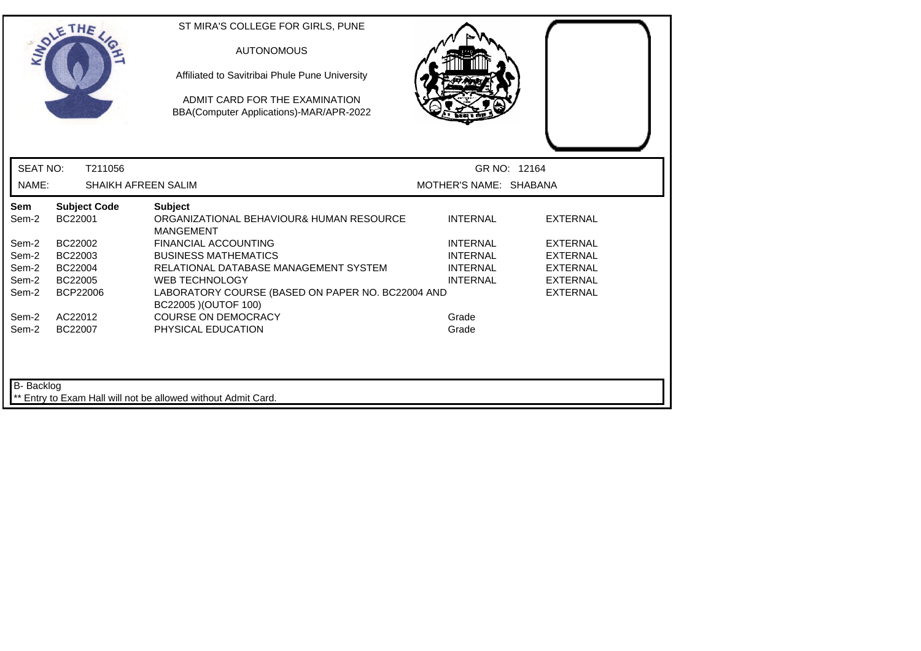ST MIRA'S COLLEGE FOR GIRLS, PUNE

AUTONOMOUS

Affiliated to Savitribai Phule Pune University

ADMIT CARD FOR THE EXAMINATION

BBA(Computer Applications)-MAR/APR-2022

| SEAT NO: | T211056 | GR NO: 12164 |
|---|---|---|
| NAME: | SHAIKH AFREEN SALIM | MOTHER'S NAME: SHABANA |

| Sem | Subject Code | Subject | | |
|---|---|---|---|---|
| Sem-2 | BC22001 | ORGANIZATIONAL BEHAVIOUR& HUMAN RESOURCE MANGEMENT | INTERNAL | EXTERNAL |
| Sem-2 | BC22002 | FINANCIAL ACCOUNTING | INTERNAL | EXTERNAL |
| Sem-2 | BC22003 | BUSINESS MATHEMATICS | INTERNAL | EXTERNAL |
| Sem-2 | BC22004 | RELATIONAL DATABASE MANAGEMENT SYSTEM | INTERNAL | EXTERNAL |
| Sem-2 | BC22005 | WEB TECHNOLOGY | INTERNAL | EXTERNAL |
| Sem-2 | BCP22006 | LABORATORY COURSE (BASED ON PAPER NO. BC22004 AND BC22005 )(OUTOF 100) | | EXTERNAL |
| Sem-2 | AC22012 | COURSE ON DEMOCRACY | Grade | |
| Sem-2 | BC22007 | PHYSICAL EDUCATION | Grade | |

B- Backlog

** Entry to Exam Hall will not be allowed without Admit Card.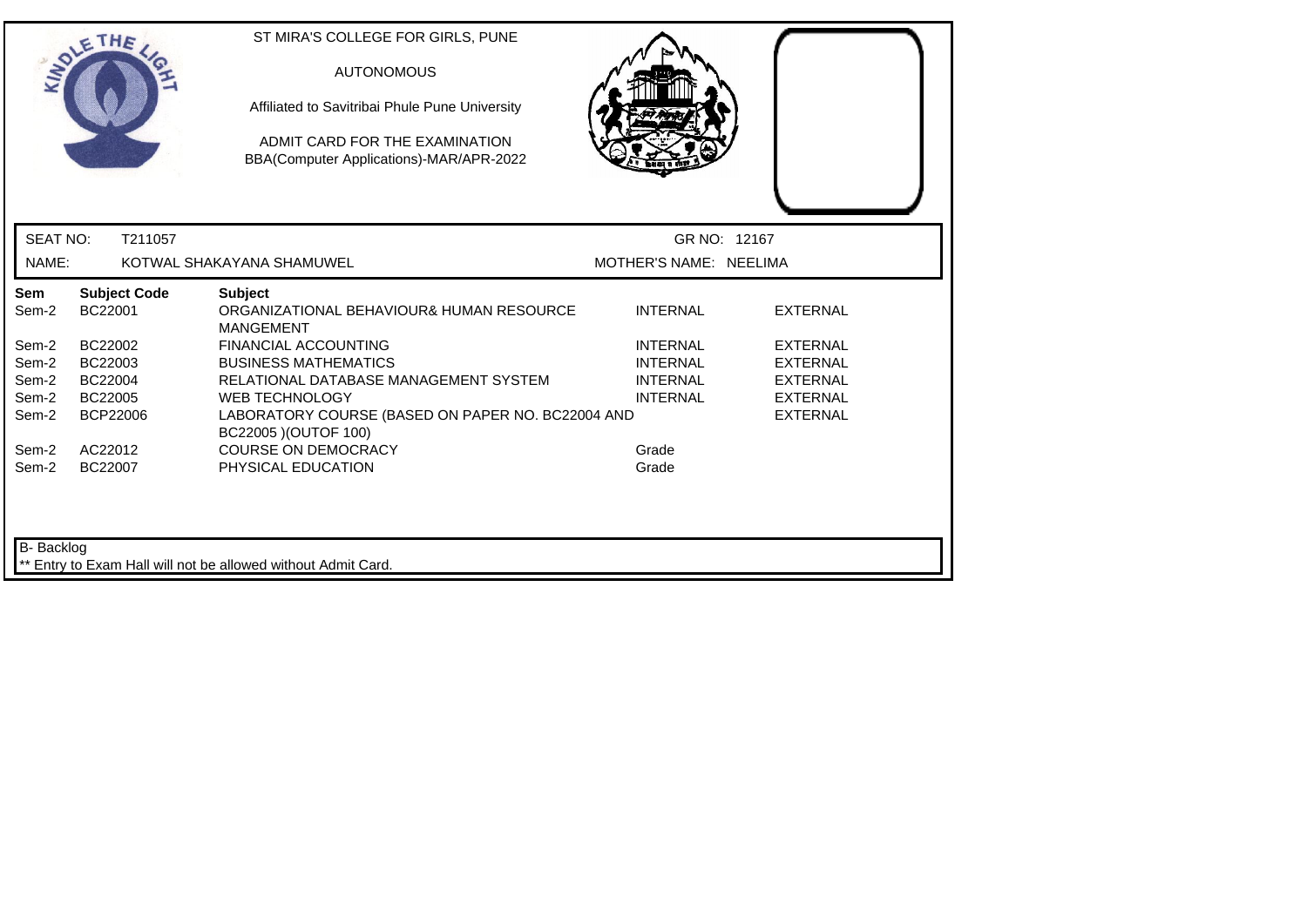ST MIRA'S COLLEGE FOR GIRLS, PUNE

AUTONOMOUS

Affiliated to Savitribai Phule Pune University

ADMIT CARD FOR THE EXAMINATION
BBA(Computer Applications)-MAR/APR-2022

| SEAT NO: | T211057 | GR NO: 12167 |
|---|---|---|
| NAME: | KOTWAL SHAKAYANA SHAMUWEL | MOTHER'S NAME: NEELIMA |

| Sem | Subject Code | Subject | | |
|---|---|---|---|---|
| Sem-2 | BC22001 | ORGANIZATIONAL BEHAVIOUR& HUMAN RESOURCE MANGEMENT | INTERNAL | EXTERNAL |
| Sem-2 | BC22002 | FINANCIAL ACCOUNTING | INTERNAL | EXTERNAL |
| Sem-2 | BC22003 | BUSINESS MATHEMATICS | INTERNAL | EXTERNAL |
| Sem-2 | BC22004 | RELATIONAL DATABASE MANAGEMENT SYSTEM | INTERNAL | EXTERNAL |
| Sem-2 | BC22005 | WEB TECHNOLOGY | INTERNAL | EXTERNAL |
| Sem-2 | BCP22006 | LABORATORY COURSE (BASED ON PAPER NO. BC22004 AND BC22005 )(OUTOF 100) | | EXTERNAL |
| Sem-2 | AC22012 | COURSE ON DEMOCRACY | Grade | |
| Sem-2 | BC22007 | PHYSICAL EDUCATION | Grade | |

B- Backlog

** Entry to Exam Hall will not be allowed without Admit Card.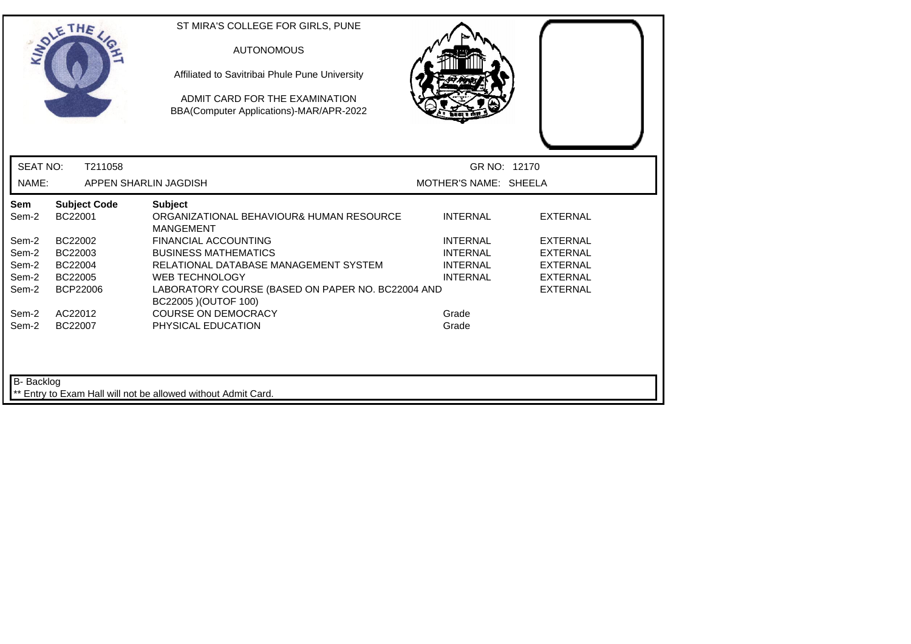ST MIRA'S COLLEGE FOR GIRLS, PUNE

AUTONOMOUS

Affiliated to Savitribai Phule Pune University

ADMIT CARD FOR THE EXAMINATION
BBA(Computer Applications)-MAR/APR-2022

SEAT NO: T211058 GR NO: 12170

NAME: APPEN SHARLIN JAGDISH MOTHER'S NAME: SHEELA

| Sem | Subject Code | Subject | | |
|---|---|---|---|---|
| Sem-2 | BC22001 | ORGANIZATIONAL BEHAVIOUR& HUMAN RESOURCE MANGEMENT | INTERNAL | EXTERNAL |
| Sem-2 | BC22002 | FINANCIAL ACCOUNTING | INTERNAL | EXTERNAL |
| Sem-2 | BC22003 | BUSINESS MATHEMATICS | INTERNAL | EXTERNAL |
| Sem-2 | BC22004 | RELATIONAL DATABASE MANAGEMENT SYSTEM | INTERNAL | EXTERNAL |
| Sem-2 | BC22005 | WEB TECHNOLOGY | INTERNAL | EXTERNAL |
| Sem-2 | BCP22006 | LABORATORY COURSE (BASED ON PAPER NO. BC22004 AND BC22005 )(OUTOF 100) | | EXTERNAL |
| Sem-2 | AC22012 | COURSE ON DEMOCRACY | Grade | |
| Sem-2 | BC22007 | PHYSICAL EDUCATION | Grade | |

B- Backlog

** Entry to Exam Hall will not be allowed without Admit Card.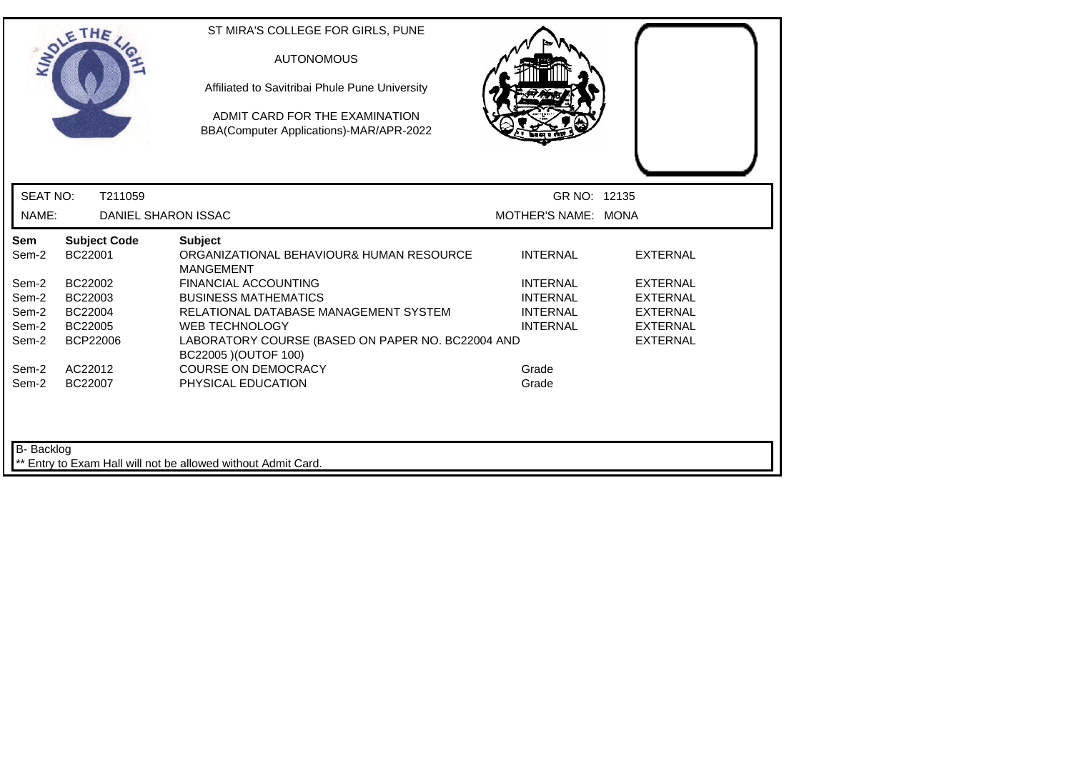ST MIRA'S COLLEGE FOR GIRLS, PUNE

AUTONOMOUS

Affiliated to Savitribai Phule Pune University

ADMIT CARD FOR THE EXAMINATION
BBA(Computer Applications)-MAR/APR-2022

SEAT NO: T211059 GR NO: 12135

NAME: DANIEL SHARON ISSAC MOTHER'S NAME: MONA

| Sem | Subject Code | Subject | | |
|---|---|---|---|---|
| Sem-2 | BC22001 | ORGANIZATIONAL BEHAVIOUR& HUMAN RESOURCE MANGEMENT | INTERNAL | EXTERNAL |
| Sem-2 | BC22002 | FINANCIAL ACCOUNTING | INTERNAL | EXTERNAL |
| Sem-2 | BC22003 | BUSINESS MATHEMATICS | INTERNAL | EXTERNAL |
| Sem-2 | BC22004 | RELATIONAL DATABASE MANAGEMENT SYSTEM | INTERNAL | EXTERNAL |
| Sem-2 | BC22005 | WEB TECHNOLOGY | INTERNAL | EXTERNAL |
| Sem-2 | BCP22006 | LABORATORY COURSE (BASED ON PAPER NO. BC22004 AND BC22005 )(OUTOF 100) | | EXTERNAL |
| Sem-2 | AC22012 | COURSE ON DEMOCRACY | Grade | |
| Sem-2 | BC22007 | PHYSICAL EDUCATION | Grade | |

B- Backlog

** Entry to Exam Hall will not be allowed without Admit Card.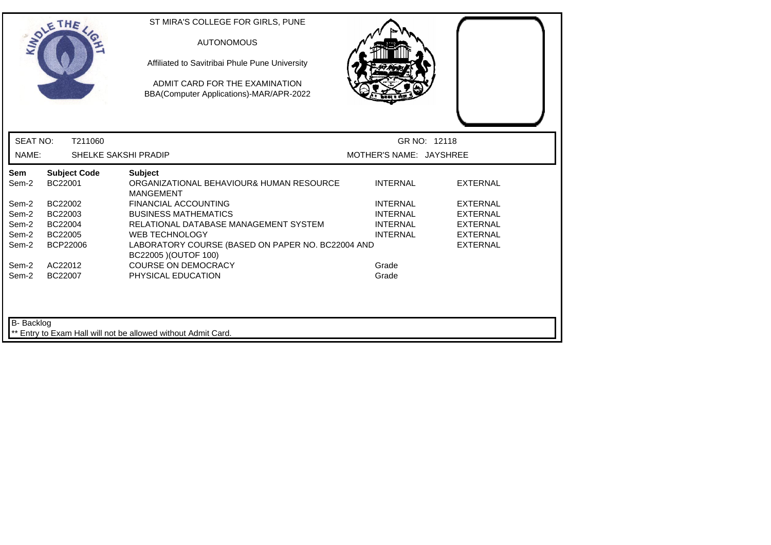ST MIRA'S COLLEGE FOR GIRLS, PUNE

AUTONOMOUS

Affiliated to Savitribai Phule Pune University

ADMIT CARD FOR THE EXAMINATION
BBA(Computer Applications)-MAR/APR-2022

SEAT NO: T211060 | GR NO: 12118

NAME: SHELKE SAKSHI PRADIP | MOTHER'S NAME: JAYSHREE

| Sem | Subject Code | Subject | | |
|---|---|---|---|---|
| Sem-2 | BC22001 | ORGANIZATIONAL BEHAVIOUR& HUMAN RESOURCE MANGEMENT | INTERNAL | EXTERNAL |
| Sem-2 | BC22002 | FINANCIAL ACCOUNTING | INTERNAL | EXTERNAL |
| Sem-2 | BC22003 | BUSINESS MATHEMATICS | INTERNAL | EXTERNAL |
| Sem-2 | BC22004 | RELATIONAL DATABASE MANAGEMENT SYSTEM | INTERNAL | EXTERNAL |
| Sem-2 | BC22005 | WEB TECHNOLOGY | INTERNAL | EXTERNAL |
| Sem-2 | BCP22006 | LABORATORY COURSE (BASED ON PAPER NO. BC22004 AND BC22005 )(OUTOF 100) | | EXTERNAL |
| Sem-2 | AC22012 | COURSE ON DEMOCRACY | Grade | |
| Sem-2 | BC22007 | PHYSICAL EDUCATION | Grade | |

B- Backlog

** Entry to Exam Hall will not be allowed without Admit Card.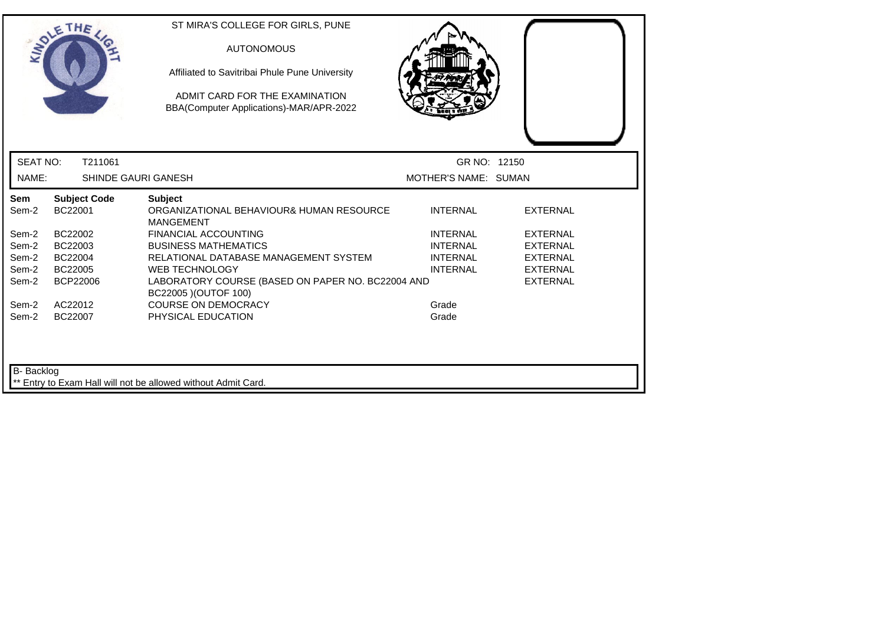ST MIRA'S COLLEGE FOR GIRLS, PUNE

AUTONOMOUS

Affiliated to Savitribai Phule Pune University

ADMIT CARD FOR THE EXAMINATION
BBA(Computer Applications)-MAR/APR-2022

SEAT NO: T211061 GR NO: 12150

NAME: SHINDE GAURI GANESH MOTHER'S NAME: SUMAN

| Sem | Subject Code | Subject | | |
|---|---|---|---|---|
| Sem-2 | BC22001 | ORGANIZATIONAL BEHAVIOUR& HUMAN RESOURCE MANGEMENT | INTERNAL | EXTERNAL |
| Sem-2 | BC22002 | FINANCIAL ACCOUNTING | INTERNAL | EXTERNAL |
| Sem-2 | BC22003 | BUSINESS MATHEMATICS | INTERNAL | EXTERNAL |
| Sem-2 | BC22004 | RELATIONAL DATABASE MANAGEMENT SYSTEM | INTERNAL | EXTERNAL |
| Sem-2 | BC22005 | WEB TECHNOLOGY | INTERNAL | EXTERNAL |
| Sem-2 | BCP22006 | LABORATORY COURSE (BASED ON PAPER NO. BC22004 AND BC22005 )(OUTOF 100) | | EXTERNAL |
| Sem-2 | AC22012 | COURSE ON DEMOCRACY | Grade | |
| Sem-2 | BC22007 | PHYSICAL EDUCATION | Grade | |

B- Backlog

** Entry to Exam Hall will not be allowed without Admit Card.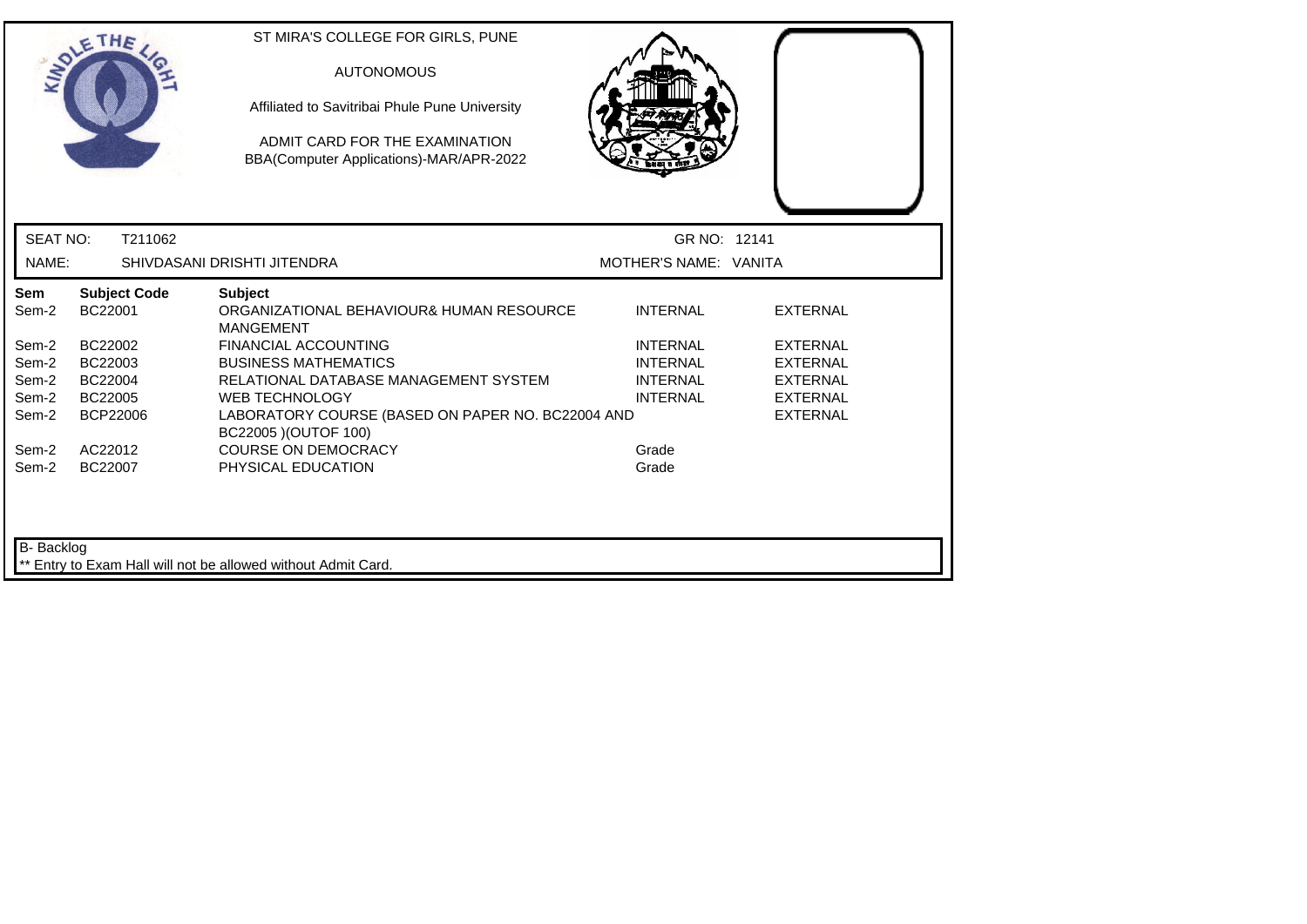ST MIRA'S COLLEGE FOR GIRLS, PUNE

AUTONOMOUS

Affiliated to Savitribai Phule Pune University

ADMIT CARD FOR THE EXAMINATION
BBA(Computer Applications)-MAR/APR-2022

SEAT NO: T211062 GR NO: 12141

NAME: SHIVDASANI DRISHTI JITENDRA MOTHER'S NAME: VANITA

| Sem | Subject Code | Subject | | |
|---|---|---|---|---|
| Sem-2 | BC22001 | ORGANIZATIONAL BEHAVIOUR& HUMAN RESOURCE MANGEMENT | INTERNAL | EXTERNAL |
| Sem-2 | BC22002 | FINANCIAL ACCOUNTING | INTERNAL | EXTERNAL |
| Sem-2 | BC22003 | BUSINESS MATHEMATICS | INTERNAL | EXTERNAL |
| Sem-2 | BC22004 | RELATIONAL DATABASE MANAGEMENT SYSTEM | INTERNAL | EXTERNAL |
| Sem-2 | BC22005 | WEB TECHNOLOGY | INTERNAL | EXTERNAL |
| Sem-2 | BCP22006 | LABORATORY COURSE (BASED ON PAPER NO. BC22004 AND BC22005 )(OUTOF 100) | | EXTERNAL |
| Sem-2 | AC22012 | COURSE ON DEMOCRACY | Grade | |
| Sem-2 | BC22007 | PHYSICAL EDUCATION | Grade | |

B- Backlog

** Entry to Exam Hall will not be allowed without Admit Card.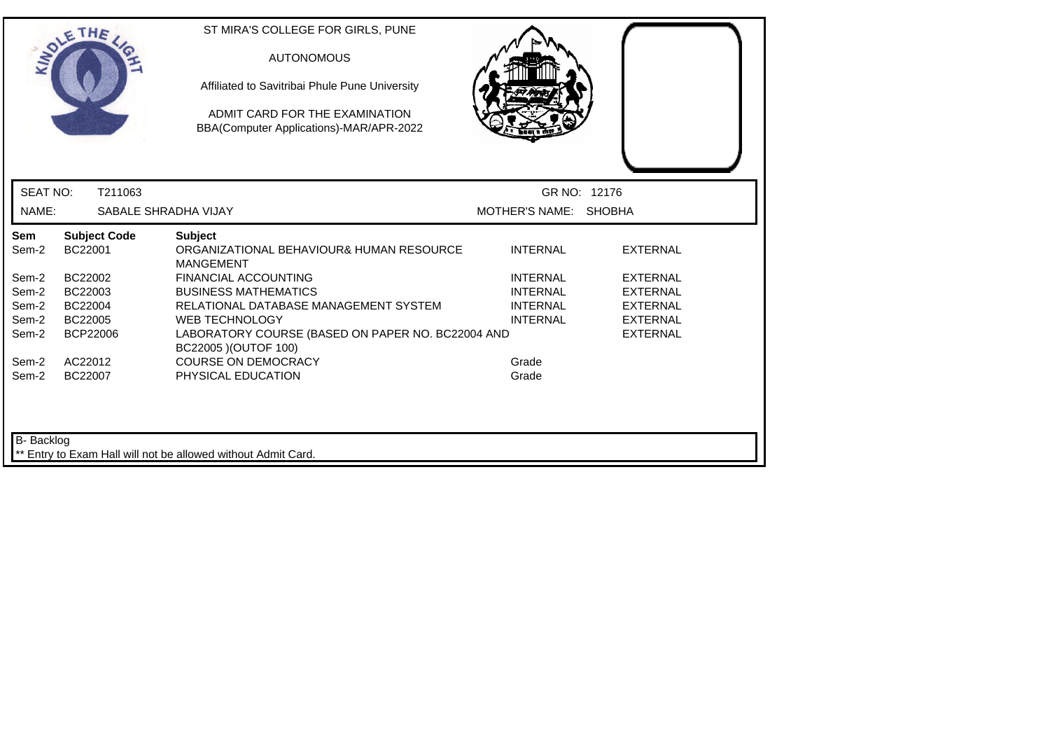ST MIRA'S COLLEGE FOR GIRLS, PUNE

AUTONOMOUS

Affiliated to Savitribai Phule Pune University

ADMIT CARD FOR THE EXAMINATION
BBA(Computer Applications)-MAR/APR-2022

SEAT NO: T211063 GR NO: 12176

NAME: SABALE SHRADHA VIJAY MOTHER'S NAME: SHOBHA

| Sem | Subject Code | Subject | | |
|---|---|---|---|---|
| Sem-2 | BC22001 | ORGANIZATIONAL BEHAVIOUR& HUMAN RESOURCE MANGEMENT | INTERNAL | EXTERNAL |
| Sem-2 | BC22002 | FINANCIAL ACCOUNTING | INTERNAL | EXTERNAL |
| Sem-2 | BC22003 | BUSINESS MATHEMATICS | INTERNAL | EXTERNAL |
| Sem-2 | BC22004 | RELATIONAL DATABASE MANAGEMENT SYSTEM | INTERNAL | EXTERNAL |
| Sem-2 | BC22005 | WEB TECHNOLOGY | INTERNAL | EXTERNAL |
| Sem-2 | BCP22006 | LABORATORY COURSE (BASED ON PAPER NO. BC22004 AND BC22005 )(OUTOF 100) | | EXTERNAL |
| Sem-2 | AC22012 | COURSE ON DEMOCRACY | Grade | |
| Sem-2 | BC22007 | PHYSICAL EDUCATION | Grade | |

B- Backlog

** Entry to Exam Hall will not be allowed without Admit Card.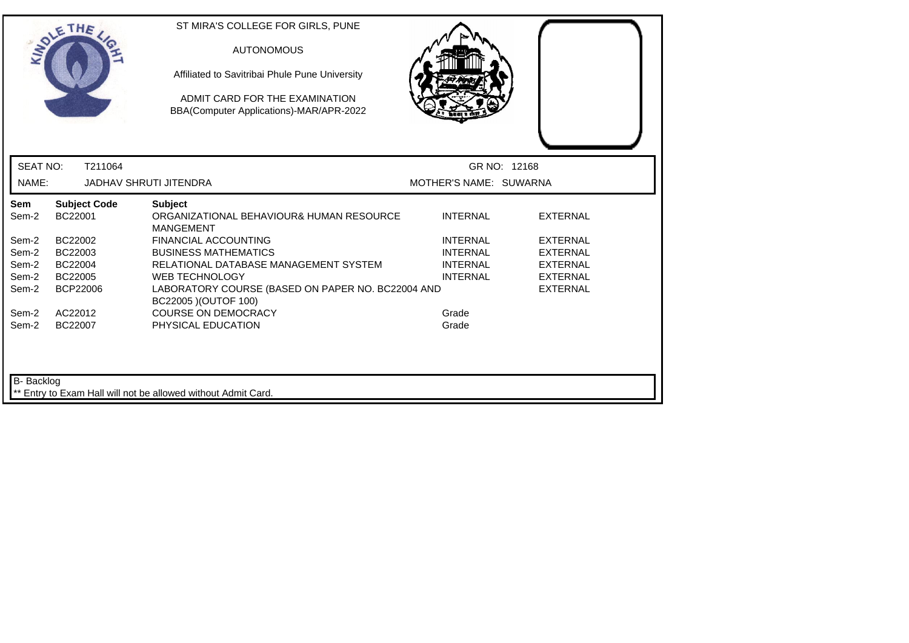ST MIRA'S COLLEGE FOR GIRLS, PUNE

AUTONOMOUS

Affiliated to Savitribai Phule Pune University

ADMIT CARD FOR THE EXAMINATION
BBA(Computer Applications)-MAR/APR-2022

SEAT NO: T211064 GR NO: 12168

NAME: JADHAV SHRUTI JITENDRA MOTHER'S NAME: SUWARNA

| Sem | Subject Code | Subject | | |
|---|---|---|---|---|
| Sem-2 | BC22001 | ORGANIZATIONAL BEHAVIOUR& HUMAN RESOURCE MANGEMENT | INTERNAL | EXTERNAL |
| Sem-2 | BC22002 | FINANCIAL ACCOUNTING | INTERNAL | EXTERNAL |
| Sem-2 | BC22003 | BUSINESS MATHEMATICS | INTERNAL | EXTERNAL |
| Sem-2 | BC22004 | RELATIONAL DATABASE MANAGEMENT SYSTEM | INTERNAL | EXTERNAL |
| Sem-2 | BC22005 | WEB TECHNOLOGY | INTERNAL | EXTERNAL |
| Sem-2 | BCP22006 | LABORATORY COURSE (BASED ON PAPER NO. BC22004 AND BC22005 )(OUTOF 100) | | EXTERNAL |
| Sem-2 | AC22012 | COURSE ON DEMOCRACY | Grade | |
| Sem-2 | BC22007 | PHYSICAL EDUCATION | Grade | |

B- Backlog

** Entry to Exam Hall will not be allowed without Admit Card.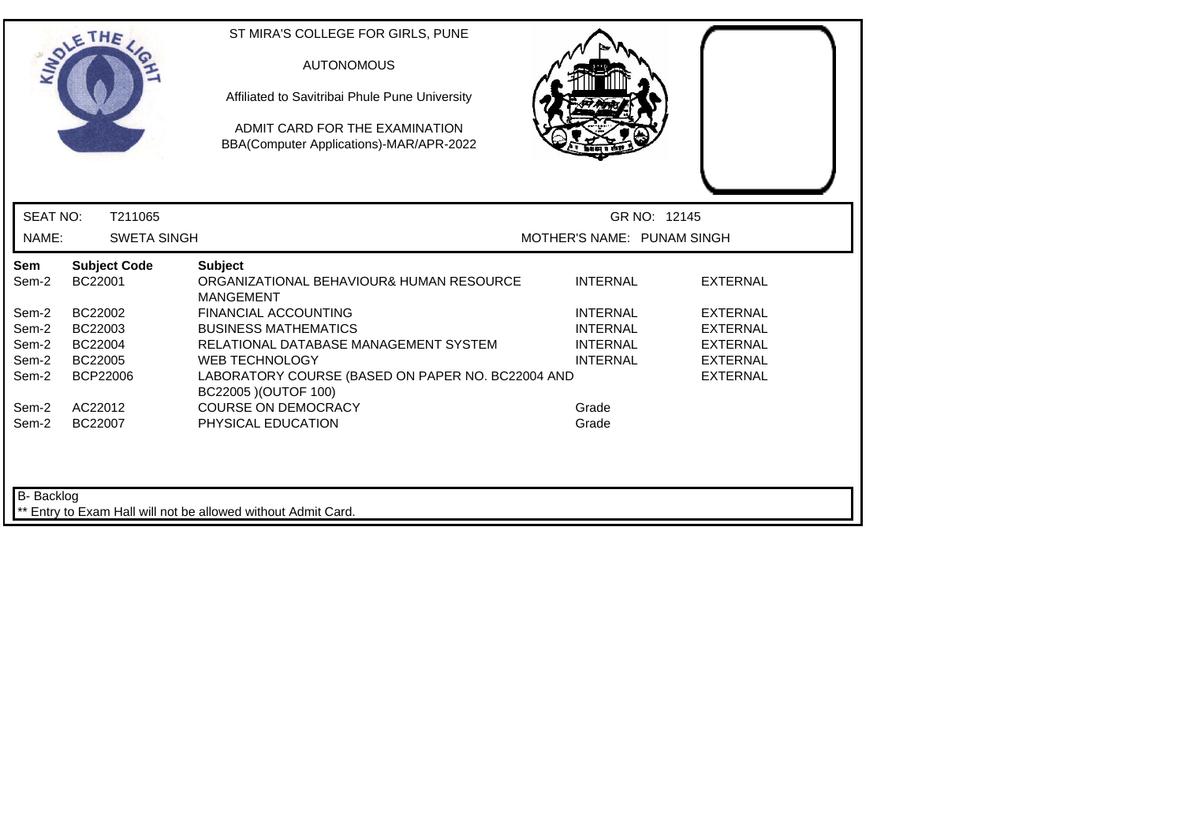ST MIRA'S COLLEGE FOR GIRLS, PUNE

AUTONOMOUS

Affiliated to Savitribai Phule Pune University

ADMIT CARD FOR THE EXAMINATION
BBA(Computer Applications)-MAR/APR-2022

SEAT NO: T211065 | GR NO: 12145

NAME: SWETA SINGH | MOTHER'S NAME: PUNAM SINGH

| Sem | Subject Code | Subject | | |
|---|---|---|---|---|
| Sem-2 | BC22001 | ORGANIZATIONAL BEHAVIOUR& HUMAN RESOURCE MANGEMENT | INTERNAL | EXTERNAL |
| Sem-2 | BC22002 | FINANCIAL ACCOUNTING | INTERNAL | EXTERNAL |
| Sem-2 | BC22003 | BUSINESS MATHEMATICS | INTERNAL | EXTERNAL |
| Sem-2 | BC22004 | RELATIONAL DATABASE MANAGEMENT SYSTEM | INTERNAL | EXTERNAL |
| Sem-2 | BC22005 | WEB TECHNOLOGY | INTERNAL | EXTERNAL |
| Sem-2 | BCP22006 | LABORATORY COURSE (BASED ON PAPER NO. BC22004 AND BC22005 )(OUTOF 100) | | EXTERNAL |
| Sem-2 | AC22012 | COURSE ON DEMOCRACY | Grade | |
| Sem-2 | BC22007 | PHYSICAL EDUCATION | Grade | |

B- Backlog

** Entry to Exam Hall will not be allowed without Admit Card.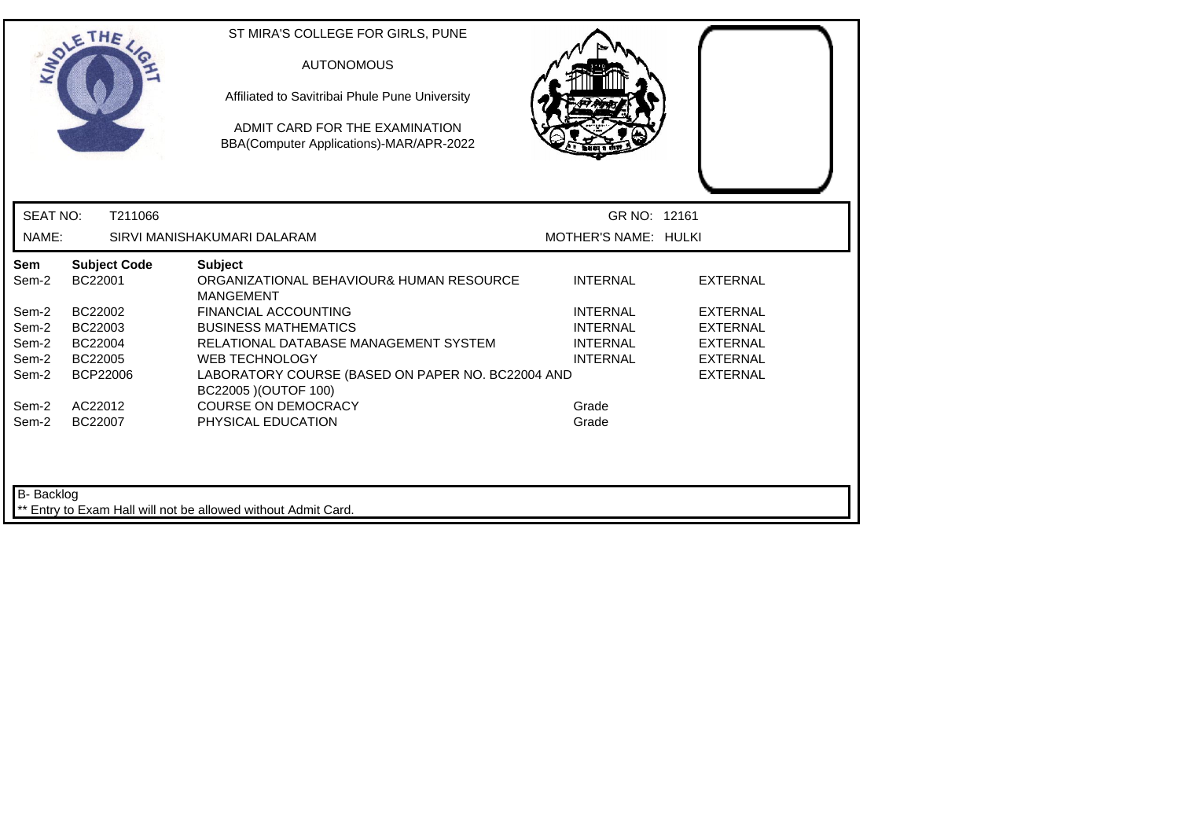ST MIRA'S COLLEGE FOR GIRLS, PUNE

AUTONOMOUS

Affiliated to Savitribai Phule Pune University

ADMIT CARD FOR THE EXAMINATION
BBA(Computer Applications)-MAR/APR-2022

SEAT NO: T211066 GR NO: 12161

NAME: SIRVI MANISHAKUMARI DALARAM MOTHER'S NAME: HULKI

| Sem | Subject Code | Subject | | |
|---|---|---|---|---|
| Sem-2 | BC22001 | ORGANIZATIONAL BEHAVIOUR& HUMAN RESOURCE MANGEMENT | INTERNAL | EXTERNAL |
| Sem-2 | BC22002 | FINANCIAL ACCOUNTING | INTERNAL | EXTERNAL |
| Sem-2 | BC22003 | BUSINESS MATHEMATICS | INTERNAL | EXTERNAL |
| Sem-2 | BC22004 | RELATIONAL DATABASE MANAGEMENT SYSTEM | INTERNAL | EXTERNAL |
| Sem-2 | BC22005 | WEB TECHNOLOGY | INTERNAL | EXTERNAL |
| Sem-2 | BCP22006 | LABORATORY COURSE (BASED ON PAPER NO. BC22004 AND BC22005 )(OUTOF 100) | | EXTERNAL |
| Sem-2 | AC22012 | COURSE ON DEMOCRACY | Grade | |
| Sem-2 | BC22007 | PHYSICAL EDUCATION | Grade | |

B- Backlog

** Entry to Exam Hall will not be allowed without Admit Card.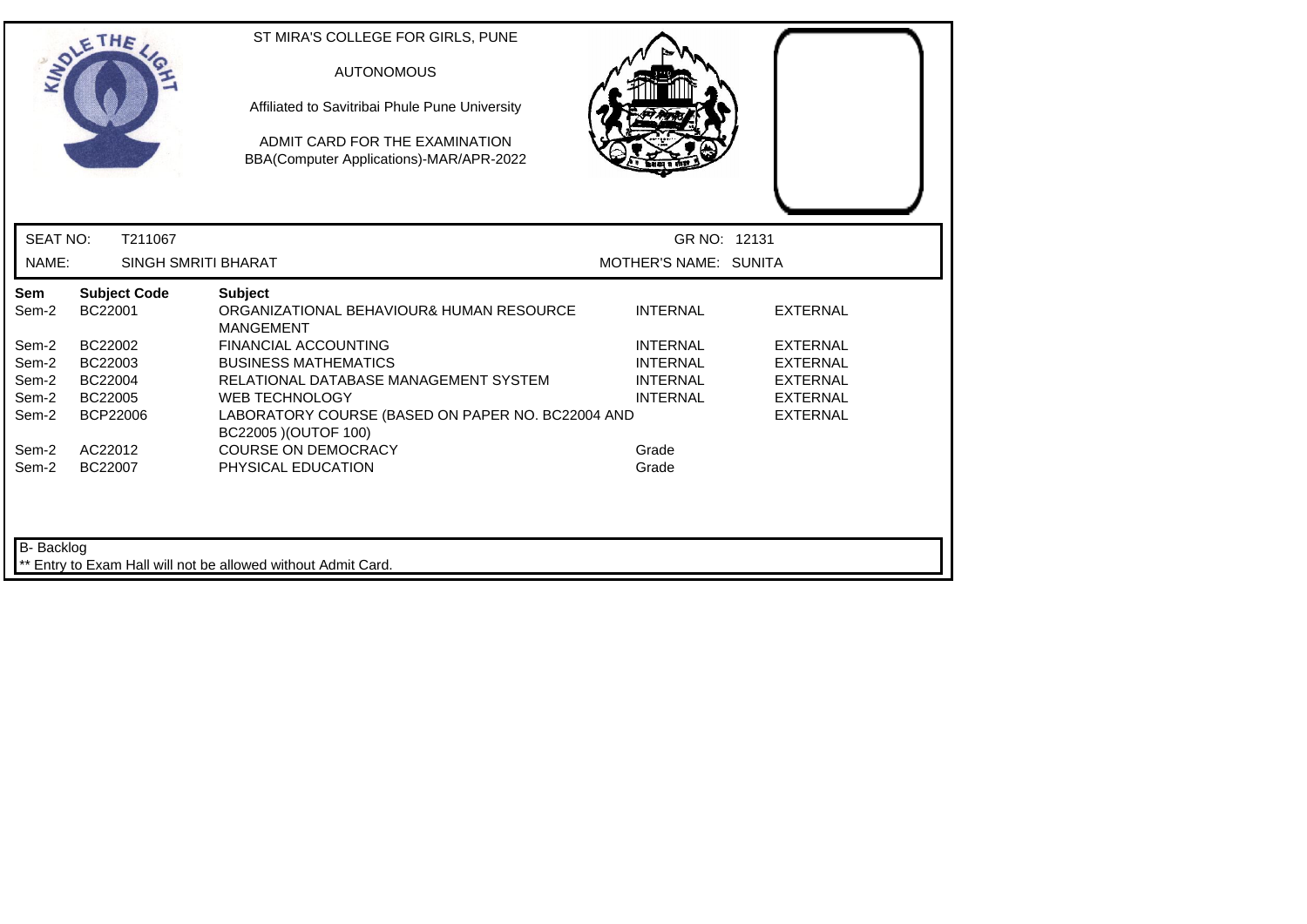ST MIRA'S COLLEGE FOR GIRLS, PUNE

AUTONOMOUS

Affiliated to Savitribai Phule Pune University

ADMIT CARD FOR THE EXAMINATION
BBA(Computer Applications)-MAR/APR-2022

SEAT NO: T211067 GR NO: 12131

NAME: SINGH SMRITI BHARAT MOTHER'S NAME: SUNITA

| Sem | Subject Code | Subject | | |
|---|---|---|---|---|
| Sem-2 | BC22001 | ORGANIZATIONAL BEHAVIOUR& HUMAN RESOURCE MANGEMENT | INTERNAL | EXTERNAL |
| Sem-2 | BC22002 | FINANCIAL ACCOUNTING | INTERNAL | EXTERNAL |
| Sem-2 | BC22003 | BUSINESS MATHEMATICS | INTERNAL | EXTERNAL |
| Sem-2 | BC22004 | RELATIONAL DATABASE MANAGEMENT SYSTEM | INTERNAL | EXTERNAL |
| Sem-2 | BC22005 | WEB TECHNOLOGY | INTERNAL | EXTERNAL |
| Sem-2 | BCP22006 | LABORATORY COURSE (BASED ON PAPER NO. BC22004 AND BC22005 )(OUTOF 100) | | EXTERNAL |
| Sem-2 | AC22012 | COURSE ON DEMOCRACY | Grade | |
| Sem-2 | BC22007 | PHYSICAL EDUCATION | Grade | |

B- Backlog

** Entry to Exam Hall will not be allowed without Admit Card.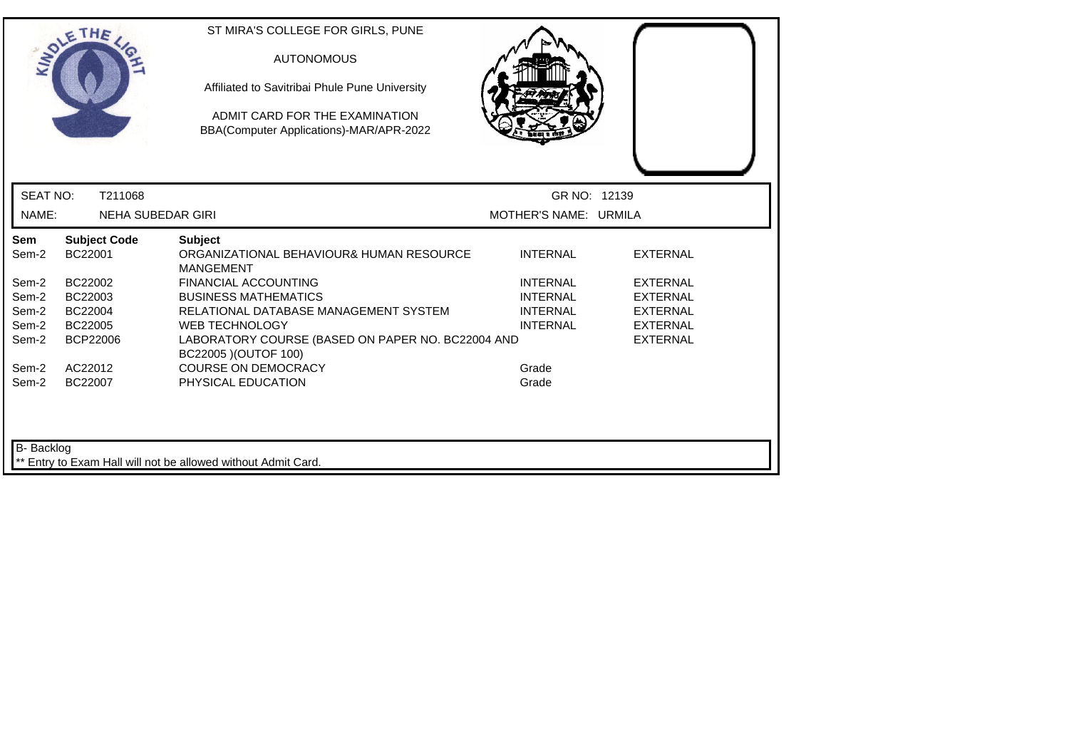ST MIRA'S COLLEGE FOR GIRLS, PUNE

AUTONOMOUS

Affiliated to Savitribai Phule Pune University

ADMIT CARD FOR THE EXAMINATION
BBA(Computer Applications)-MAR/APR-2022

SEAT NO: T211068

GR NO: 12139

NAME: NEHA SUBEDAR GIRI

MOTHER'S NAME: URMILA

| Sem | Subject Code | Subject | | |
|---|---|---|---|---|
| Sem-2 | BC22001 | ORGANIZATIONAL BEHAVIOUR& HUMAN RESOURCE MANGEMENT | INTERNAL | EXTERNAL |
| Sem-2 | BC22002 | FINANCIAL ACCOUNTING | INTERNAL | EXTERNAL |
| Sem-2 | BC22003 | BUSINESS MATHEMATICS | INTERNAL | EXTERNAL |
| Sem-2 | BC22004 | RELATIONAL DATABASE MANAGEMENT SYSTEM | INTERNAL | EXTERNAL |
| Sem-2 | BC22005 | WEB TECHNOLOGY | INTERNAL | EXTERNAL |
| Sem-2 | BCP22006 | LABORATORY COURSE (BASED ON PAPER NO. BC22004 AND BC22005 )(OUTOF 100) | | EXTERNAL |
| Sem-2 | AC22012 | COURSE ON DEMOCRACY | Grade | |
| Sem-2 | BC22007 | PHYSICAL EDUCATION | Grade | |

B- Backlog

** Entry to Exam Hall will not be allowed without Admit Card.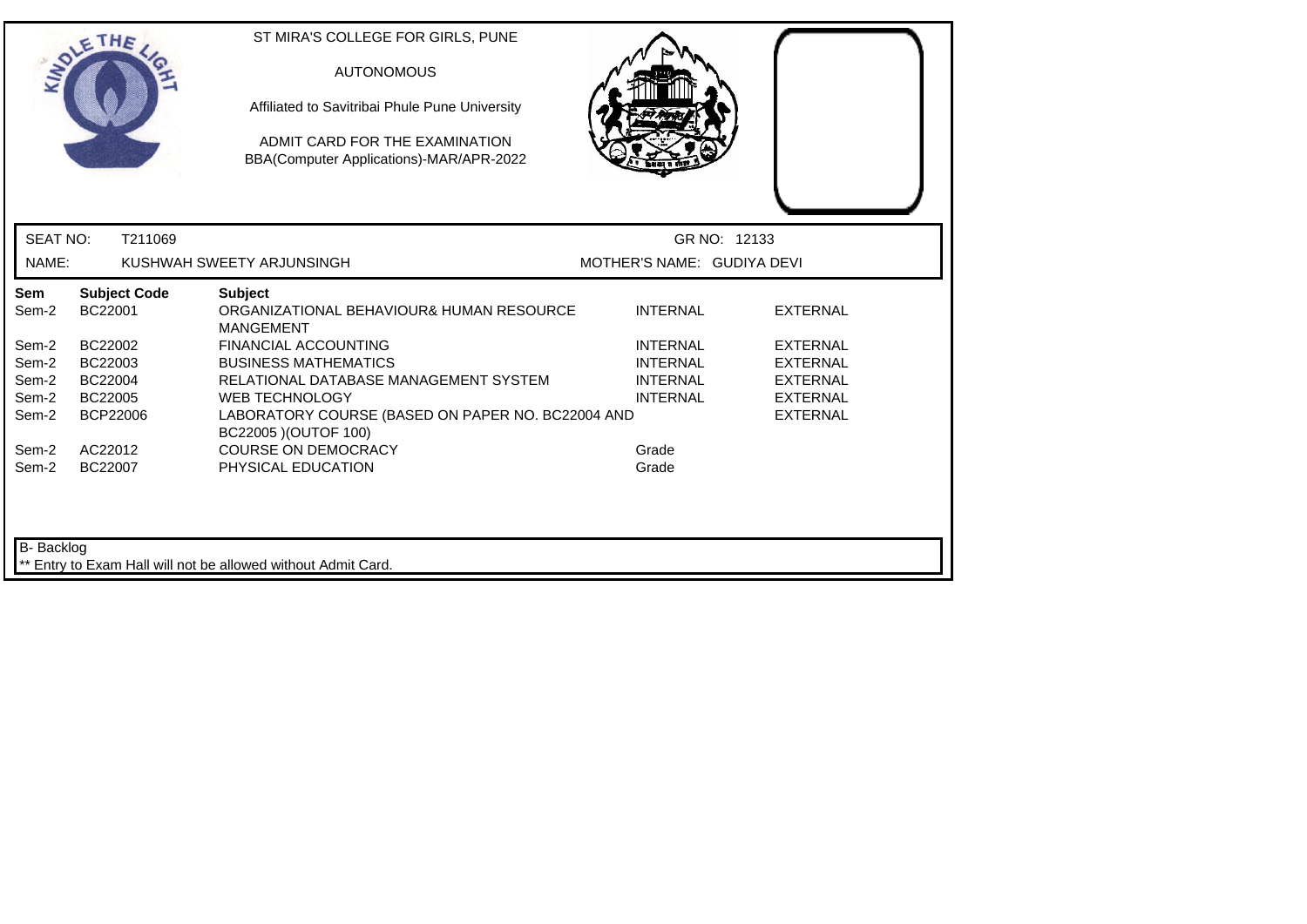ST MIRA'S COLLEGE FOR GIRLS, PUNE

AUTONOMOUS

Affiliated to Savitribai Phule Pune University

ADMIT CARD FOR THE EXAMINATION
BBA(Computer Applications)-MAR/APR-2022

SEAT NO: T211069 GR NO: 12133

NAME: KUSHWAH SWEETY ARJUNSINGH MOTHER'S NAME: GUDIYA DEVI

| Sem | Subject Code | Subject | | |
|---|---|---|---|---|
| Sem-2 | BC22001 | ORGANIZATIONAL BEHAVIOUR& HUMAN RESOURCE MANGEMENT | INTERNAL | EXTERNAL |
| Sem-2 | BC22002 | FINANCIAL ACCOUNTING | INTERNAL | EXTERNAL |
| Sem-2 | BC22003 | BUSINESS MATHEMATICS | INTERNAL | EXTERNAL |
| Sem-2 | BC22004 | RELATIONAL DATABASE MANAGEMENT SYSTEM | INTERNAL | EXTERNAL |
| Sem-2 | BC22005 | WEB TECHNOLOGY | INTERNAL | EXTERNAL |
| Sem-2 | BCP22006 | LABORATORY COURSE (BASED ON PAPER NO. BC22004 AND BC22005 )(OUTOF 100) | | EXTERNAL |
| Sem-2 | AC22012 | COURSE ON DEMOCRACY | Grade | |
| Sem-2 | BC22007 | PHYSICAL EDUCATION | Grade | |

B- Backlog

** Entry to Exam Hall will not be allowed without Admit Card.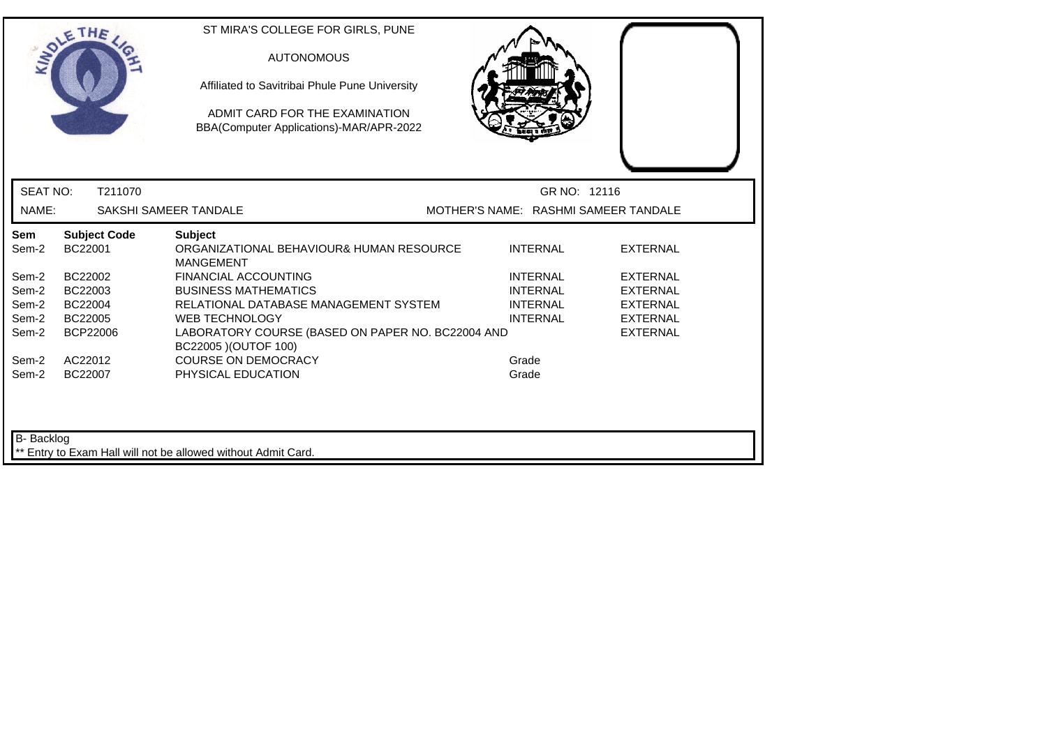ST MIRA'S COLLEGE FOR GIRLS, PUNE

AUTONOMOUS

Affiliated to Savitribai Phule Pune University

ADMIT CARD FOR THE EXAMINATION
BBA(Computer Applications)-MAR/APR-2022

SEAT NO: T211070 GR NO: 12116

NAME: SAKSHI SAMEER TANDALE MOTHER'S NAME: RASHMI SAMEER TANDALE

| Sem | Subject Code | Subject | | |
|---|---|---|---|---|
| Sem-2 | BC22001 | ORGANIZATIONAL BEHAVIOUR& HUMAN RESOURCE MANGEMENT | INTERNAL | EXTERNAL |
| Sem-2 | BC22002 | FINANCIAL ACCOUNTING | INTERNAL | EXTERNAL |
| Sem-2 | BC22003 | BUSINESS MATHEMATICS | INTERNAL | EXTERNAL |
| Sem-2 | BC22004 | RELATIONAL DATABASE MANAGEMENT SYSTEM | INTERNAL | EXTERNAL |
| Sem-2 | BC22005 | WEB TECHNOLOGY | INTERNAL | EXTERNAL |
| Sem-2 | BCP22006 | LABORATORY COURSE (BASED ON PAPER NO. BC22004 AND BC22005 )(OUTOF 100) | | EXTERNAL |
| Sem-2 | AC22012 | COURSE ON DEMOCRACY | Grade | |
| Sem-2 | BC22007 | PHYSICAL EDUCATION | Grade | |

B- Backlog

** Entry to Exam Hall will not be allowed without Admit Card.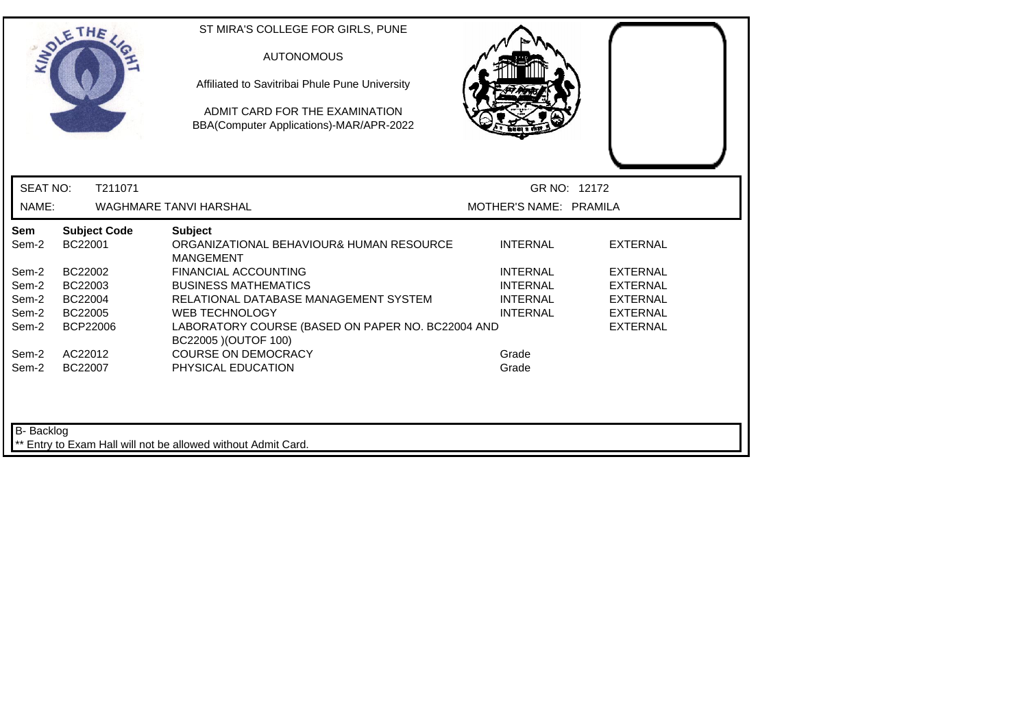ST MIRA'S COLLEGE FOR GIRLS, PUNE

AUTONOMOUS

Affiliated to Savitribai Phule Pune University

ADMIT CARD FOR THE EXAMINATION
BBA(Computer Applications)-MAR/APR-2022

SEAT NO: T211071 GR NO: 12172

NAME: WAGHMARE TANVI HARSHAL MOTHER'S NAME: PRAMILA

| Sem | Subject Code | Subject | | |
|---|---|---|---|---|
| Sem-2 | BC22001 | ORGANIZATIONAL BEHAVIOUR& HUMAN RESOURCE MANGEMENT | INTERNAL | EXTERNAL |
| Sem-2 | BC22002 | FINANCIAL ACCOUNTING | INTERNAL | EXTERNAL |
| Sem-2 | BC22003 | BUSINESS MATHEMATICS | INTERNAL | EXTERNAL |
| Sem-2 | BC22004 | RELATIONAL DATABASE MANAGEMENT SYSTEM | INTERNAL | EXTERNAL |
| Sem-2 | BC22005 | WEB TECHNOLOGY | INTERNAL | EXTERNAL |
| Sem-2 | BCP22006 | LABORATORY COURSE (BASED ON PAPER NO. BC22004 AND BC22005 )(OUTOF 100) | | EXTERNAL |
| Sem-2 | AC22012 | COURSE ON DEMOCRACY | Grade | |
| Sem-2 | BC22007 | PHYSICAL EDUCATION | Grade | |

B- Backlog

** Entry to Exam Hall will not be allowed without Admit Card.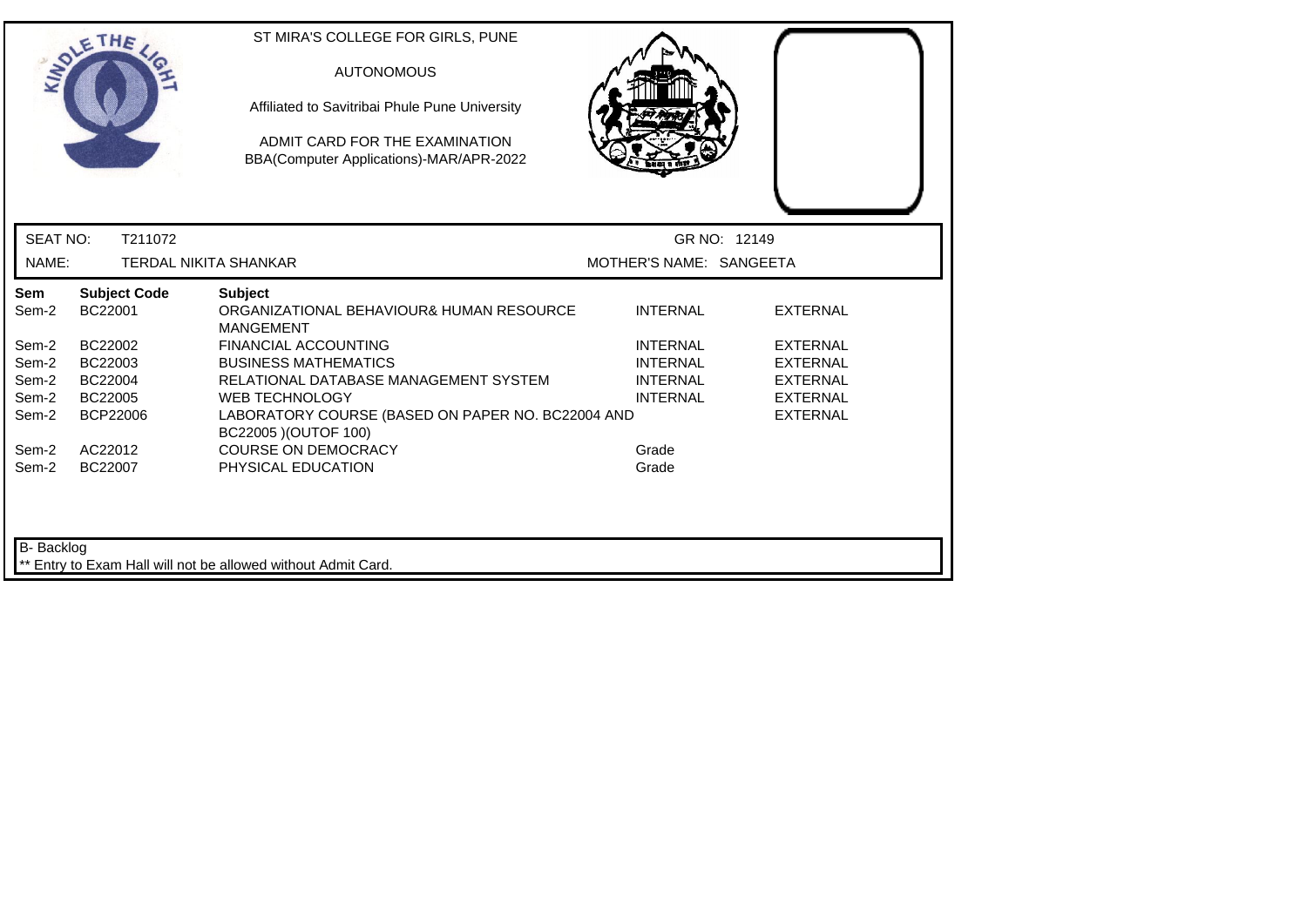ST MIRA'S COLLEGE FOR GIRLS, PUNE

AUTONOMOUS

Affiliated to Savitribai Phule Pune University

ADMIT CARD FOR THE EXAMINATION
BBA(Computer Applications)-MAR/APR-2022

SEAT NO: T211072 GR NO: 12149

NAME: TERDAL NIKITA SHANKAR MOTHER'S NAME: SANGEETA

| Sem | Subject Code | Subject | | |
|---|---|---|---|---|
| Sem-2 | BC22001 | ORGANIZATIONAL BEHAVIOUR& HUMAN RESOURCE MANGEMENT | INTERNAL | EXTERNAL |
| Sem-2 | BC22002 | FINANCIAL ACCOUNTING | INTERNAL | EXTERNAL |
| Sem-2 | BC22003 | BUSINESS MATHEMATICS | INTERNAL | EXTERNAL |
| Sem-2 | BC22004 | RELATIONAL DATABASE MANAGEMENT SYSTEM | INTERNAL | EXTERNAL |
| Sem-2 | BC22005 | WEB TECHNOLOGY | INTERNAL | EXTERNAL |
| Sem-2 | BCP22006 | LABORATORY COURSE (BASED ON PAPER NO. BC22004 AND BC22005 )(OUTOF 100) | | EXTERNAL |
| Sem-2 | AC22012 | COURSE ON DEMOCRACY | Grade | |
| Sem-2 | BC22007 | PHYSICAL EDUCATION | Grade | |

B- Backlog

** Entry to Exam Hall will not be allowed without Admit Card.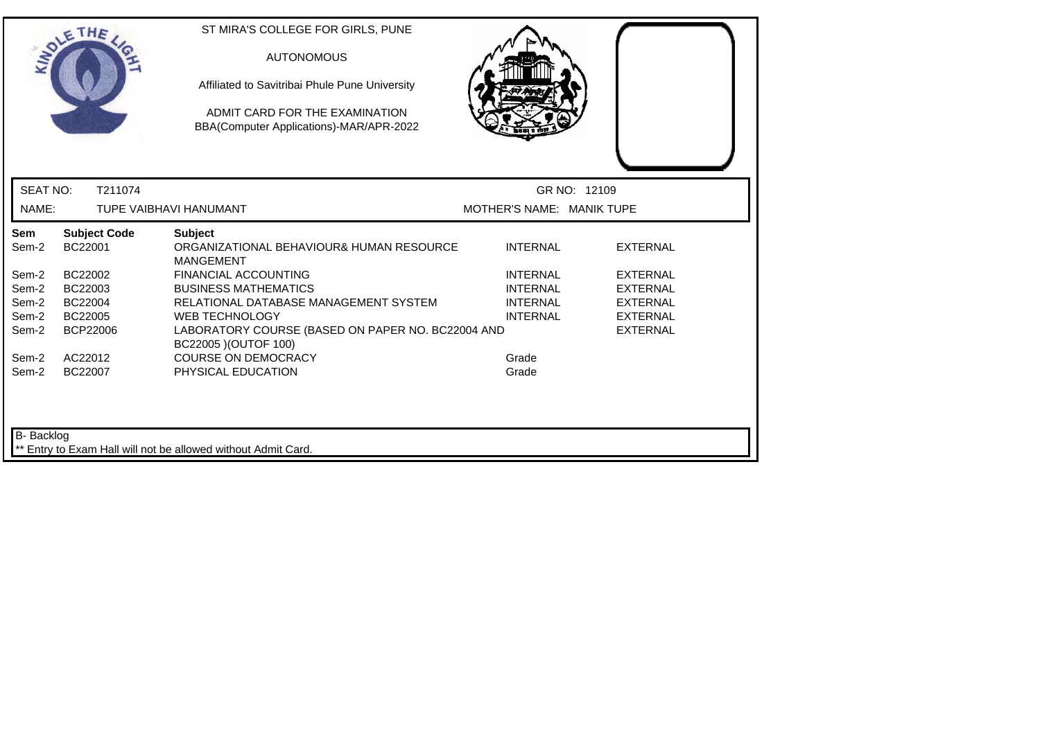ST MIRA'S COLLEGE FOR GIRLS, PUNE

AUTONOMOUS

Affiliated to Savitribai Phule Pune University

ADMIT CARD FOR THE EXAMINATION
BBA(Computer Applications)-MAR/APR-2022

SEAT NO: T211074 | GR NO: 12109

NAME: TUPE VAIBHAVI HANUMANT | MOTHER'S NAME: MANIK TUPE

| Sem | Subject Code | Subject | | |
|---|---|---|---|---|
| Sem-2 | BC22001 | ORGANIZATIONAL BEHAVIOUR& HUMAN RESOURCE MANGEMENT | INTERNAL | EXTERNAL |
| Sem-2 | BC22002 | FINANCIAL ACCOUNTING | INTERNAL | EXTERNAL |
| Sem-2 | BC22003 | BUSINESS MATHEMATICS | INTERNAL | EXTERNAL |
| Sem-2 | BC22004 | RELATIONAL DATABASE MANAGEMENT SYSTEM | INTERNAL | EXTERNAL |
| Sem-2 | BC22005 | WEB TECHNOLOGY | INTERNAL | EXTERNAL |
| Sem-2 | BCP22006 | LABORATORY COURSE (BASED ON PAPER NO. BC22004 AND BC22005 )(OUTOF 100) | | EXTERNAL |
| Sem-2 | AC22012 | COURSE ON DEMOCRACY | Grade | |
| Sem-2 | BC22007 | PHYSICAL EDUCATION | Grade | |

B- Backlog

** Entry to Exam Hall will not be allowed without Admit Card.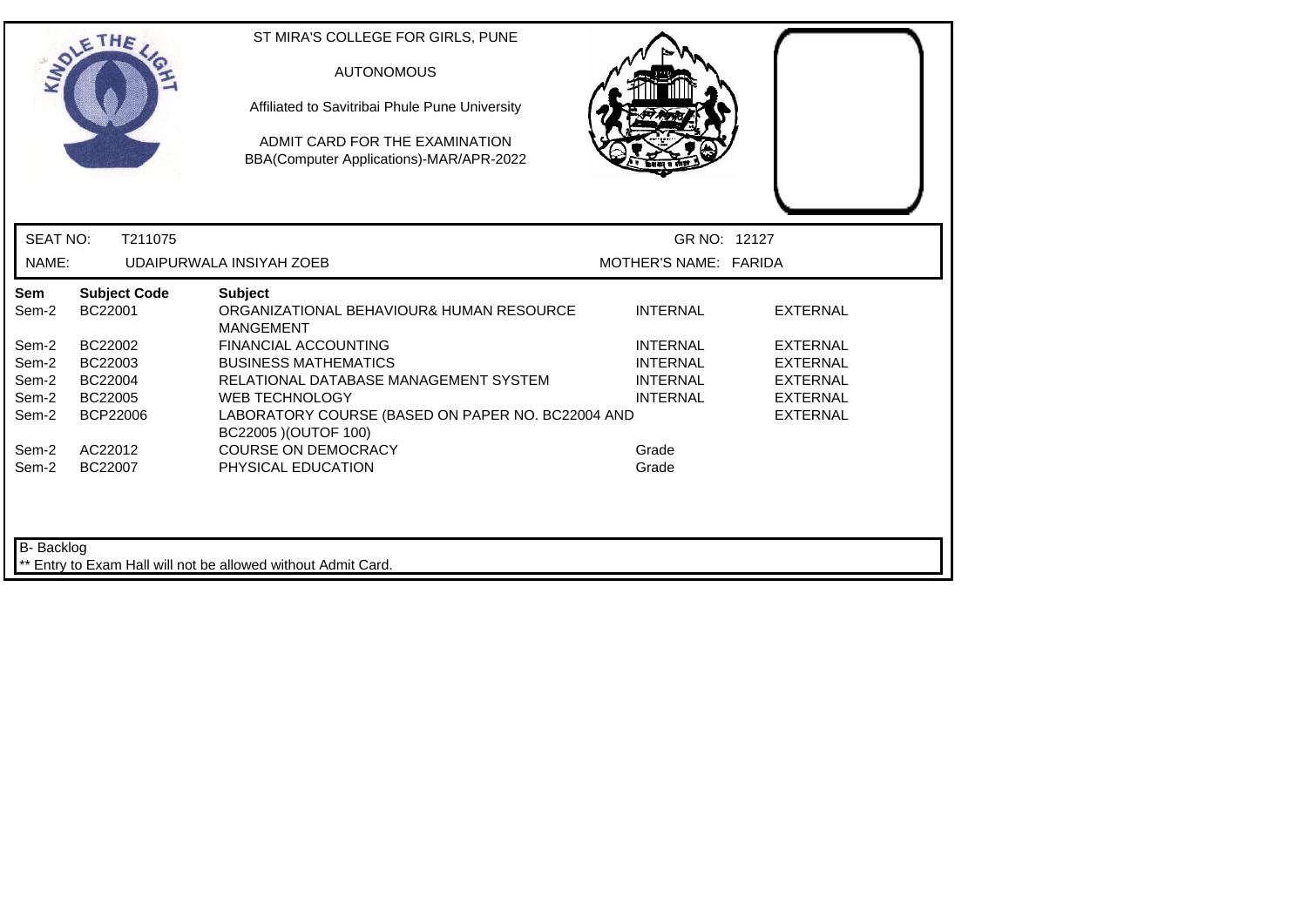ST MIRA'S COLLEGE FOR GIRLS, PUNE

AUTONOMOUS

Affiliated to Savitribai Phule Pune University

ADMIT CARD FOR THE EXAMINATION
BBA(Computer Applications)-MAR/APR-2022

SEAT NO: T211075 GR NO: 12127

NAME: UDAIPURWALA INSIYAH ZOEB MOTHER'S NAME: FARIDA

| Sem | Subject Code | Subject | | |
|---|---|---|---|---|
| Sem-2 | BC22001 | ORGANIZATIONAL BEHAVIOUR& HUMAN RESOURCE MANGEMENT | INTERNAL | EXTERNAL |
| Sem-2 | BC22002 | FINANCIAL ACCOUNTING | INTERNAL | EXTERNAL |
| Sem-2 | BC22003 | BUSINESS MATHEMATICS | INTERNAL | EXTERNAL |
| Sem-2 | BC22004 | RELATIONAL DATABASE MANAGEMENT SYSTEM | INTERNAL | EXTERNAL |
| Sem-2 | BC22005 | WEB TECHNOLOGY | INTERNAL | EXTERNAL |
| Sem-2 | BCP22006 | LABORATORY COURSE (BASED ON PAPER NO. BC22004 AND BC22005 )(OUTOF 100) | | EXTERNAL |
| Sem-2 | AC22012 | COURSE ON DEMOCRACY | Grade | |
| Sem-2 | BC22007 | PHYSICAL EDUCATION | Grade | |

B- Backlog

** Entry to Exam Hall will not be allowed without Admit Card.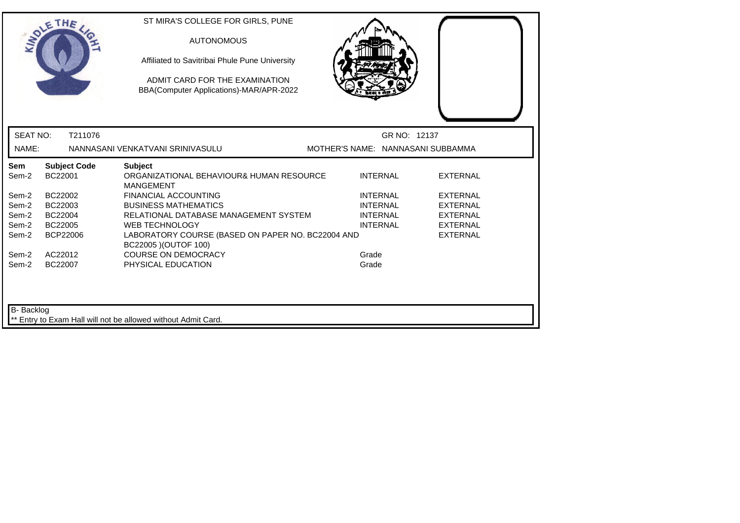ST MIRA'S COLLEGE FOR GIRLS, PUNE

AUTONOMOUS

Affiliated to Savitribai Phule Pune University

ADMIT CARD FOR THE EXAMINATION
BBA(Computer Applications)-MAR/APR-2022

SEAT NO: T211076 GR NO: 12137

NAME: NANNASANI VENKATVANI SRINIVASULU MOTHER'S NAME: NANNASANI SUBBAMMA

| Sem | Subject Code | Subject | | |
|---|---|---|---|---|
| Sem-2 | BC22001 | ORGANIZATIONAL BEHAVIOUR& HUMAN RESOURCE MANGEMENT | INTERNAL | EXTERNAL |
| Sem-2 | BC22002 | FINANCIAL ACCOUNTING | INTERNAL | EXTERNAL |
| Sem-2 | BC22003 | BUSINESS MATHEMATICS | INTERNAL | EXTERNAL |
| Sem-2 | BC22004 | RELATIONAL DATABASE MANAGEMENT SYSTEM | INTERNAL | EXTERNAL |
| Sem-2 | BC22005 | WEB TECHNOLOGY | INTERNAL | EXTERNAL |
| Sem-2 | BCP22006 | LABORATORY COURSE (BASED ON PAPER NO. BC22004 AND BC22005 )(OUTOF 100) | | EXTERNAL |
| Sem-2 | AC22012 | COURSE ON DEMOCRACY | Grade | |
| Sem-2 | BC22007 | PHYSICAL EDUCATION | Grade | |

B- Backlog

** Entry to Exam Hall will not be allowed without Admit Card.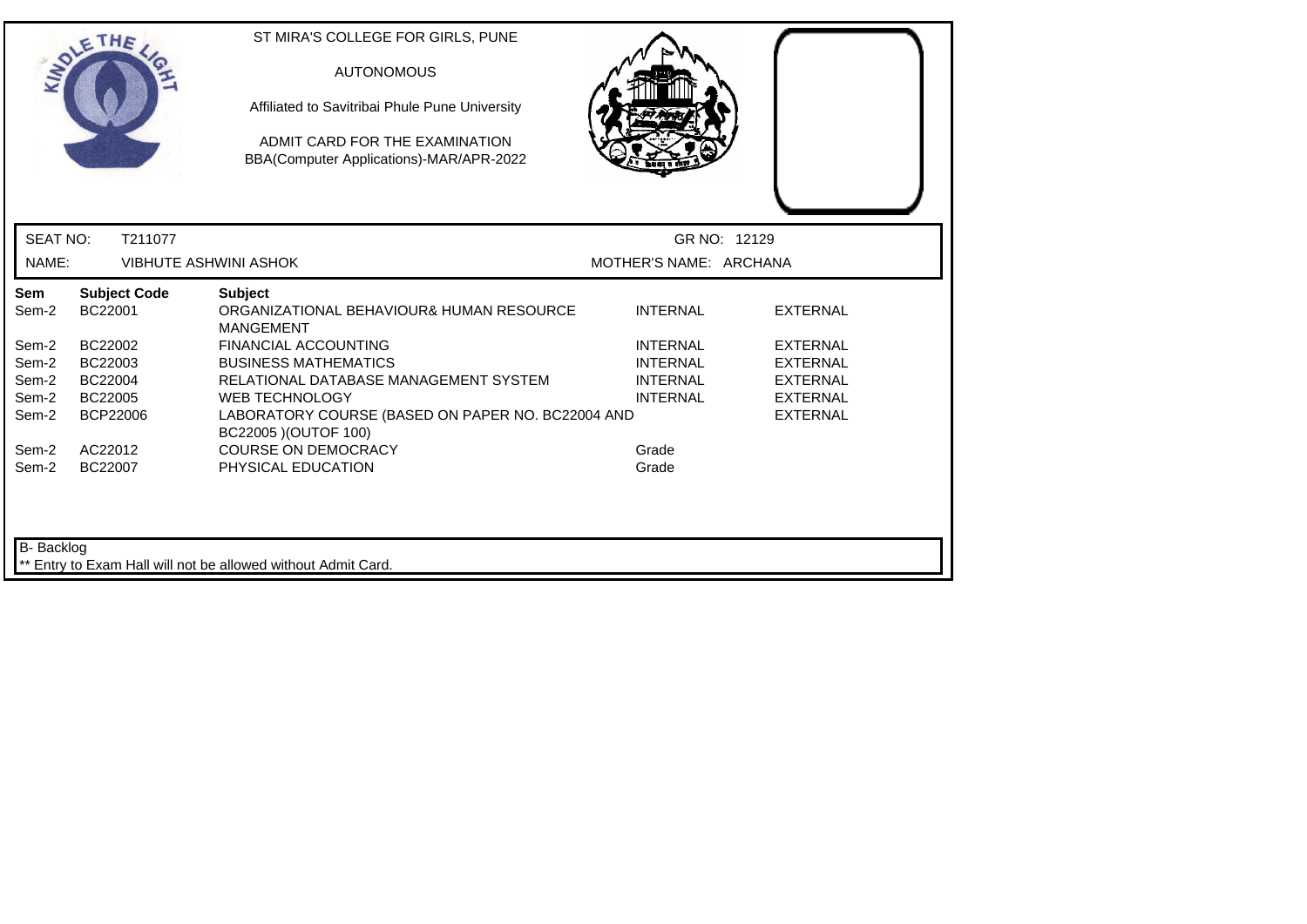ST MIRA'S COLLEGE FOR GIRLS, PUNE

AUTONOMOUS

Affiliated to Savitribai Phule Pune University

ADMIT CARD FOR THE EXAMINATION
BBA(Computer Applications)-MAR/APR-2022

SEAT NO: T211077 GR NO: 12129

NAME: VIBHUTE ASHWINI ASHOK MOTHER'S NAME: ARCHANA

| Sem | Subject Code | Subject | | |
|---|---|---|---|---|
| Sem-2 | BC22001 | ORGANIZATIONAL BEHAVIOUR& HUMAN RESOURCE MANGEMENT | INTERNAL | EXTERNAL |
| Sem-2 | BC22002 | FINANCIAL ACCOUNTING | INTERNAL | EXTERNAL |
| Sem-2 | BC22003 | BUSINESS MATHEMATICS | INTERNAL | EXTERNAL |
| Sem-2 | BC22004 | RELATIONAL DATABASE MANAGEMENT SYSTEM | INTERNAL | EXTERNAL |
| Sem-2 | BC22005 | WEB TECHNOLOGY | INTERNAL | EXTERNAL |
| Sem-2 | BCP22006 | LABORATORY COURSE (BASED ON PAPER NO. BC22004 AND BC22005 )(OUTOF 100) | | EXTERNAL |
| Sem-2 | AC22012 | COURSE ON DEMOCRACY | Grade | |
| Sem-2 | BC22007 | PHYSICAL EDUCATION | Grade | |

B- Backlog

** Entry to Exam Hall will not be allowed without Admit Card.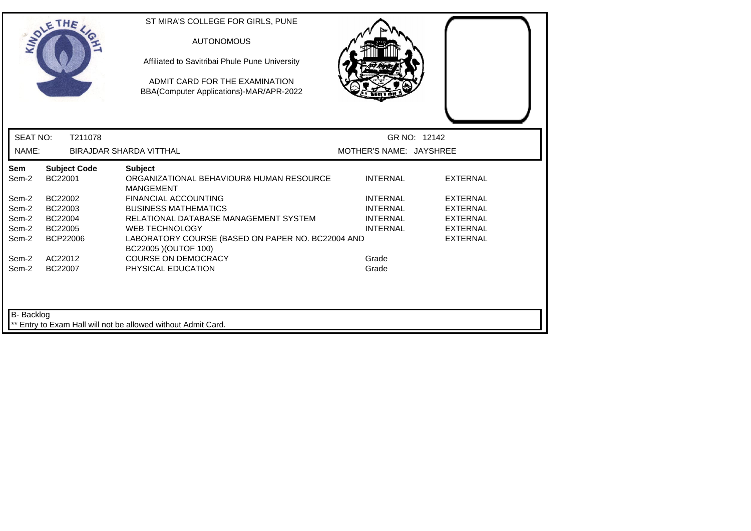ST MIRA'S COLLEGE FOR GIRLS, PUNE

AUTONOMOUS

Affiliated to Savitribai Phule Pune University

ADMIT CARD FOR THE EXAMINATION
BBA(Computer Applications)-MAR/APR-2022

SEAT NO: T211078 GR NO: 12142

NAME: BIRAJDAR SHARDA VITTHAL MOTHER'S NAME: JAYSHREE

| Sem | Subject Code | Subject | | |
|---|---|---|---|---|
| Sem-2 | BC22001 | ORGANIZATIONAL BEHAVIOUR& HUMAN RESOURCE MANGEMENT | INTERNAL | EXTERNAL |
| Sem-2 | BC22002 | FINANCIAL ACCOUNTING | INTERNAL | EXTERNAL |
| Sem-2 | BC22003 | BUSINESS MATHEMATICS | INTERNAL | EXTERNAL |
| Sem-2 | BC22004 | RELATIONAL DATABASE MANAGEMENT SYSTEM | INTERNAL | EXTERNAL |
| Sem-2 | BC22005 | WEB TECHNOLOGY | INTERNAL | EXTERNAL |
| Sem-2 | BCP22006 | LABORATORY COURSE (BASED ON PAPER NO. BC22004 AND BC22005 )(OUTOF 100) | | EXTERNAL |
| Sem-2 | AC22012 | COURSE ON DEMOCRACY | Grade | |
| Sem-2 | BC22007 | PHYSICAL EDUCATION | Grade | |

B- Backlog

** Entry to Exam Hall will not be allowed without Admit Card.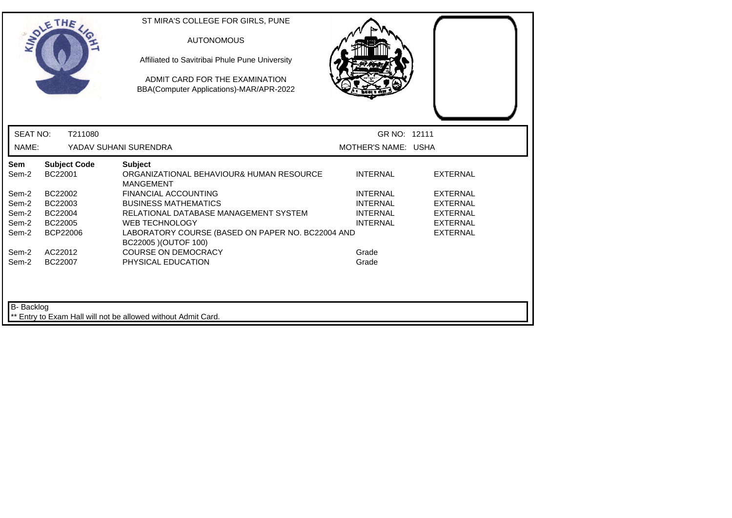ST MIRA'S COLLEGE FOR GIRLS, PUNE

AUTONOMOUS

Affiliated to Savitribai Phule Pune University

ADMIT CARD FOR THE EXAMINATION
BBA(Computer Applications)-MAR/APR-2022

SEAT NO: T211080 GR NO: 12111

NAME: YADAV SUHANI SURENDRA MOTHER'S NAME: USHA

| Sem | Subject Code | Subject | | |
|---|---|---|---|---|
| Sem-2 | BC22001 | ORGANIZATIONAL BEHAVIOUR& HUMAN RESOURCE MANGEMENT | INTERNAL | EXTERNAL |
| Sem-2 | BC22002 | FINANCIAL ACCOUNTING | INTERNAL | EXTERNAL |
| Sem-2 | BC22003 | BUSINESS MATHEMATICS | INTERNAL | EXTERNAL |
| Sem-2 | BC22004 | RELATIONAL DATABASE MANAGEMENT SYSTEM | INTERNAL | EXTERNAL |
| Sem-2 | BC22005 | WEB TECHNOLOGY | INTERNAL | EXTERNAL |
| Sem-2 | BCP22006 | LABORATORY COURSE (BASED ON PAPER NO. BC22004 AND BC22005 )(OUTOF 100) | | EXTERNAL |
| Sem-2 | AC22012 | COURSE ON DEMOCRACY | Grade | |
| Sem-2 | BC22007 | PHYSICAL EDUCATION | Grade | |

B- Backlog

** Entry to Exam Hall will not be allowed without Admit Card.